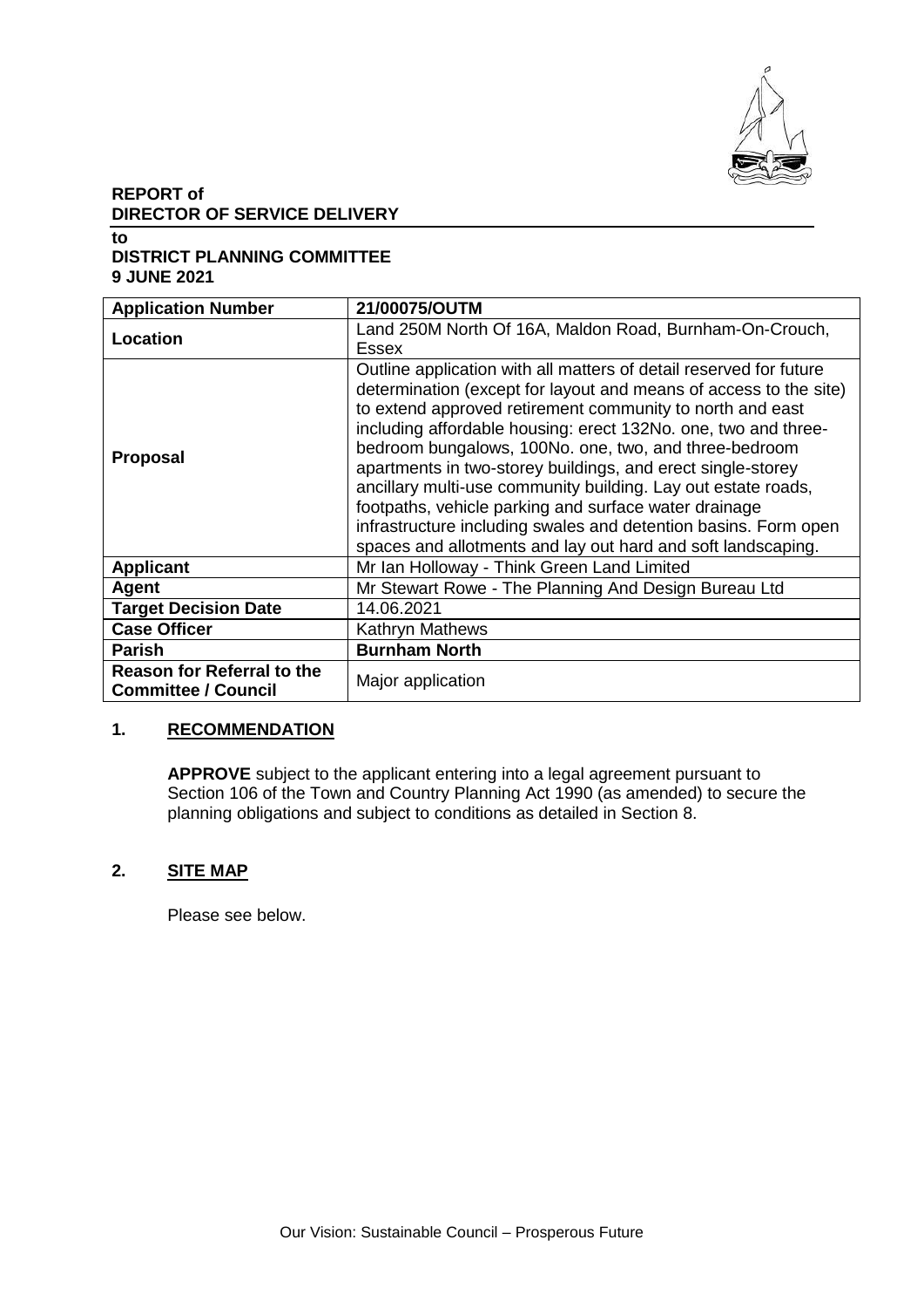**REPORT of**
**DIRECTOR OF SERVICE DELIVERY**

**to**
**DISTRICT PLANNING COMMITTEE**
**9 JUNE 2021**

| **Application Number** | **21/00075/OUTM** |
|---|---|
| **Location** | Land 250M North Of 16A, Maldon Road, Burnham-On-Crouch, Essex |
| **Proposal** | Outline application with all matters of detail reserved for future determination (except for layout and means of access to the site) to extend approved retirement community to north and east including affordable housing: erect 132No. one, two and three-bedroom bungalows, 100No. one, two, and three-bedroom apartments in two-storey buildings, and erect single-storey ancillary multi-use community building. Lay out estate roads, footpaths, vehicle parking and surface water drainage infrastructure including swales and detention basins. Form open spaces and allotments and lay out hard and soft landscaping. |
| **Applicant** | Mr Ian Holloway - Think Green Land Limited |
| **Agent** | Mr Stewart Rowe - The Planning And Design Bureau Ltd |
| **Target Decision Date** | 14.06.2021 |
| **Case Officer** | Kathryn Mathews |
| **Parish** | **Burnham North** |
| **Reason for Referral to the Committee / Council** | Major application |

## 1. RECOMMENDATION

**APPROVE** subject to the applicant entering into a legal agreement pursuant to Section 106 of the Town and Country Planning Act 1990 (as amended) to secure the planning obligations and subject to conditions as detailed in Section 8.

## 2. SITE MAP

Please see below.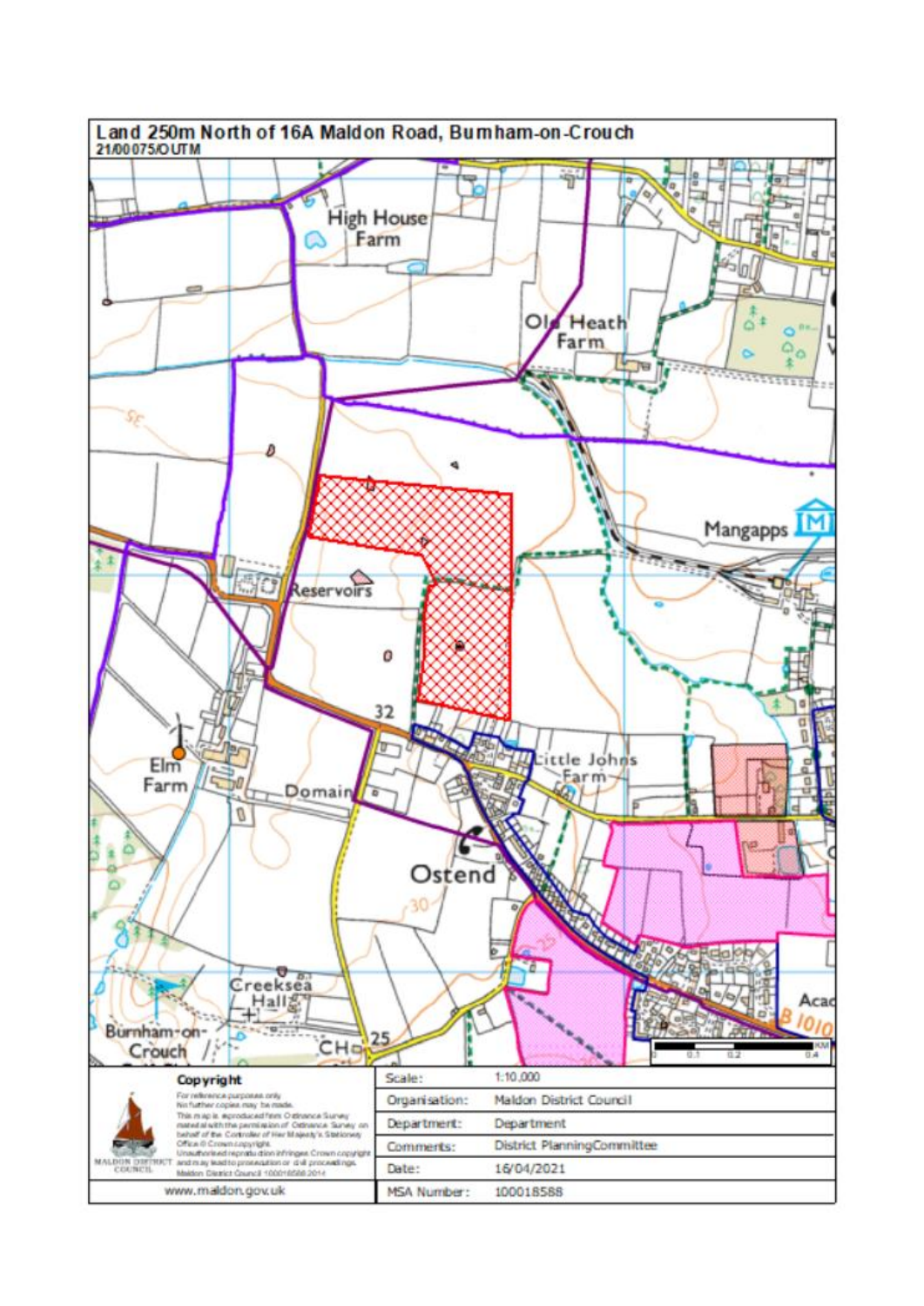# Land 250m North of 16A Maldon Road, Burnham-on-Crouch

21/00075/OUTM

**Copyright**

For reference purposes only.
No further copies may be made.
This map is reproduced from Ordnance Survey material with the permission of Ordnance Survey on behalf of the Controller of Her Majesty's Stationery Office © Crown copyright.
Unauthorised reproduction infringes Crown copyright and may lead to prosecution or civil proceedings.
Maldon District Council 100018588 2014

www.maldon.gov.uk

| | |
|---|---|
| Scale: | 1:10,000 |
| Organisation: | Maldon District Council |
| Department: | Department |
| Comments: | District PlanningCommittee |
| Date: | 16/04/2021 |
| MSA Number: | 100018588 |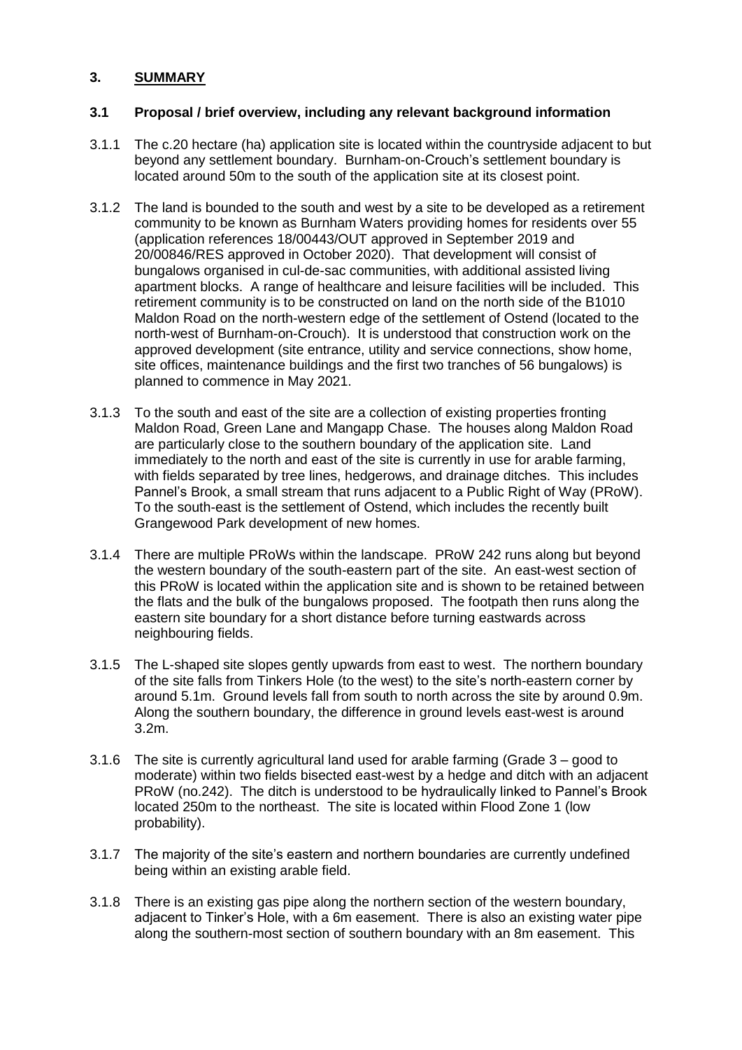## 3. SUMMARY

### 3.1 Proposal / brief overview, including any relevant background information

3.1.1 The c.20 hectare (ha) application site is located within the countryside adjacent to but beyond any settlement boundary. Burnham-on-Crouch's settlement boundary is located around 50m to the south of the application site at its closest point.

3.1.2 The land is bounded to the south and west by a site to be developed as a retirement community to be known as Burnham Waters providing homes for residents over 55 (application references 18/00443/OUT approved in September 2019 and 20/00846/RES approved in October 2020). That development will consist of bungalows organised in cul-de-sac communities, with additional assisted living apartment blocks. A range of healthcare and leisure facilities will be included. This retirement community is to be constructed on land on the north side of the B1010 Maldon Road on the north-western edge of the settlement of Ostend (located to the north-west of Burnham-on-Crouch). It is understood that construction work on the approved development (site entrance, utility and service connections, show home, site offices, maintenance buildings and the first two tranches of 56 bungalows) is planned to commence in May 2021.

3.1.3 To the south and east of the site are a collection of existing properties fronting Maldon Road, Green Lane and Mangapp Chase. The houses along Maldon Road are particularly close to the southern boundary of the application site. Land immediately to the north and east of the site is currently in use for arable farming, with fields separated by tree lines, hedgerows, and drainage ditches. This includes Pannel's Brook, a small stream that runs adjacent to a Public Right of Way (PRoW). To the south-east is the settlement of Ostend, which includes the recently built Grangewood Park development of new homes.

3.1.4 There are multiple PRoWs within the landscape. PRoW 242 runs along but beyond the western boundary of the south-eastern part of the site. An east-west section of this PRoW is located within the application site and is shown to be retained between the flats and the bulk of the bungalows proposed. The footpath then runs along the eastern site boundary for a short distance before turning eastwards across neighbouring fields.

3.1.5 The L-shaped site slopes gently upwards from east to west. The northern boundary of the site falls from Tinkers Hole (to the west) to the site's north-eastern corner by around 5.1m. Ground levels fall from south to north across the site by around 0.9m. Along the southern boundary, the difference in ground levels east-west is around 3.2m.

3.1.6 The site is currently agricultural land used for arable farming (Grade 3 – good to moderate) within two fields bisected east-west by a hedge and ditch with an adjacent PRoW (no.242). The ditch is understood to be hydraulically linked to Pannel's Brook located 250m to the northeast. The site is located within Flood Zone 1 (low probability).

3.1.7 The majority of the site's eastern and northern boundaries are currently undefined being within an existing arable field.

3.1.8 There is an existing gas pipe along the northern section of the western boundary, adjacent to Tinker's Hole, with a 6m easement. There is also an existing water pipe along the southern-most section of southern boundary with an 8m easement. This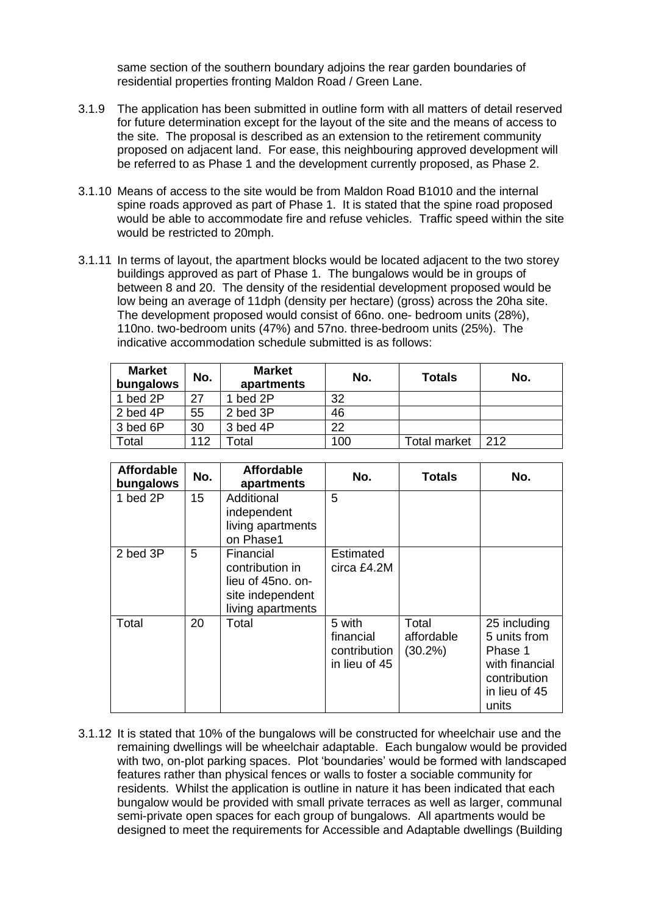same section of the southern boundary adjoins the rear garden boundaries of residential properties fronting Maldon Road / Green Lane.

3.1.9 The application has been submitted in outline form with all matters of detail reserved for future determination except for the layout of the site and the means of access to the site. The proposal is described as an extension to the retirement community proposed on adjacent land. For ease, this neighbouring approved development will be referred to as Phase 1 and the development currently proposed, as Phase 2.

3.1.10 Means of access to the site would be from Maldon Road B1010 and the internal spine roads approved as part of Phase 1. It is stated that the spine road proposed would be able to accommodate fire and refuse vehicles. Traffic speed within the site would be restricted to 20mph.

3.1.11 In terms of layout, the apartment blocks would be located adjacent to the two storey buildings approved as part of Phase 1. The bungalows would be in groups of between 8 and 20. The density of the residential development proposed would be low being an average of 11dph (density per hectare) (gross) across the 20ha site. The development proposed would consist of 66no. one- bedroom units (28%), 110no. two-bedroom units (47%) and 57no. three-bedroom units (25%). The indicative accommodation schedule submitted is as follows:

| Market bungalows | No. | Market apartments | No. | Totals | No. |
|---|---|---|---|---|---|
| 1 bed 2P | 27 | 1 bed 2P | 32 | | |
| 2 bed 4P | 55 | 2 bed 3P | 46 | | |
| 3 bed 6P | 30 | 3 bed 4P | 22 | | |
| Total | 112 | Total | 100 | Total market | 212 |

| Affordable bungalows | No. | Affordable apartments | No. | Totals | No. |
|---|---|---|---|---|---|
| 1 bed 2P | 15 | Additional independent living apartments on Phase1 | 5 | | |
| 2 bed 3P | 5 | Financial contribution in lieu of 45no. on-site independent living apartments | Estimated circa £4.2M | | |
| Total | 20 | Total | 5 with financial contribution in lieu of 45 | Total affordable (30.2%) | 25 including 5 units from Phase 1 with financial contribution in lieu of 45 units |

3.1.12 It is stated that 10% of the bungalows will be constructed for wheelchair use and the remaining dwellings will be wheelchair adaptable. Each bungalow would be provided with two, on-plot parking spaces. Plot 'boundaries' would be formed with landscaped features rather than physical fences or walls to foster a sociable community for residents. Whilst the application is outline in nature it has been indicated that each bungalow would be provided with small private terraces as well as larger, communal semi-private open spaces for each group of bungalows. All apartments would be designed to meet the requirements for Accessible and Adaptable dwellings (Building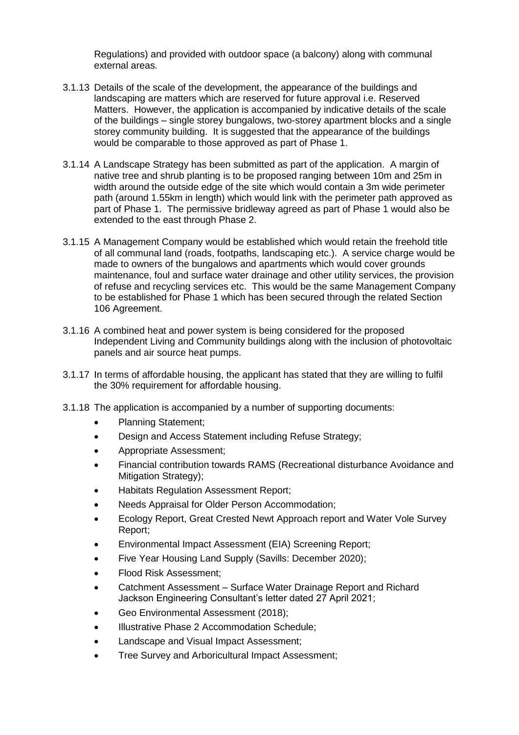Regulations) and provided with outdoor space (a balcony) along with communal external areas.

3.1.13 Details of the scale of the development, the appearance of the buildings and landscaping are matters which are reserved for future approval i.e. Reserved Matters. However, the application is accompanied by indicative details of the scale of the buildings – single storey bungalows, two-storey apartment blocks and a single storey community building. It is suggested that the appearance of the buildings would be comparable to those approved as part of Phase 1.

3.1.14 A Landscape Strategy has been submitted as part of the application. A margin of native tree and shrub planting is to be proposed ranging between 10m and 25m in width around the outside edge of the site which would contain a 3m wide perimeter path (around 1.55km in length) which would link with the perimeter path approved as part of Phase 1. The permissive bridleway agreed as part of Phase 1 would also be extended to the east through Phase 2.

3.1.15 A Management Company would be established which would retain the freehold title of all communal land (roads, footpaths, landscaping etc.). A service charge would be made to owners of the bungalows and apartments which would cover grounds maintenance, foul and surface water drainage and other utility services, the provision of refuse and recycling services etc. This would be the same Management Company to be established for Phase 1 which has been secured through the related Section 106 Agreement.

3.1.16 A combined heat and power system is being considered for the proposed Independent Living and Community buildings along with the inclusion of photovoltaic panels and air source heat pumps.

3.1.17 In terms of affordable housing, the applicant has stated that they are willing to fulfil the 30% requirement for affordable housing.

3.1.18 The application is accompanied by a number of supporting documents:

- Planning Statement;
- Design and Access Statement including Refuse Strategy;
- Appropriate Assessment;
- Financial contribution towards RAMS (Recreational disturbance Avoidance and Mitigation Strategy);
- Habitats Regulation Assessment Report;
- Needs Appraisal for Older Person Accommodation;
- Ecology Report, Great Crested Newt Approach report and Water Vole Survey Report;
- Environmental Impact Assessment (EIA) Screening Report;
- Five Year Housing Land Supply (Savills: December 2020);
- Flood Risk Assessment;
- Catchment Assessment – Surface Water Drainage Report and Richard Jackson Engineering Consultant's letter dated 27 April 2021;
- Geo Environmental Assessment (2018);
- Illustrative Phase 2 Accommodation Schedule;
- Landscape and Visual Impact Assessment;
- Tree Survey and Arboricultural Impact Assessment;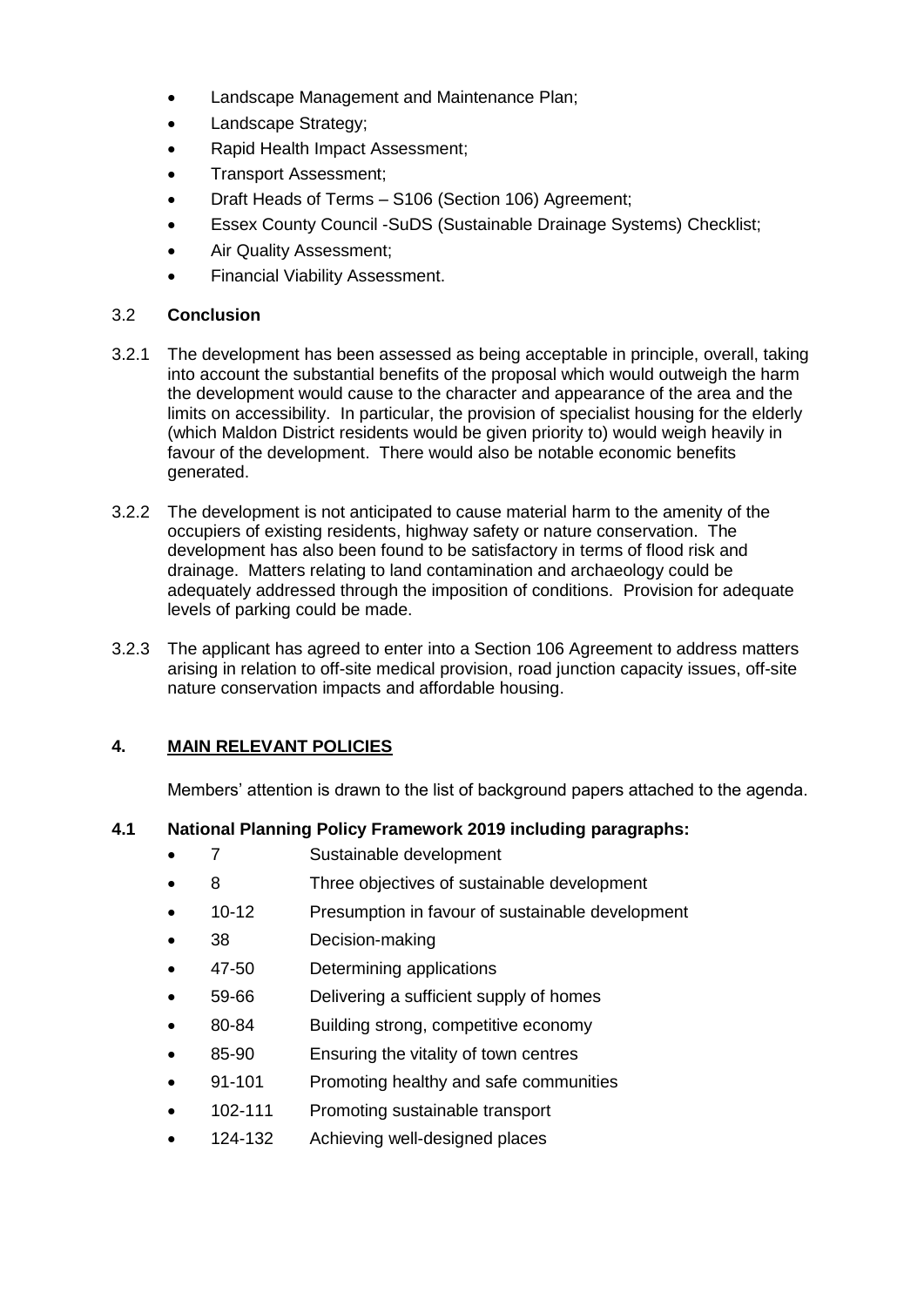- Landscape Management and Maintenance Plan;
- Landscape Strategy;
- Rapid Health Impact Assessment;
- Transport Assessment;
- Draft Heads of Terms – S106 (Section 106) Agreement;
- Essex County Council -SuDS (Sustainable Drainage Systems) Checklist;
- Air Quality Assessment;
- Financial Viability Assessment.

### 3.2 **Conclusion**

3.2.1 The development has been assessed as being acceptable in principle, overall, taking into account the substantial benefits of the proposal which would outweigh the harm the development would cause to the character and appearance of the area and the limits on accessibility. In particular, the provision of specialist housing for the elderly (which Maldon District residents would be given priority to) would weigh heavily in favour of the development. There would also be notable economic benefits generated.

3.2.2 The development is not anticipated to cause material harm to the amenity of the occupiers of existing residents, highway safety or nature conservation. The development has also been found to be satisfactory in terms of flood risk and drainage. Matters relating to land contamination and archaeology could be adequately addressed through the imposition of conditions. Provision for adequate levels of parking could be made.

3.2.3 The applicant has agreed to enter into a Section 106 Agreement to address matters arising in relation to off-site medical provision, road junction capacity issues, off-site nature conservation impacts and affordable housing.

## 4. **MAIN RELEVANT POLICIES**

Members' attention is drawn to the list of background papers attached to the agenda.

### 4.1 **National Planning Policy Framework 2019 including paragraphs:**

- 7 Sustainable development
- 8 Three objectives of sustainable development
- 10-12 Presumption in favour of sustainable development
- 38 Decision-making
- 47-50 Determining applications
- 59-66 Delivering a sufficient supply of homes
- 80-84 Building strong, competitive economy
- 85-90 Ensuring the vitality of town centres
- 91-101 Promoting healthy and safe communities
- 102-111 Promoting sustainable transport
- 124-132 Achieving well-designed places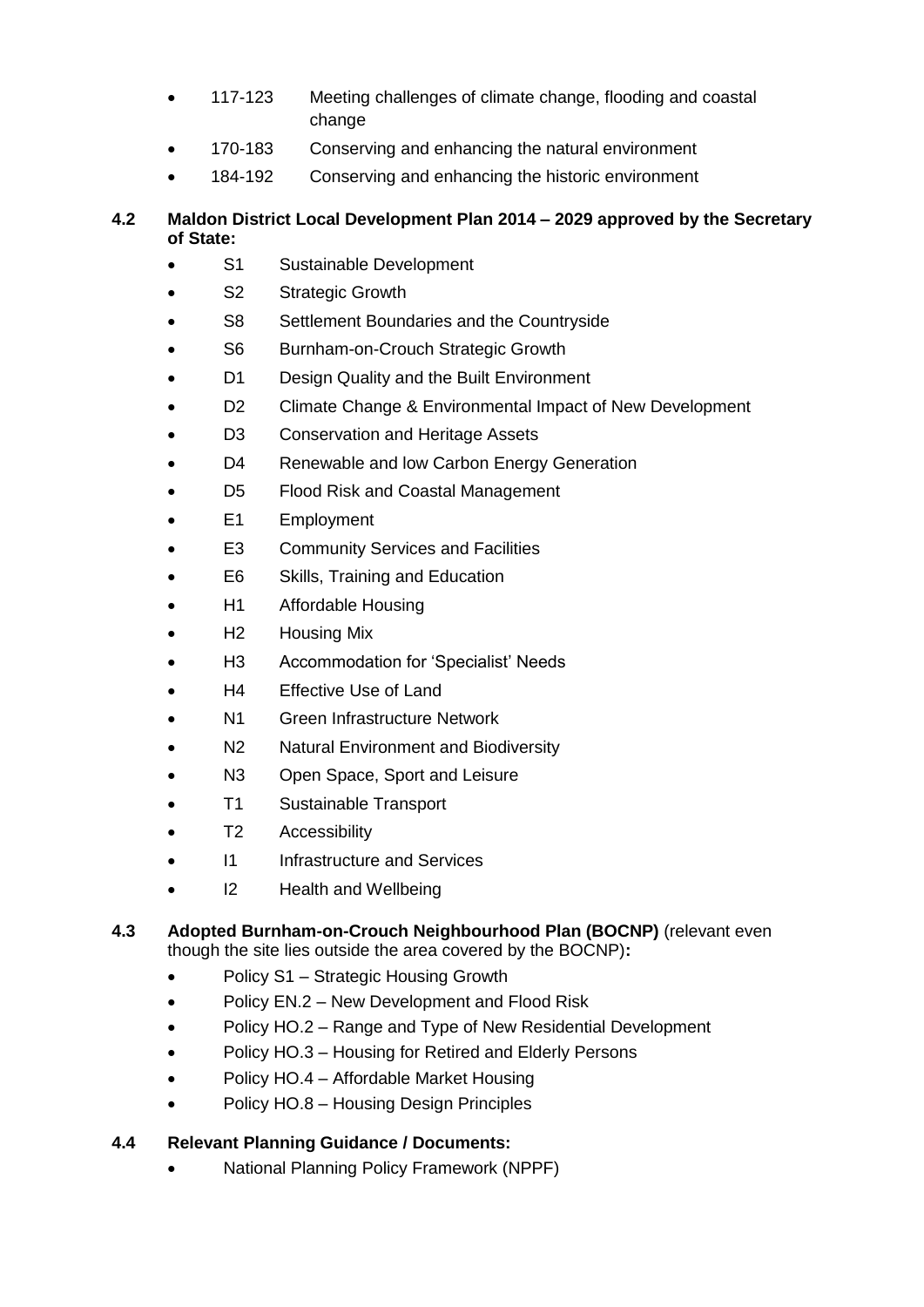- 117-123 Meeting challenges of climate change, flooding and coastal change
- 170-183 Conserving and enhancing the natural environment
- 184-192 Conserving and enhancing the historic environment

**4.2 Maldon District Local Development Plan 2014 – 2029 approved by the Secretary of State:**

- S1 Sustainable Development
- S2 Strategic Growth
- S8 Settlement Boundaries and the Countryside
- S6 Burnham-on-Crouch Strategic Growth
- D1 Design Quality and the Built Environment
- D2 Climate Change & Environmental Impact of New Development
- D3 Conservation and Heritage Assets
- D4 Renewable and low Carbon Energy Generation
- D5 Flood Risk and Coastal Management
- E1 Employment
- E3 Community Services and Facilities
- E6 Skills, Training and Education
- H1 Affordable Housing
- H2 Housing Mix
- H3 Accommodation for 'Specialist' Needs
- H4 Effective Use of Land
- N1 Green Infrastructure Network
- N2 Natural Environment and Biodiversity
- N3 Open Space, Sport and Leisure
- T1 Sustainable Transport
- T2 Accessibility
- I1 Infrastructure and Services
- I2 Health and Wellbeing

**4.3 Adopted Burnham-on-Crouch Neighbourhood Plan (BOCNP)** (relevant even though the site lies outside the area covered by the BOCNP)**:**

- Policy S1 – Strategic Housing Growth
- Policy EN.2 – New Development and Flood Risk
- Policy HO.2 – Range and Type of New Residential Development
- Policy HO.3 – Housing for Retired and Elderly Persons
- Policy HO.4 – Affordable Market Housing
- Policy HO.8 – Housing Design Principles

**4.4 Relevant Planning Guidance / Documents:**

- National Planning Policy Framework (NPPF)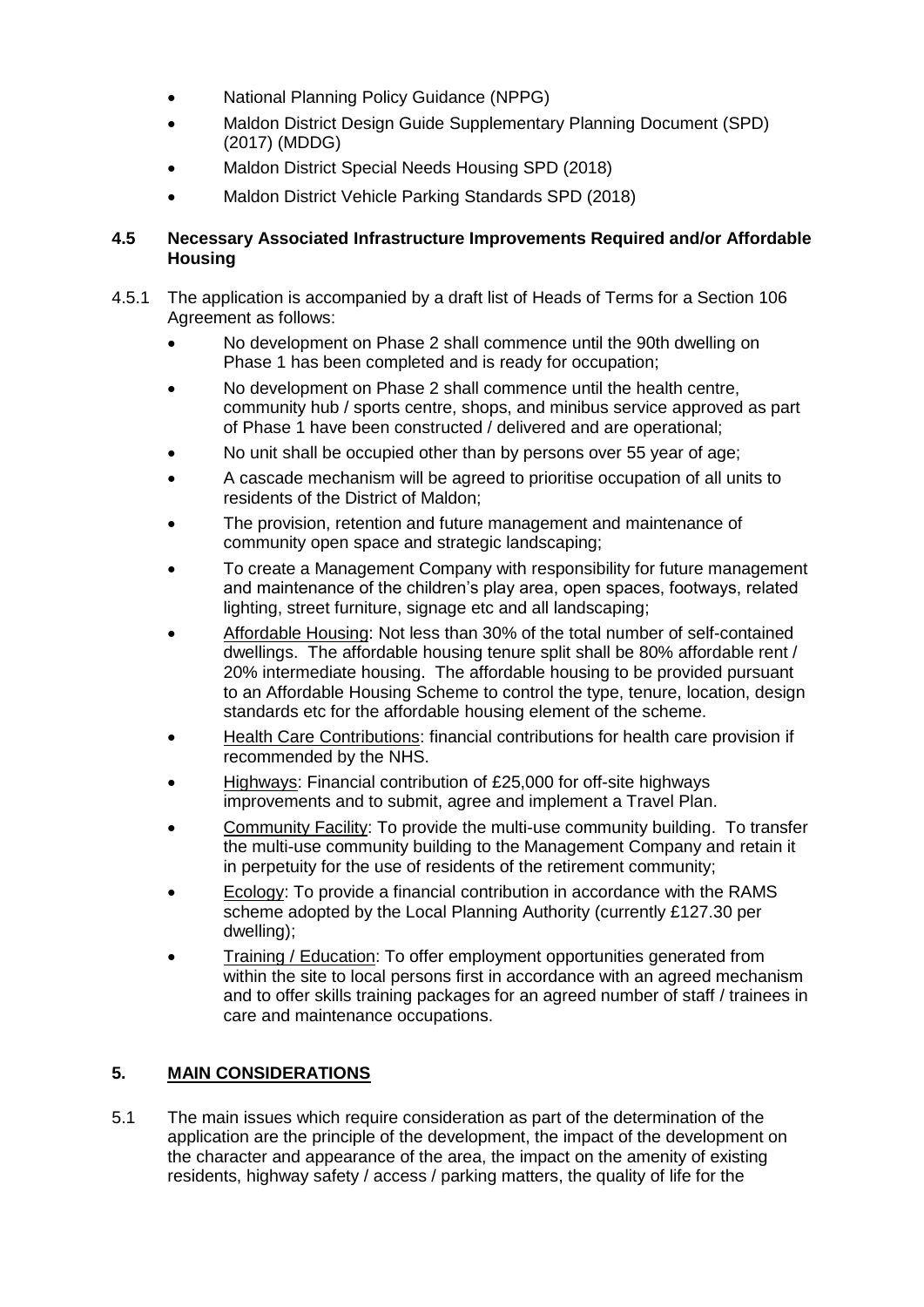- National Planning Policy Guidance (NPPG)
- Maldon District Design Guide Supplementary Planning Document (SPD) (2017) (MDDG)
- Maldon District Special Needs Housing SPD (2018)
- Maldon District Vehicle Parking Standards SPD (2018)

### 4.5 Necessary Associated Infrastructure Improvements Required and/or Affordable Housing

4.5.1 The application is accompanied by a draft list of Heads of Terms for a Section 106 Agreement as follows:

- No development on Phase 2 shall commence until the 90th dwelling on Phase 1 has been completed and is ready for occupation;
- No development on Phase 2 shall commence until the health centre, community hub / sports centre, shops, and minibus service approved as part of Phase 1 have been constructed / delivered and are operational;
- No unit shall be occupied other than by persons over 55 year of age;
- A cascade mechanism will be agreed to prioritise occupation of all units to residents of the District of Maldon;
- The provision, retention and future management and maintenance of community open space and strategic landscaping;
- To create a Management Company with responsibility for future management and maintenance of the children's play area, open spaces, footways, related lighting, street furniture, signage etc and all landscaping;
- Affordable Housing: Not less than 30% of the total number of self-contained dwellings. The affordable housing tenure split shall be 80% affordable rent / 20% intermediate housing. The affordable housing to be provided pursuant to an Affordable Housing Scheme to control the type, tenure, location, design standards etc for the affordable housing element of the scheme.
- Health Care Contributions: financial contributions for health care provision if recommended by the NHS.
- Highways: Financial contribution of £25,000 for off-site highways improvements and to submit, agree and implement a Travel Plan.
- Community Facility: To provide the multi-use community building. To transfer the multi-use community building to the Management Company and retain it in perpetuity for the use of residents of the retirement community;
- Ecology: To provide a financial contribution in accordance with the RAMS scheme adopted by the Local Planning Authority (currently £127.30 per dwelling);
- Training / Education: To offer employment opportunities generated from within the site to local persons first in accordance with an agreed mechanism and to offer skills training packages for an agreed number of staff / trainees in care and maintenance occupations.

## 5. MAIN CONSIDERATIONS

5.1 The main issues which require consideration as part of the determination of the application are the principle of the development, the impact of the development on the character and appearance of the area, the impact on the amenity of existing residents, highway safety / access / parking matters, the quality of life for the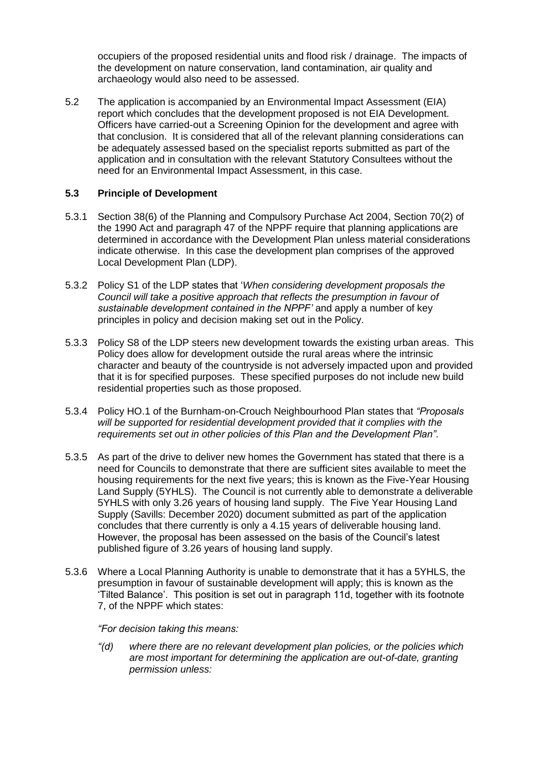occupiers of the proposed residential units and flood risk / drainage. The impacts of the development on nature conservation, land contamination, air quality and archaeology would also need to be assessed.

5.2 The application is accompanied by an Environmental Impact Assessment (EIA) report which concludes that the development proposed is not EIA Development. Officers have carried-out a Screening Opinion for the development and agree with that conclusion. It is considered that all of the relevant planning considerations can be adequately assessed based on the specialist reports submitted as part of the application and in consultation with the relevant Statutory Consultees without the need for an Environmental Impact Assessment, in this case.

### 5.3 Principle of Development

5.3.1 Section 38(6) of the Planning and Compulsory Purchase Act 2004, Section 70(2) of the 1990 Act and paragraph 47 of the NPPF require that planning applications are determined in accordance with the Development Plan unless material considerations indicate otherwise. In this case the development plan comprises of the approved Local Development Plan (LDP).

5.3.2 Policy S1 of the LDP states that '*When considering development proposals the Council will take a positive approach that reflects the presumption in favour of sustainable development contained in the NPPF'* and apply a number of key principles in policy and decision making set out in the Policy.

5.3.3 Policy S8 of the LDP steers new development towards the existing urban areas. This Policy does allow for development outside the rural areas where the intrinsic character and beauty of the countryside is not adversely impacted upon and provided that it is for specified purposes. These specified purposes do not include new build residential properties such as those proposed.

5.3.4 Policy HO.1 of the Burnham-on-Crouch Neighbourhood Plan states that *"Proposals will be supported for residential development provided that it complies with the requirements set out in other policies of this Plan and the Development Plan"*.

5.3.5 As part of the drive to deliver new homes the Government has stated that there is a need for Councils to demonstrate that there are sufficient sites available to meet the housing requirements for the next five years; this is known as the Five-Year Housing Land Supply (5YHLS). The Council is not currently able to demonstrate a deliverable 5YHLS with only 3.26 years of housing land supply. The Five Year Housing Land Supply (Savills: December 2020) document submitted as part of the application concludes that there currently is only a 4.15 years of deliverable housing land. However, the proposal has been assessed on the basis of the Council's latest published figure of 3.26 years of housing land supply.

5.3.6 Where a Local Planning Authority is unable to demonstrate that it has a 5YHLS, the presumption in favour of sustainable development will apply; this is known as the 'Tilted Balance'. This position is set out in paragraph 11d, together with its footnote 7, of the NPPF which states:

*"For decision taking this means:*

*"(d) where there are no relevant development plan policies, or the policies which are most important for determining the application are out-of-date, granting permission unless:*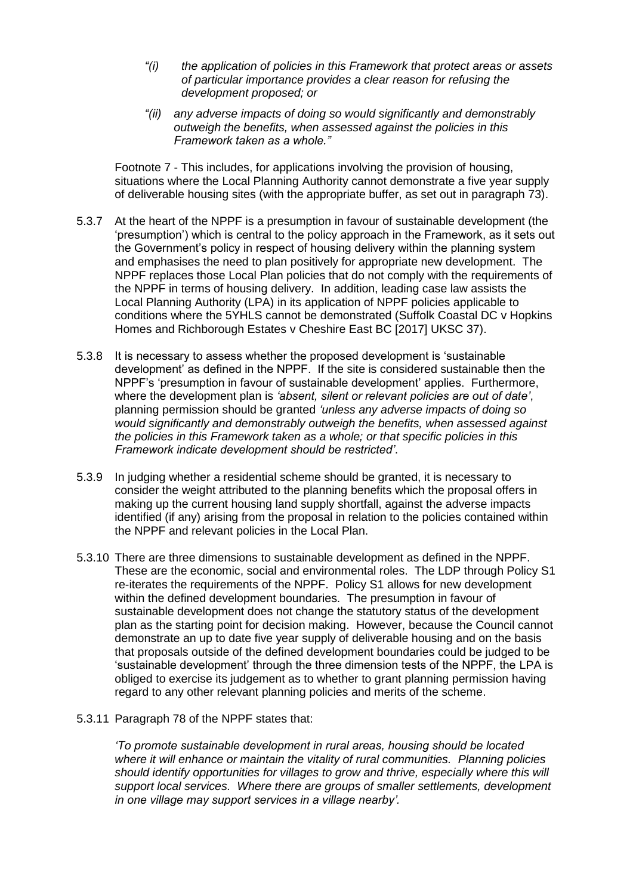*"(i) the application of policies in this Framework that protect areas or assets of particular importance provides a clear reason for refusing the development proposed; or*

*"(ii) any adverse impacts of doing so would significantly and demonstrably outweigh the benefits, when assessed against the policies in this Framework taken as a whole."*

Footnote 7 - This includes, for applications involving the provision of housing, situations where the Local Planning Authority cannot demonstrate a five year supply of deliverable housing sites (with the appropriate buffer, as set out in paragraph 73).

5.3.7 At the heart of the NPPF is a presumption in favour of sustainable development (the 'presumption') which is central to the policy approach in the Framework, as it sets out the Government's policy in respect of housing delivery within the planning system and emphasises the need to plan positively for appropriate new development. The NPPF replaces those Local Plan policies that do not comply with the requirements of the NPPF in terms of housing delivery. In addition, leading case law assists the Local Planning Authority (LPA) in its application of NPPF policies applicable to conditions where the 5YHLS cannot be demonstrated (Suffolk Coastal DC v Hopkins Homes and Richborough Estates v Cheshire East BC [2017] UKSC 37).

5.3.8 It is necessary to assess whether the proposed development is 'sustainable development' as defined in the NPPF. If the site is considered sustainable then the NPPF's 'presumption in favour of sustainable development' applies. Furthermore, where the development plan is *'absent, silent or relevant policies are out of date'*, planning permission should be granted *'unless any adverse impacts of doing so would significantly and demonstrably outweigh the benefits, when assessed against the policies in this Framework taken as a whole; or that specific policies in this Framework indicate development should be restricted'*.

5.3.9 In judging whether a residential scheme should be granted, it is necessary to consider the weight attributed to the planning benefits which the proposal offers in making up the current housing land supply shortfall, against the adverse impacts identified (if any) arising from the proposal in relation to the policies contained within the NPPF and relevant policies in the Local Plan.

5.3.10 There are three dimensions to sustainable development as defined in the NPPF. These are the economic, social and environmental roles. The LDP through Policy S1 re-iterates the requirements of the NPPF. Policy S1 allows for new development within the defined development boundaries. The presumption in favour of sustainable development does not change the statutory status of the development plan as the starting point for decision making. However, because the Council cannot demonstrate an up to date five year supply of deliverable housing and on the basis that proposals outside of the defined development boundaries could be judged to be 'sustainable development' through the three dimension tests of the NPPF, the LPA is obliged to exercise its judgement as to whether to grant planning permission having regard to any other relevant planning policies and merits of the scheme.

5.3.11 Paragraph 78 of the NPPF states that:

*'To promote sustainable development in rural areas, housing should be located where it will enhance or maintain the vitality of rural communities. Planning policies should identify opportunities for villages to grow and thrive, especially where this will support local services. Where there are groups of smaller settlements, development in one village may support services in a village nearby'.*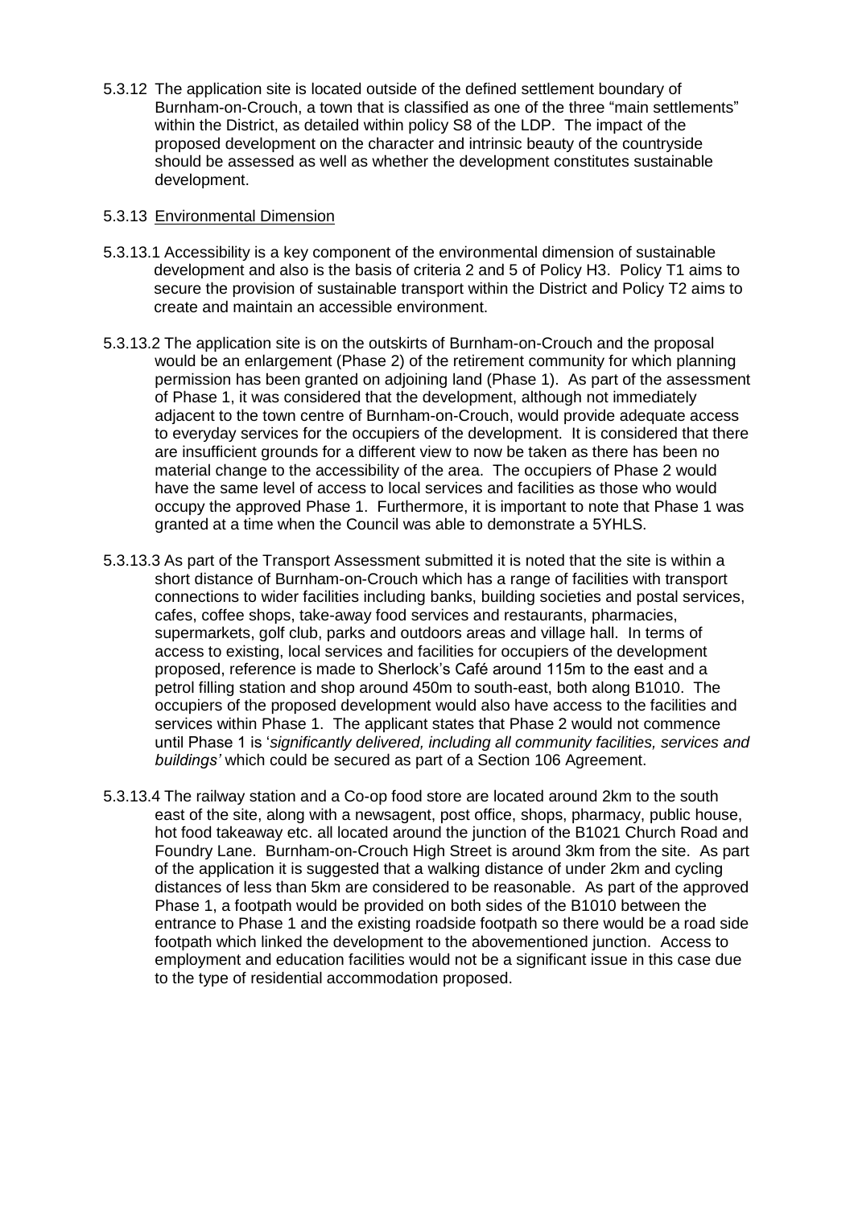5.3.12 The application site is located outside of the defined settlement boundary of Burnham-on-Crouch, a town that is classified as one of the three "main settlements" within the District, as detailed within policy S8 of the LDP. The impact of the proposed development on the character and intrinsic beauty of the countryside should be assessed as well as whether the development constitutes sustainable development.

5.3.13 Environmental Dimension

5.3.13.1 Accessibility is a key component of the environmental dimension of sustainable development and also is the basis of criteria 2 and 5 of Policy H3. Policy T1 aims to secure the provision of sustainable transport within the District and Policy T2 aims to create and maintain an accessible environment.

5.3.13.2 The application site is on the outskirts of Burnham-on-Crouch and the proposal would be an enlargement (Phase 2) of the retirement community for which planning permission has been granted on adjoining land (Phase 1). As part of the assessment of Phase 1, it was considered that the development, although not immediately adjacent to the town centre of Burnham-on-Crouch, would provide adequate access to everyday services for the occupiers of the development. It is considered that there are insufficient grounds for a different view to now be taken as there has been no material change to the accessibility of the area. The occupiers of Phase 2 would have the same level of access to local services and facilities as those who would occupy the approved Phase 1. Furthermore, it is important to note that Phase 1 was granted at a time when the Council was able to demonstrate a 5YHLS.

5.3.13.3 As part of the Transport Assessment submitted it is noted that the site is within a short distance of Burnham-on-Crouch which has a range of facilities with transport connections to wider facilities including banks, building societies and postal services, cafes, coffee shops, take-away food services and restaurants, pharmacies, supermarkets, golf club, parks and outdoors areas and village hall. In terms of access to existing, local services and facilities for occupiers of the development proposed, reference is made to Sherlock's Café around 115m to the east and a petrol filling station and shop around 450m to south-east, both along B1010. The occupiers of the proposed development would also have access to the facilities and services within Phase 1. The applicant states that Phase 2 would not commence until Phase 1 is '*significantly delivered, including all community facilities, services and buildings'* which could be secured as part of a Section 106 Agreement.

5.3.13.4 The railway station and a Co-op food store are located around 2km to the south east of the site, along with a newsagent, post office, shops, pharmacy, public house, hot food takeaway etc. all located around the junction of the B1021 Church Road and Foundry Lane. Burnham-on-Crouch High Street is around 3km from the site. As part of the application it is suggested that a walking distance of under 2km and cycling distances of less than 5km are considered to be reasonable. As part of the approved Phase 1, a footpath would be provided on both sides of the B1010 between the entrance to Phase 1 and the existing roadside footpath so there would be a road side footpath which linked the development to the abovementioned junction. Access to employment and education facilities would not be a significant issue in this case due to the type of residential accommodation proposed.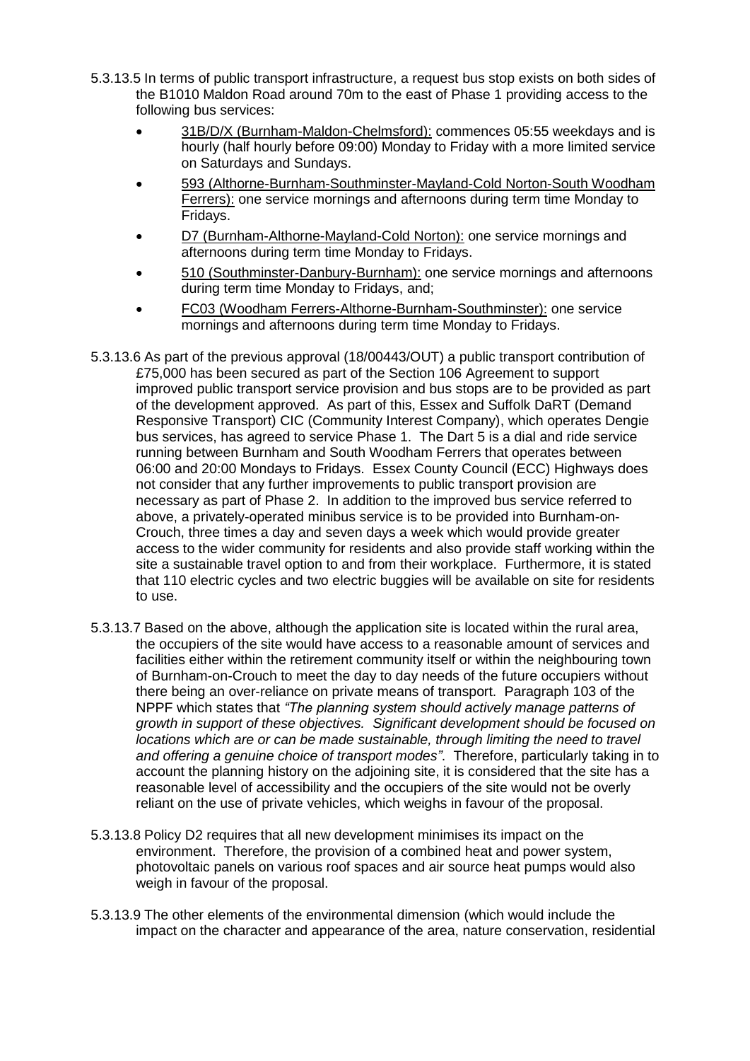5.3.13.5 In terms of public transport infrastructure, a request bus stop exists on both sides of the B1010 Maldon Road around 70m to the east of Phase 1 providing access to the following bus services:

- 31B/D/X (Burnham-Maldon-Chelmsford): commences 05:55 weekdays and is hourly (half hourly before 09:00) Monday to Friday with a more limited service on Saturdays and Sundays.
- 593 (Althorne-Burnham-Southminster-Mayland-Cold Norton-South Woodham Ferrers): one service mornings and afternoons during term time Monday to Fridays.
- D7 (Burnham-Althorne-Mayland-Cold Norton): one service mornings and afternoons during term time Monday to Fridays.
- 510 (Southminster-Danbury-Burnham): one service mornings and afternoons during term time Monday to Fridays, and;
- FC03 (Woodham Ferrers-Althorne-Burnham-Southminster): one service mornings and afternoons during term time Monday to Fridays.

5.3.13.6 As part of the previous approval (18/00443/OUT) a public transport contribution of £75,000 has been secured as part of the Section 106 Agreement to support improved public transport service provision and bus stops are to be provided as part of the development approved. As part of this, Essex and Suffolk DaRT (Demand Responsive Transport) CIC (Community Interest Company), which operates Dengie bus services, has agreed to service Phase 1. The Dart 5 is a dial and ride service running between Burnham and South Woodham Ferrers that operates between 06:00 and 20:00 Mondays to Fridays. Essex County Council (ECC) Highways does not consider that any further improvements to public transport provision are necessary as part of Phase 2. In addition to the improved bus service referred to above, a privately-operated minibus service is to be provided into Burnham-on-Crouch, three times a day and seven days a week which would provide greater access to the wider community for residents and also provide staff working within the site a sustainable travel option to and from their workplace. Furthermore, it is stated that 110 electric cycles and two electric buggies will be available on site for residents to use.

5.3.13.7 Based on the above, although the application site is located within the rural area, the occupiers of the site would have access to a reasonable amount of services and facilities either within the retirement community itself or within the neighbouring town of Burnham-on-Crouch to meet the day to day needs of the future occupiers without there being an over-reliance on private means of transport. Paragraph 103 of the NPPF which states that *"The planning system should actively manage patterns of growth in support of these objectives. Significant development should be focused on locations which are or can be made sustainable, through limiting the need to travel and offering a genuine choice of transport modes"*. Therefore, particularly taking in to account the planning history on the adjoining site, it is considered that the site has a reasonable level of accessibility and the occupiers of the site would not be overly reliant on the use of private vehicles, which weighs in favour of the proposal.

5.3.13.8 Policy D2 requires that all new development minimises its impact on the environment. Therefore, the provision of a combined heat and power system, photovoltaic panels on various roof spaces and air source heat pumps would also weigh in favour of the proposal.

5.3.13.9 The other elements of the environmental dimension (which would include the impact on the character and appearance of the area, nature conservation, residential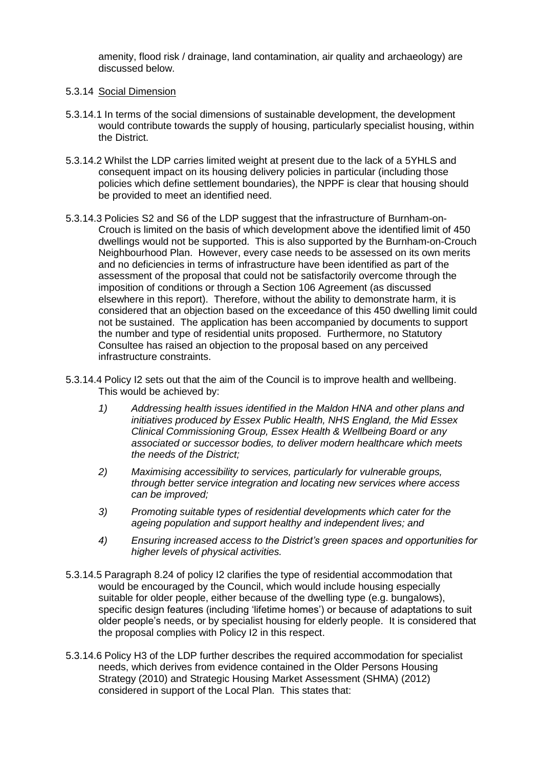amenity, flood risk / drainage, land contamination, air quality and archaeology) are discussed below.

5.3.14 Social Dimension

5.3.14.1 In terms of the social dimensions of sustainable development, the development would contribute towards the supply of housing, particularly specialist housing, within the District.

5.3.14.2 Whilst the LDP carries limited weight at present due to the lack of a 5YHLS and consequent impact on its housing delivery policies in particular (including those policies which define settlement boundaries), the NPPF is clear that housing should be provided to meet an identified need.

5.3.14.3 Policies S2 and S6 of the LDP suggest that the infrastructure of Burnham-on-Crouch is limited on the basis of which development above the identified limit of 450 dwellings would not be supported. This is also supported by the Burnham-on-Crouch Neighbourhood Plan. However, every case needs to be assessed on its own merits and no deficiencies in terms of infrastructure have been identified as part of the assessment of the proposal that could not be satisfactorily overcome through the imposition of conditions or through a Section 106 Agreement (as discussed elsewhere in this report). Therefore, without the ability to demonstrate harm, it is considered that an objection based on the exceedance of this 450 dwelling limit could not be sustained. The application has been accompanied by documents to support the number and type of residential units proposed. Furthermore, no Statutory Consultee has raised an objection to the proposal based on any perceived infrastructure constraints.

5.3.14.4 Policy I2 sets out that the aim of the Council is to improve health and wellbeing. This would be achieved by:

1) *Addressing health issues identified in the Maldon HNA and other plans and initiatives produced by Essex Public Health, NHS England, the Mid Essex Clinical Commissioning Group, Essex Health & Wellbeing Board or any associated or successor bodies, to deliver modern healthcare which meets the needs of the District;*
2) *Maximising accessibility to services, particularly for vulnerable groups, through better service integration and locating new services where access can be improved;*
3) *Promoting suitable types of residential developments which cater for the ageing population and support healthy and independent lives; and*
4) *Ensuring increased access to the District's green spaces and opportunities for higher levels of physical activities.*

5.3.14.5 Paragraph 8.24 of policy I2 clarifies the type of residential accommodation that would be encouraged by the Council, which would include housing especially suitable for older people, either because of the dwelling type (e.g. bungalows), specific design features (including 'lifetime homes') or because of adaptations to suit older people's needs, or by specialist housing for elderly people. It is considered that the proposal complies with Policy I2 in this respect.

5.3.14.6 Policy H3 of the LDP further describes the required accommodation for specialist needs, which derives from evidence contained in the Older Persons Housing Strategy (2010) and Strategic Housing Market Assessment (SHMA) (2012) considered in support of the Local Plan. This states that: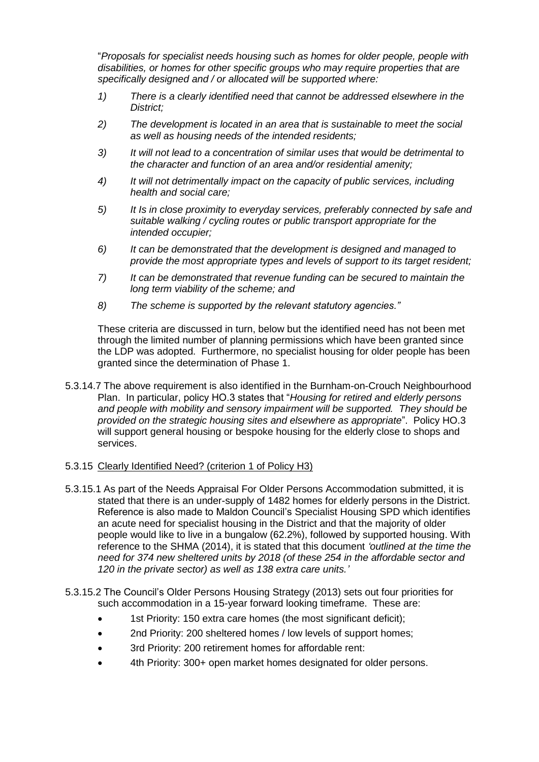"*Proposals for specialist needs housing such as homes for older people, people with disabilities, or homes for other specific groups who may require properties that are specifically designed and / or allocated will be supported where:*

*1) There is a clearly identified need that cannot be addressed elsewhere in the District;*

*2) The development is located in an area that is sustainable to meet the social as well as housing needs of the intended residents;*

*3) It will not lead to a concentration of similar uses that would be detrimental to the character and function of an area and/or residential amenity;*

*4) It will not detrimentally impact on the capacity of public services, including health and social care;*

*5) It Is in close proximity to everyday services, preferably connected by safe and suitable walking / cycling routes or public transport appropriate for the intended occupier;*

*6) It can be demonstrated that the development is designed and managed to provide the most appropriate types and levels of support to its target resident;*

*7) It can be demonstrated that revenue funding can be secured to maintain the long term viability of the scheme; and*

*8) The scheme is supported by the relevant statutory agencies."*

These criteria are discussed in turn, below but the identified need has not been met through the limited number of planning permissions which have been granted since the LDP was adopted. Furthermore, no specialist housing for older people has been granted since the determination of Phase 1.

5.3.14.7 The above requirement is also identified in the Burnham-on-Crouch Neighbourhood Plan. In particular, policy HO.3 states that "*Housing for retired and elderly persons and people with mobility and sensory impairment will be supported. They should be provided on the strategic housing sites and elsewhere as appropriate*". Policy HO.3 will support general housing or bespoke housing for the elderly close to shops and services.

5.3.15 <u>Clearly Identified Need? (criterion 1 of Policy H3)</u>

5.3.15.1 As part of the Needs Appraisal For Older Persons Accommodation submitted, it is stated that there is an under-supply of 1482 homes for elderly persons in the District. Reference is also made to Maldon Council's Specialist Housing SPD which identifies an acute need for specialist housing in the District and that the majority of older people would like to live in a bungalow (62.2%), followed by supported housing. With reference to the SHMA (2014), it is stated that this document *'outlined at the time the need for 374 new sheltered units by 2018 (of these 254 in the affordable sector and 120 in the private sector) as well as 138 extra care units.'*

5.3.15.2 The Council's Older Persons Housing Strategy (2013) sets out four priorities for such accommodation in a 15-year forward looking timeframe. These are:

- 1st Priority: 150 extra care homes (the most significant deficit);
- 2nd Priority: 200 sheltered homes / low levels of support homes;
- 3rd Priority: 200 retirement homes for affordable rent:
- 4th Priority: 300+ open market homes designated for older persons.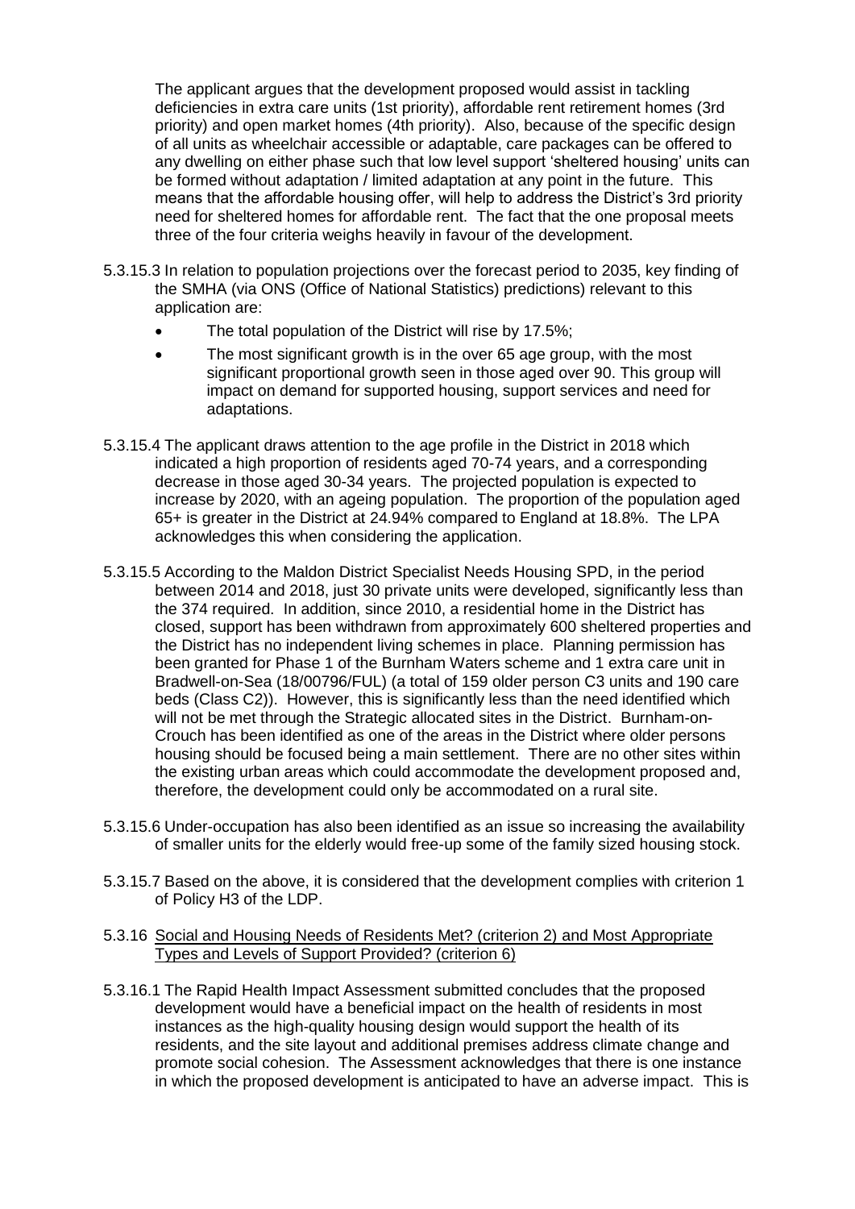The applicant argues that the development proposed would assist in tackling deficiencies in extra care units (1st priority), affordable rent retirement homes (3rd priority) and open market homes (4th priority). Also, because of the specific design of all units as wheelchair accessible or adaptable, care packages can be offered to any dwelling on either phase such that low level support 'sheltered housing' units can be formed without adaptation / limited adaptation at any point in the future. This means that the affordable housing offer, will help to address the District's 3rd priority need for sheltered homes for affordable rent. The fact that the one proposal meets three of the four criteria weighs heavily in favour of the development.

5.3.15.3 In relation to population projections over the forecast period to 2035, key finding of the SMHA (via ONS (Office of National Statistics) predictions) relevant to this application are:

- The total population of the District will rise by 17.5%;
- The most significant growth is in the over 65 age group, with the most significant proportional growth seen in those aged over 90. This group will impact on demand for supported housing, support services and need for adaptations.

5.3.15.4 The applicant draws attention to the age profile in the District in 2018 which indicated a high proportion of residents aged 70-74 years, and a corresponding decrease in those aged 30-34 years. The projected population is expected to increase by 2020, with an ageing population. The proportion of the population aged 65+ is greater in the District at 24.94% compared to England at 18.8%. The LPA acknowledges this when considering the application.

5.3.15.5 According to the Maldon District Specialist Needs Housing SPD, in the period between 2014 and 2018, just 30 private units were developed, significantly less than the 374 required. In addition, since 2010, a residential home in the District has closed, support has been withdrawn from approximately 600 sheltered properties and the District has no independent living schemes in place. Planning permission has been granted for Phase 1 of the Burnham Waters scheme and 1 extra care unit in Bradwell-on-Sea (18/00796/FUL) (a total of 159 older person C3 units and 190 care beds (Class C2)). However, this is significantly less than the need identified which will not be met through the Strategic allocated sites in the District. Burnham-on-Crouch has been identified as one of the areas in the District where older persons housing should be focused being a main settlement. There are no other sites within the existing urban areas which could accommodate the development proposed and, therefore, the development could only be accommodated on a rural site.

5.3.15.6 Under-occupation has also been identified as an issue so increasing the availability of smaller units for the elderly would free-up some of the family sized housing stock.

5.3.15.7 Based on the above, it is considered that the development complies with criterion 1 of Policy H3 of the LDP.

5.3.16 Social and Housing Needs of Residents Met? (criterion 2) and Most Appropriate Types and Levels of Support Provided? (criterion 6)

5.3.16.1 The Rapid Health Impact Assessment submitted concludes that the proposed development would have a beneficial impact on the health of residents in most instances as the high-quality housing design would support the health of its residents, and the site layout and additional premises address climate change and promote social cohesion. The Assessment acknowledges that there is one instance in which the proposed development is anticipated to have an adverse impact. This is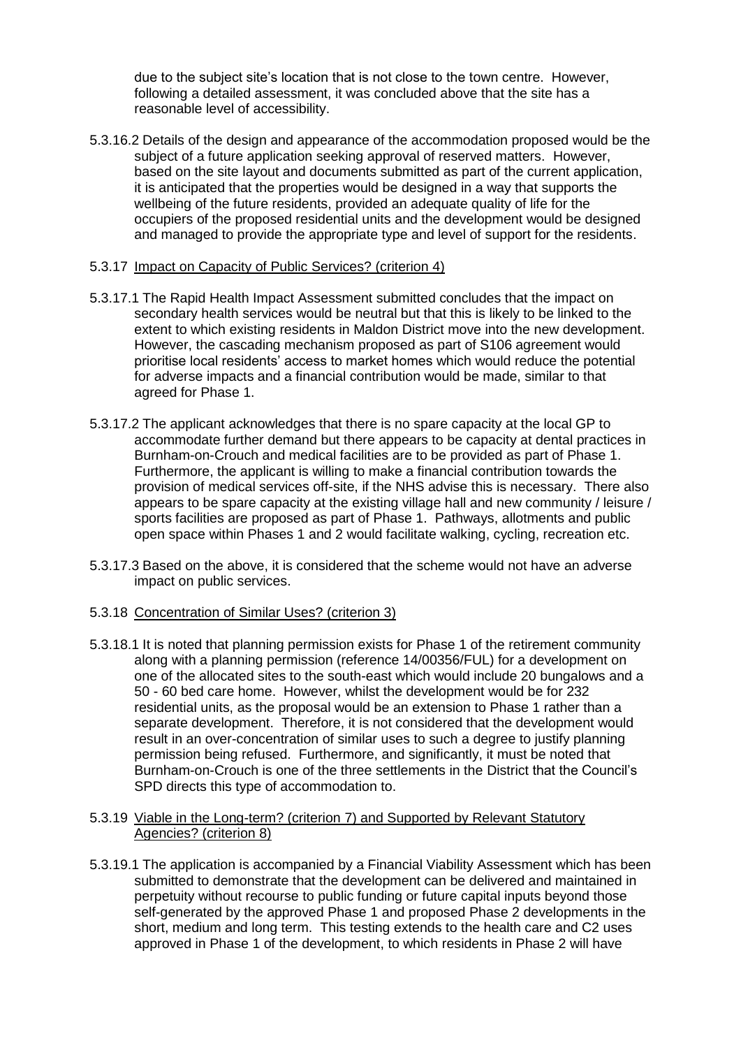due to the subject site's location that is not close to the town centre. However, following a detailed assessment, it was concluded above that the site has a reasonable level of accessibility.

5.3.16.2 Details of the design and appearance of the accommodation proposed would be the subject of a future application seeking approval of reserved matters. However, based on the site layout and documents submitted as part of the current application, it is anticipated that the properties would be designed in a way that supports the wellbeing of the future residents, provided an adequate quality of life for the occupiers of the proposed residential units and the development would be designed and managed to provide the appropriate type and level of support for the residents.

5.3.17 Impact on Capacity of Public Services? (criterion 4)

5.3.17.1 The Rapid Health Impact Assessment submitted concludes that the impact on secondary health services would be neutral but that this is likely to be linked to the extent to which existing residents in Maldon District move into the new development. However, the cascading mechanism proposed as part of S106 agreement would prioritise local residents' access to market homes which would reduce the potential for adverse impacts and a financial contribution would be made, similar to that agreed for Phase 1.

5.3.17.2 The applicant acknowledges that there is no spare capacity at the local GP to accommodate further demand but there appears to be capacity at dental practices in Burnham-on-Crouch and medical facilities are to be provided as part of Phase 1. Furthermore, the applicant is willing to make a financial contribution towards the provision of medical services off-site, if the NHS advise this is necessary. There also appears to be spare capacity at the existing village hall and new community / leisure / sports facilities are proposed as part of Phase 1. Pathways, allotments and public open space within Phases 1 and 2 would facilitate walking, cycling, recreation etc.

5.3.17.3 Based on the above, it is considered that the scheme would not have an adverse impact on public services.

5.3.18 Concentration of Similar Uses? (criterion 3)

5.3.18.1 It is noted that planning permission exists for Phase 1 of the retirement community along with a planning permission (reference 14/00356/FUL) for a development on one of the allocated sites to the south-east which would include 20 bungalows and a 50 - 60 bed care home. However, whilst the development would be for 232 residential units, as the proposal would be an extension to Phase 1 rather than a separate development. Therefore, it is not considered that the development would result in an over-concentration of similar uses to such a degree to justify planning permission being refused. Furthermore, and significantly, it must be noted that Burnham-on-Crouch is one of the three settlements in the District that the Council's SPD directs this type of accommodation to.

5.3.19 Viable in the Long-term? (criterion 7) and Supported by Relevant Statutory Agencies? (criterion 8)

5.3.19.1 The application is accompanied by a Financial Viability Assessment which has been submitted to demonstrate that the development can be delivered and maintained in perpetuity without recourse to public funding or future capital inputs beyond those self-generated by the approved Phase 1 and proposed Phase 2 developments in the short, medium and long term. This testing extends to the health care and C2 uses approved in Phase 1 of the development, to which residents in Phase 2 will have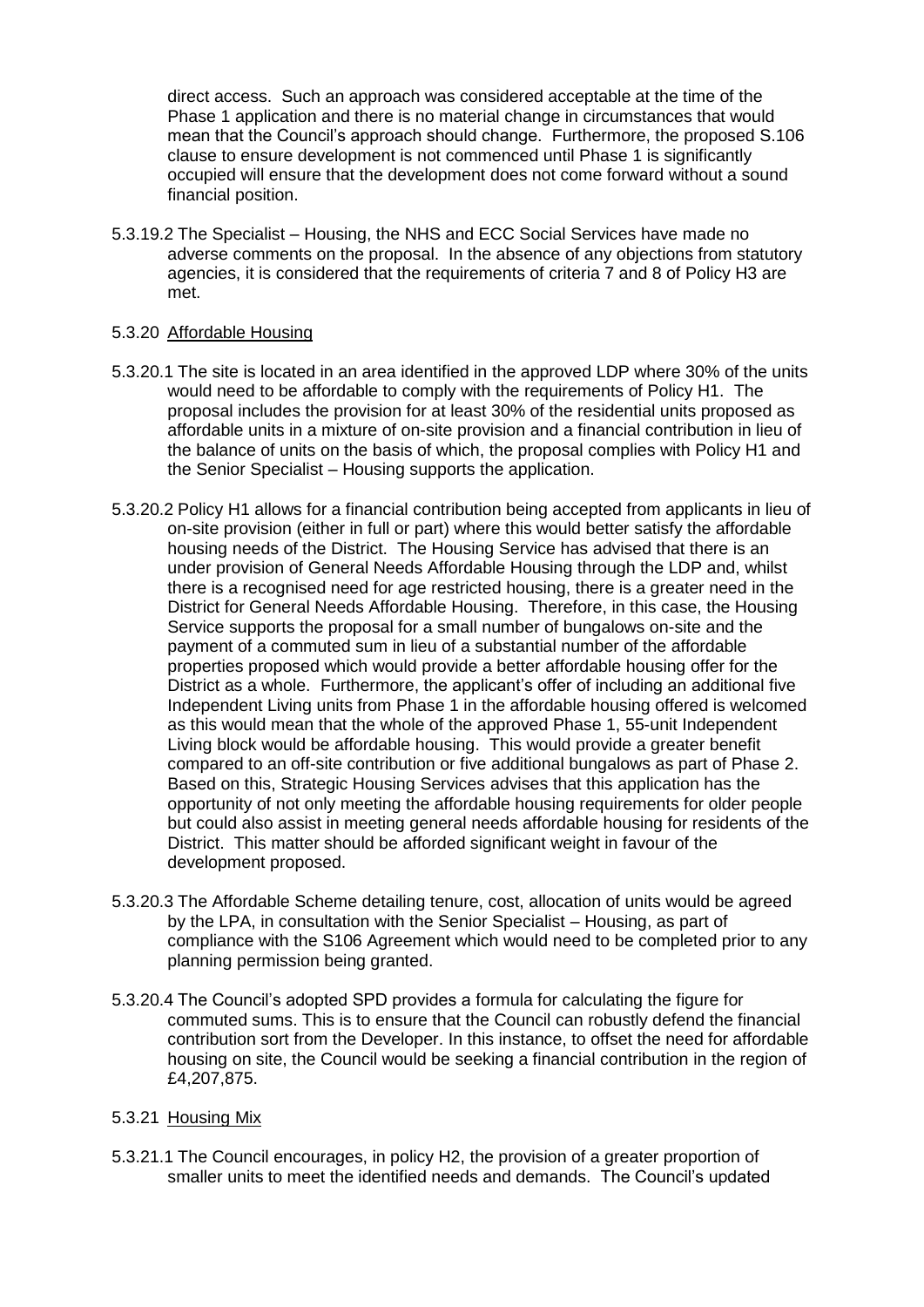direct access. Such an approach was considered acceptable at the time of the Phase 1 application and there is no material change in circumstances that would mean that the Council's approach should change. Furthermore, the proposed S.106 clause to ensure development is not commenced until Phase 1 is significantly occupied will ensure that the development does not come forward without a sound financial position.

5.3.19.2 The Specialist – Housing, the NHS and ECC Social Services have made no adverse comments on the proposal. In the absence of any objections from statutory agencies, it is considered that the requirements of criteria 7 and 8 of Policy H3 are met.

5.3.20 Affordable Housing

5.3.20.1 The site is located in an area identified in the approved LDP where 30% of the units would need to be affordable to comply with the requirements of Policy H1. The proposal includes the provision for at least 30% of the residential units proposed as affordable units in a mixture of on-site provision and a financial contribution in lieu of the balance of units on the basis of which, the proposal complies with Policy H1 and the Senior Specialist – Housing supports the application.

5.3.20.2 Policy H1 allows for a financial contribution being accepted from applicants in lieu of on-site provision (either in full or part) where this would better satisfy the affordable housing needs of the District. The Housing Service has advised that there is an under provision of General Needs Affordable Housing through the LDP and, whilst there is a recognised need for age restricted housing, there is a greater need in the District for General Needs Affordable Housing. Therefore, in this case, the Housing Service supports the proposal for a small number of bungalows on-site and the payment of a commuted sum in lieu of a substantial number of the affordable properties proposed which would provide a better affordable housing offer for the District as a whole. Furthermore, the applicant's offer of including an additional five Independent Living units from Phase 1 in the affordable housing offered is welcomed as this would mean that the whole of the approved Phase 1, 55-unit Independent Living block would be affordable housing. This would provide a greater benefit compared to an off-site contribution or five additional bungalows as part of Phase 2. Based on this, Strategic Housing Services advises that this application has the opportunity of not only meeting the affordable housing requirements for older people but could also assist in meeting general needs affordable housing for residents of the District. This matter should be afforded significant weight in favour of the development proposed.

5.3.20.3 The Affordable Scheme detailing tenure, cost, allocation of units would be agreed by the LPA, in consultation with the Senior Specialist – Housing, as part of compliance with the S106 Agreement which would need to be completed prior to any planning permission being granted.

5.3.20.4 The Council's adopted SPD provides a formula for calculating the figure for commuted sums. This is to ensure that the Council can robustly defend the financial contribution sort from the Developer. In this instance, to offset the need for affordable housing on site, the Council would be seeking a financial contribution in the region of £4,207,875.

5.3.21 Housing Mix

5.3.21.1 The Council encourages, in policy H2, the provision of a greater proportion of smaller units to meet the identified needs and demands. The Council's updated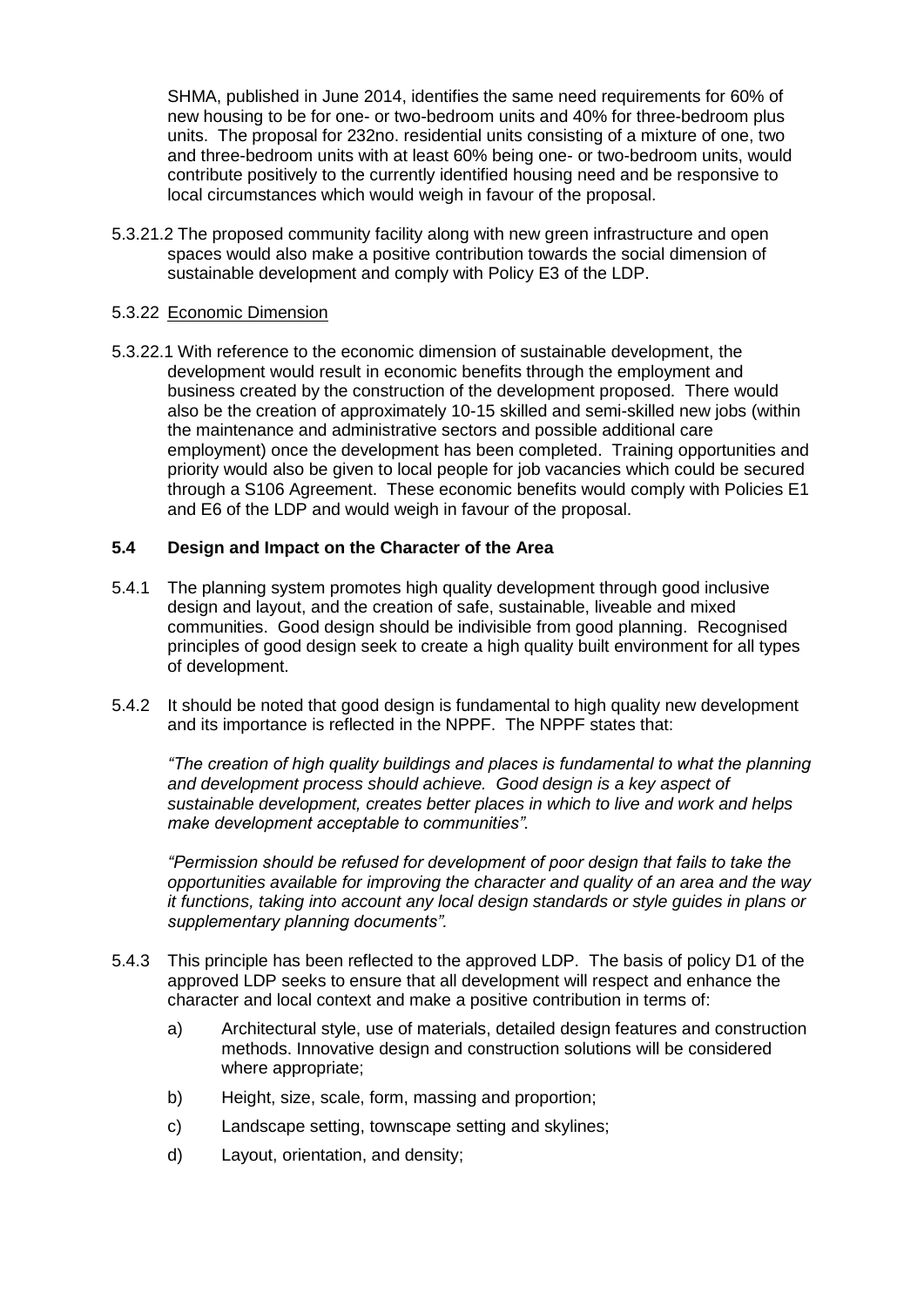SHMA, published in June 2014, identifies the same need requirements for 60% of new housing to be for one- or two-bedroom units and 40% for three-bedroom plus units. The proposal for 232no. residential units consisting of a mixture of one, two and three-bedroom units with at least 60% being one- or two-bedroom units, would contribute positively to the currently identified housing need and be responsive to local circumstances which would weigh in favour of the proposal.

5.3.21.2 The proposed community facility along with new green infrastructure and open spaces would also make a positive contribution towards the social dimension of sustainable development and comply with Policy E3 of the LDP.

5.3.22 Economic Dimension

5.3.22.1 With reference to the economic dimension of sustainable development, the development would result in economic benefits through the employment and business created by the construction of the development proposed. There would also be the creation of approximately 10-15 skilled and semi-skilled new jobs (within the maintenance and administrative sectors and possible additional care employment) once the development has been completed. Training opportunities and priority would also be given to local people for job vacancies which could be secured through a S106 Agreement. These economic benefits would comply with Policies E1 and E6 of the LDP and would weigh in favour of the proposal.

## 5.4 Design and Impact on the Character of the Area

5.4.1 The planning system promotes high quality development through good inclusive design and layout, and the creation of safe, sustainable, liveable and mixed communities. Good design should be indivisible from good planning. Recognised principles of good design seek to create a high quality built environment for all types of development.

5.4.2 It should be noted that good design is fundamental to high quality new development and its importance is reflected in the NPPF. The NPPF states that:

*"The creation of high quality buildings and places is fundamental to what the planning and development process should achieve. Good design is a key aspect of sustainable development, creates better places in which to live and work and helps make development acceptable to communities".*

*"Permission should be refused for development of poor design that fails to take the opportunities available for improving the character and quality of an area and the way it functions, taking into account any local design standards or style guides in plans or supplementary planning documents".*

5.4.3 This principle has been reflected to the approved LDP. The basis of policy D1 of the approved LDP seeks to ensure that all development will respect and enhance the character and local context and make a positive contribution in terms of:

a) Architectural style, use of materials, detailed design features and construction methods. Innovative design and construction solutions will be considered where appropriate;

b) Height, size, scale, form, massing and proportion;

c) Landscape setting, townscape setting and skylines;

d) Layout, orientation, and density;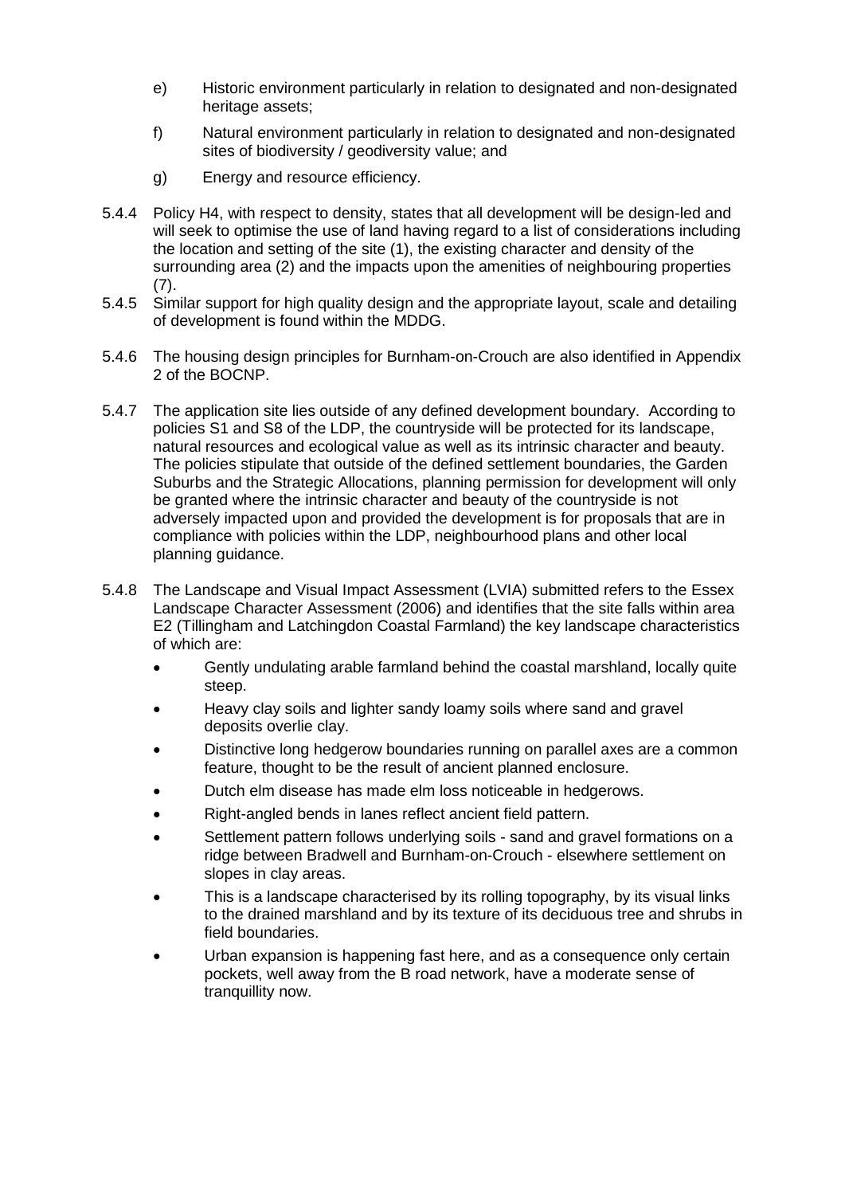e) Historic environment particularly in relation to designated and non-designated heritage assets;

f) Natural environment particularly in relation to designated and non-designated sites of biodiversity / geodiversity value; and

g) Energy and resource efficiency.

5.4.4 Policy H4, with respect to density, states that all development will be design-led and will seek to optimise the use of land having regard to a list of considerations including the location and setting of the site (1), the existing character and density of the surrounding area (2) and the impacts upon the amenities of neighbouring properties (7).

5.4.5 Similar support for high quality design and the appropriate layout, scale and detailing of development is found within the MDDG.

5.4.6 The housing design principles for Burnham-on-Crouch are also identified in Appendix 2 of the BOCNP.

5.4.7 The application site lies outside of any defined development boundary. According to policies S1 and S8 of the LDP, the countryside will be protected for its landscape, natural resources and ecological value as well as its intrinsic character and beauty. The policies stipulate that outside of the defined settlement boundaries, the Garden Suburbs and the Strategic Allocations, planning permission for development will only be granted where the intrinsic character and beauty of the countryside is not adversely impacted upon and provided the development is for proposals that are in compliance with policies within the LDP, neighbourhood plans and other local planning guidance.

5.4.8 The Landscape and Visual Impact Assessment (LVIA) submitted refers to the Essex Landscape Character Assessment (2006) and identifies that the site falls within area E2 (Tillingham and Latchingdon Coastal Farmland) the key landscape characteristics of which are:

- Gently undulating arable farmland behind the coastal marshland, locally quite steep.
- Heavy clay soils and lighter sandy loamy soils where sand and gravel deposits overlie clay.
- Distinctive long hedgerow boundaries running on parallel axes are a common feature, thought to be the result of ancient planned enclosure.
- Dutch elm disease has made elm loss noticeable in hedgerows.
- Right-angled bends in lanes reflect ancient field pattern.
- Settlement pattern follows underlying soils - sand and gravel formations on a ridge between Bradwell and Burnham-on-Crouch - elsewhere settlement on slopes in clay areas.
- This is a landscape characterised by its rolling topography, by its visual links to the drained marshland and by its texture of its deciduous tree and shrubs in field boundaries.
- Urban expansion is happening fast here, and as a consequence only certain pockets, well away from the B road network, have a moderate sense of tranquillity now.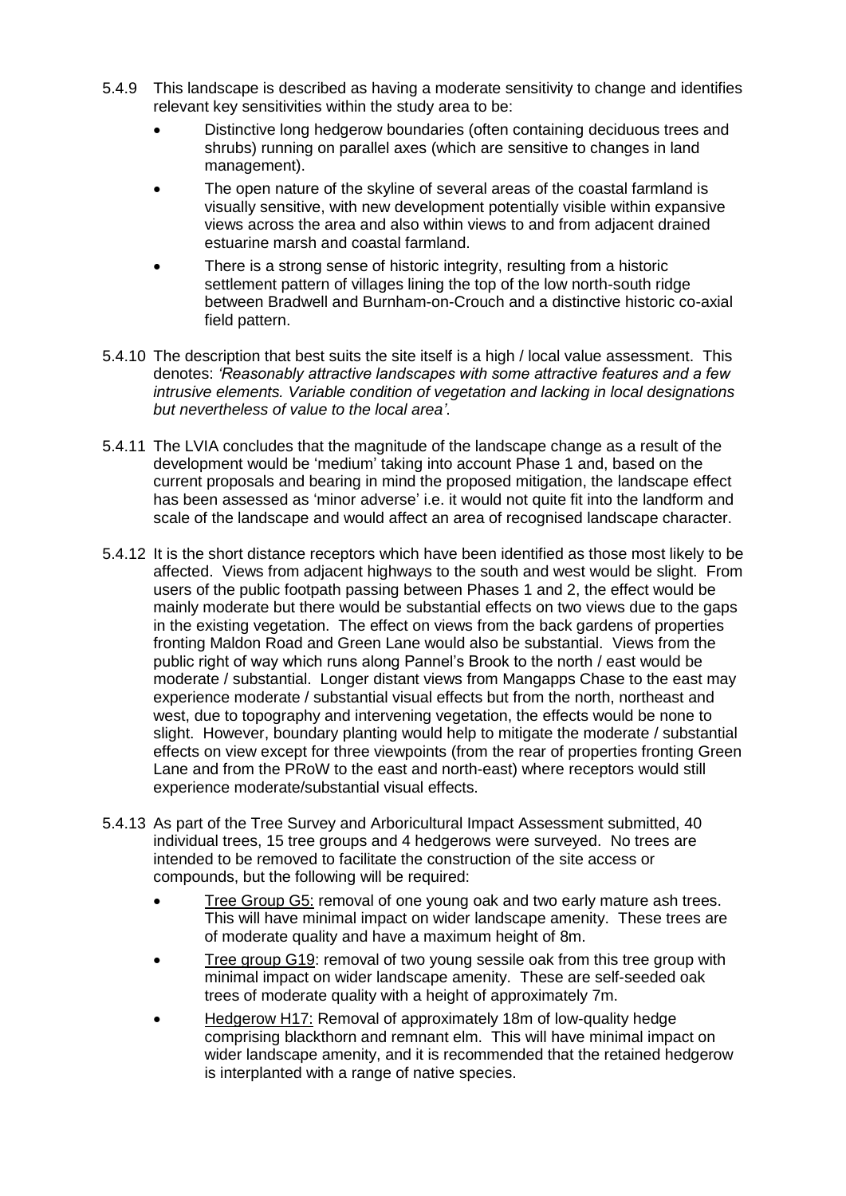5.4.9 This landscape is described as having a moderate sensitivity to change and identifies relevant key sensitivities within the study area to be:

- Distinctive long hedgerow boundaries (often containing deciduous trees and shrubs) running on parallel axes (which are sensitive to changes in land management).
- The open nature of the skyline of several areas of the coastal farmland is visually sensitive, with new development potentially visible within expansive views across the area and also within views to and from adjacent drained estuarine marsh and coastal farmland.
- There is a strong sense of historic integrity, resulting from a historic settlement pattern of villages lining the top of the low north-south ridge between Bradwell and Burnham-on-Crouch and a distinctive historic co-axial field pattern.

5.4.10 The description that best suits the site itself is a high / local value assessment. This denotes: *'Reasonably attractive landscapes with some attractive features and a few intrusive elements. Variable condition of vegetation and lacking in local designations but nevertheless of value to the local area'*.

5.4.11 The LVIA concludes that the magnitude of the landscape change as a result of the development would be 'medium' taking into account Phase 1 and, based on the current proposals and bearing in mind the proposed mitigation, the landscape effect has been assessed as 'minor adverse' i.e. it would not quite fit into the landform and scale of the landscape and would affect an area of recognised landscape character.

5.4.12 It is the short distance receptors which have been identified as those most likely to be affected. Views from adjacent highways to the south and west would be slight. From users of the public footpath passing between Phases 1 and 2, the effect would be mainly moderate but there would be substantial effects on two views due to the gaps in the existing vegetation. The effect on views from the back gardens of properties fronting Maldon Road and Green Lane would also be substantial. Views from the public right of way which runs along Pannel's Brook to the north / east would be moderate / substantial. Longer distant views from Mangapps Chase to the east may experience moderate / substantial visual effects but from the north, northeast and west, due to topography and intervening vegetation, the effects would be none to slight. However, boundary planting would help to mitigate the moderate / substantial effects on view except for three viewpoints (from the rear of properties fronting Green Lane and from the PRoW to the east and north-east) where receptors would still experience moderate/substantial visual effects.

5.4.13 As part of the Tree Survey and Arboricultural Impact Assessment submitted, 40 individual trees, 15 tree groups and 4 hedgerows were surveyed. No trees are intended to be removed to facilitate the construction of the site access or compounds, but the following will be required:

- Tree Group G5: removal of one young oak and two early mature ash trees. This will have minimal impact on wider landscape amenity. These trees are of moderate quality and have a maximum height of 8m.
- Tree group G19: removal of two young sessile oak from this tree group with minimal impact on wider landscape amenity. These are self-seeded oak trees of moderate quality with a height of approximately 7m.
- Hedgerow H17: Removal of approximately 18m of low-quality hedge comprising blackthorn and remnant elm. This will have minimal impact on wider landscape amenity, and it is recommended that the retained hedgerow is interplanted with a range of native species.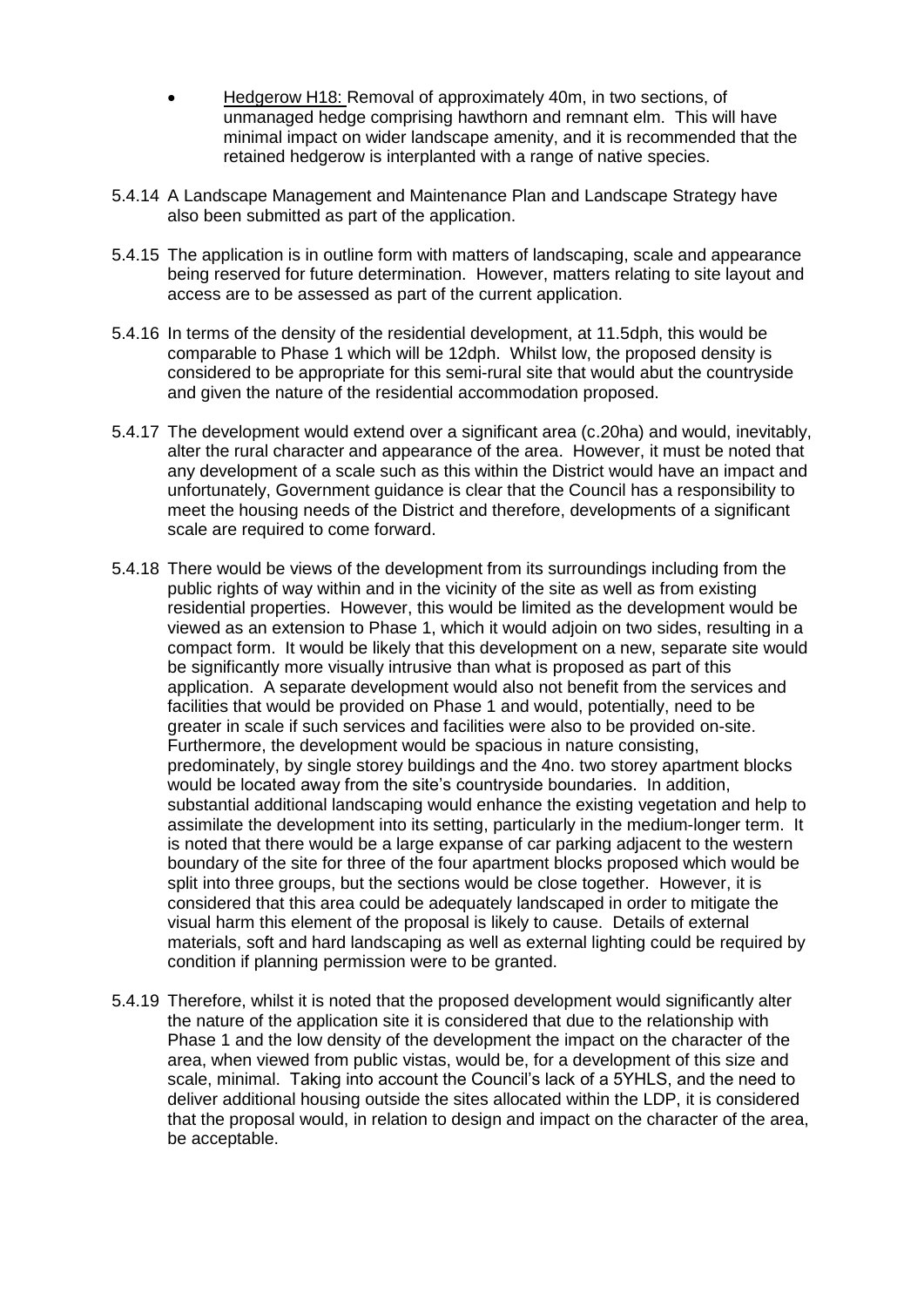- Hedgerow H18: Removal of approximately 40m, in two sections, of unmanaged hedge comprising hawthorn and remnant elm. This will have minimal impact on wider landscape amenity, and it is recommended that the retained hedgerow is interplanted with a range of native species.

5.4.14 A Landscape Management and Maintenance Plan and Landscape Strategy have also been submitted as part of the application.

5.4.15 The application is in outline form with matters of landscaping, scale and appearance being reserved for future determination. However, matters relating to site layout and access are to be assessed as part of the current application.

5.4.16 In terms of the density of the residential development, at 11.5dph, this would be comparable to Phase 1 which will be 12dph. Whilst low, the proposed density is considered to be appropriate for this semi-rural site that would abut the countryside and given the nature of the residential accommodation proposed.

5.4.17 The development would extend over a significant area (c.20ha) and would, inevitably, alter the rural character and appearance of the area. However, it must be noted that any development of a scale such as this within the District would have an impact and unfortunately, Government guidance is clear that the Council has a responsibility to meet the housing needs of the District and therefore, developments of a significant scale are required to come forward.

5.4.18 There would be views of the development from its surroundings including from the public rights of way within and in the vicinity of the site as well as from existing residential properties. However, this would be limited as the development would be viewed as an extension to Phase 1, which it would adjoin on two sides, resulting in a compact form. It would be likely that this development on a new, separate site would be significantly more visually intrusive than what is proposed as part of this application. A separate development would also not benefit from the services and facilities that would be provided on Phase 1 and would, potentially, need to be greater in scale if such services and facilities were also to be provided on-site. Furthermore, the development would be spacious in nature consisting, predominately, by single storey buildings and the 4no. two storey apartment blocks would be located away from the site's countryside boundaries. In addition, substantial additional landscaping would enhance the existing vegetation and help to assimilate the development into its setting, particularly in the medium-longer term. It is noted that there would be a large expanse of car parking adjacent to the western boundary of the site for three of the four apartment blocks proposed which would be split into three groups, but the sections would be close together. However, it is considered that this area could be adequately landscaped in order to mitigate the visual harm this element of the proposal is likely to cause. Details of external materials, soft and hard landscaping as well as external lighting could be required by condition if planning permission were to be granted.

5.4.19 Therefore, whilst it is noted that the proposed development would significantly alter the nature of the application site it is considered that due to the relationship with Phase 1 and the low density of the development the impact on the character of the area, when viewed from public vistas, would be, for a development of this size and scale, minimal. Taking into account the Council's lack of a 5YHLS, and the need to deliver additional housing outside the sites allocated within the LDP, it is considered that the proposal would, in relation to design and impact on the character of the area, be acceptable.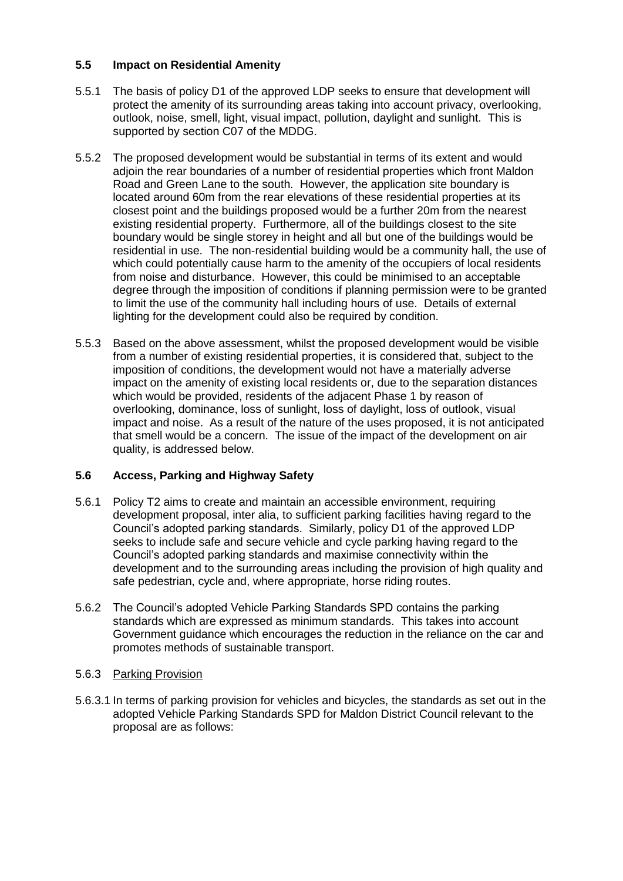### 5.5 Impact on Residential Amenity

5.5.1 The basis of policy D1 of the approved LDP seeks to ensure that development will protect the amenity of its surrounding areas taking into account privacy, overlooking, outlook, noise, smell, light, visual impact, pollution, daylight and sunlight. This is supported by section C07 of the MDDG.

5.5.2 The proposed development would be substantial in terms of its extent and would adjoin the rear boundaries of a number of residential properties which front Maldon Road and Green Lane to the south. However, the application site boundary is located around 60m from the rear elevations of these residential properties at its closest point and the buildings proposed would be a further 20m from the nearest existing residential property. Furthermore, all of the buildings closest to the site boundary would be single storey in height and all but one of the buildings would be residential in use. The non-residential building would be a community hall, the use of which could potentially cause harm to the amenity of the occupiers of local residents from noise and disturbance. However, this could be minimised to an acceptable degree through the imposition of conditions if planning permission were to be granted to limit the use of the community hall including hours of use. Details of external lighting for the development could also be required by condition.

5.5.3 Based on the above assessment, whilst the proposed development would be visible from a number of existing residential properties, it is considered that, subject to the imposition of conditions, the development would not have a materially adverse impact on the amenity of existing local residents or, due to the separation distances which would be provided, residents of the adjacent Phase 1 by reason of overlooking, dominance, loss of sunlight, loss of daylight, loss of outlook, visual impact and noise. As a result of the nature of the uses proposed, it is not anticipated that smell would be a concern. The issue of the impact of the development on air quality, is addressed below.

### 5.6 Access, Parking and Highway Safety

5.6.1 Policy T2 aims to create and maintain an accessible environment, requiring development proposal, inter alia, to sufficient parking facilities having regard to the Council's adopted parking standards. Similarly, policy D1 of the approved LDP seeks to include safe and secure vehicle and cycle parking having regard to the Council's adopted parking standards and maximise connectivity within the development and to the surrounding areas including the provision of high quality and safe pedestrian, cycle and, where appropriate, horse riding routes.

5.6.2 The Council's adopted Vehicle Parking Standards SPD contains the parking standards which are expressed as minimum standards. This takes into account Government guidance which encourages the reduction in the reliance on the car and promotes methods of sustainable transport.

5.6.3 <u>Parking Provision</u>

5.6.3.1 In terms of parking provision for vehicles and bicycles, the standards as set out in the adopted Vehicle Parking Standards SPD for Maldon District Council relevant to the proposal are as follows: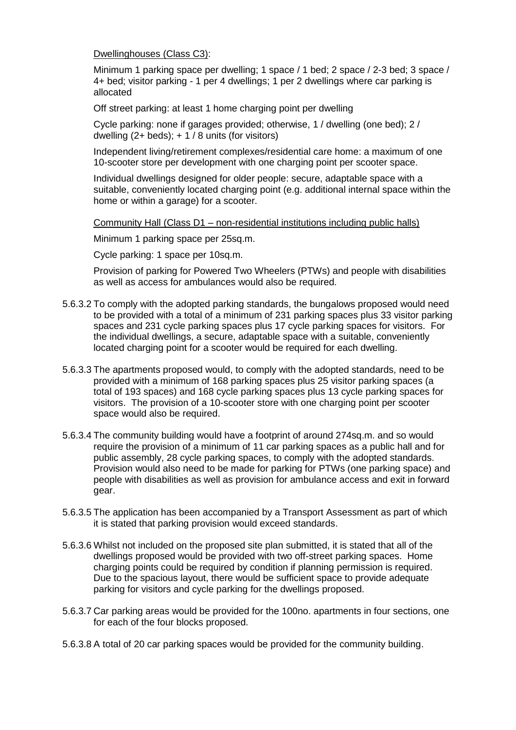Dwellinghouses (Class C3):

Minimum 1 parking space per dwelling; 1 space / 1 bed; 2 space / 2-3 bed; 3 space / 4+ bed; visitor parking - 1 per 4 dwellings; 1 per 2 dwellings where car parking is allocated

Off street parking: at least 1 home charging point per dwelling

Cycle parking: none if garages provided; otherwise, 1 / dwelling (one bed); 2 / dwelling (2+ beds); + 1 / 8 units (for visitors)

Independent living/retirement complexes/residential care home: a maximum of one 10-scooter store per development with one charging point per scooter space.

Individual dwellings designed for older people: secure, adaptable space with a suitable, conveniently located charging point (e.g. additional internal space within the home or within a garage) for a scooter.

Community Hall (Class D1 – non-residential institutions including public halls)

Minimum 1 parking space per 25sq.m.

Cycle parking: 1 space per 10sq.m.

Provision of parking for Powered Two Wheelers (PTWs) and people with disabilities as well as access for ambulances would also be required.

5.6.3.2 To comply with the adopted parking standards, the bungalows proposed would need to be provided with a total of a minimum of 231 parking spaces plus 33 visitor parking spaces and 231 cycle parking spaces plus 17 cycle parking spaces for visitors. For the individual dwellings, a secure, adaptable space with a suitable, conveniently located charging point for a scooter would be required for each dwelling.

5.6.3.3 The apartments proposed would, to comply with the adopted standards, need to be provided with a minimum of 168 parking spaces plus 25 visitor parking spaces (a total of 193 spaces) and 168 cycle parking spaces plus 13 cycle parking spaces for visitors. The provision of a 10-scooter store with one charging point per scooter space would also be required.

5.6.3.4 The community building would have a footprint of around 274sq.m. and so would require the provision of a minimum of 11 car parking spaces as a public hall and for public assembly, 28 cycle parking spaces, to comply with the adopted standards. Provision would also need to be made for parking for PTWs (one parking space) and people with disabilities as well as provision for ambulance access and exit in forward gear.

5.6.3.5 The application has been accompanied by a Transport Assessment as part of which it is stated that parking provision would exceed standards.

5.6.3.6 Whilst not included on the proposed site plan submitted, it is stated that all of the dwellings proposed would be provided with two off-street parking spaces. Home charging points could be required by condition if planning permission is required. Due to the spacious layout, there would be sufficient space to provide adequate parking for visitors and cycle parking for the dwellings proposed.

5.6.3.7 Car parking areas would be provided for the 100no. apartments in four sections, one for each of the four blocks proposed.

5.6.3.8 A total of 20 car parking spaces would be provided for the community building.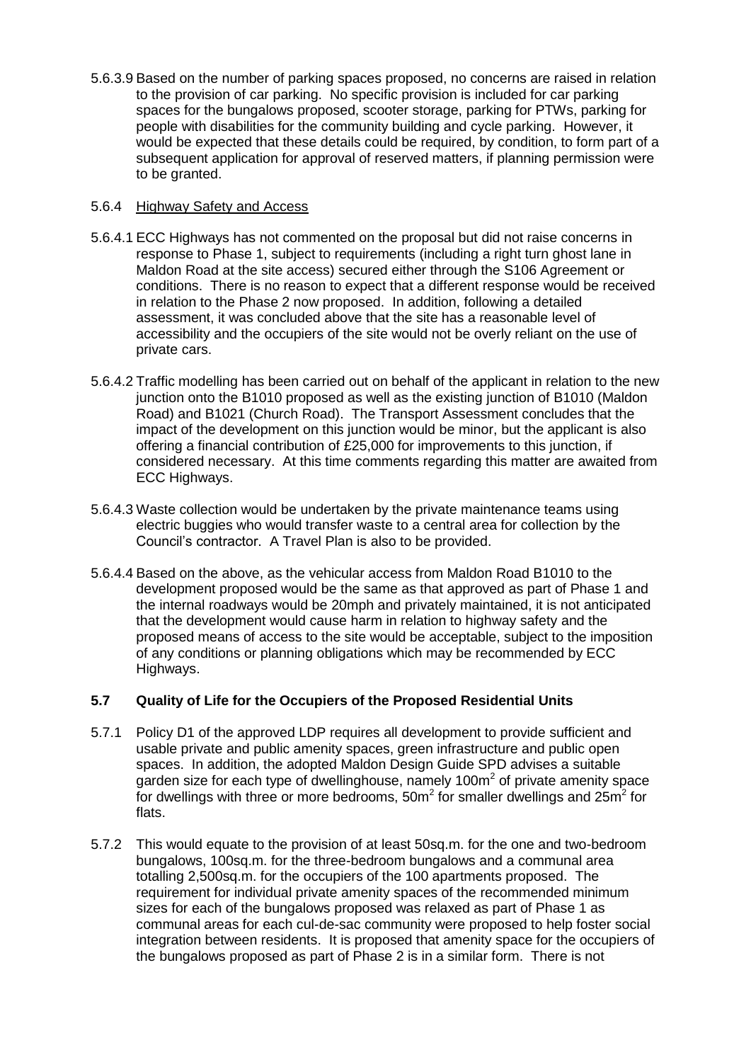5.6.3.9 Based on the number of parking spaces proposed, no concerns are raised in relation to the provision of car parking. No specific provision is included for car parking spaces for the bungalows proposed, scooter storage, parking for PTWs, parking for people with disabilities for the community building and cycle parking. However, it would be expected that these details could be required, by condition, to form part of a subsequent application for approval of reserved matters, if planning permission were to be granted.

5.6.4 Highway Safety and Access

5.6.4.1 ECC Highways has not commented on the proposal but did not raise concerns in response to Phase 1, subject to requirements (including a right turn ghost lane in Maldon Road at the site access) secured either through the S106 Agreement or conditions. There is no reason to expect that a different response would be received in relation to the Phase 2 now proposed. In addition, following a detailed assessment, it was concluded above that the site has a reasonable level of accessibility and the occupiers of the site would not be overly reliant on the use of private cars.

5.6.4.2 Traffic modelling has been carried out on behalf of the applicant in relation to the new junction onto the B1010 proposed as well as the existing junction of B1010 (Maldon Road) and B1021 (Church Road). The Transport Assessment concludes that the impact of the development on this junction would be minor, but the applicant is also offering a financial contribution of £25,000 for improvements to this junction, if considered necessary. At this time comments regarding this matter are awaited from ECC Highways.

5.6.4.3 Waste collection would be undertaken by the private maintenance teams using electric buggies who would transfer waste to a central area for collection by the Council's contractor. A Travel Plan is also to be provided.

5.6.4.4 Based on the above, as the vehicular access from Maldon Road B1010 to the development proposed would be the same as that approved as part of Phase 1 and the internal roadways would be 20mph and privately maintained, it is not anticipated that the development would cause harm in relation to highway safety and the proposed means of access to the site would be acceptable, subject to the imposition of any conditions or planning obligations which may be recommended by ECC Highways.

## 5.7 Quality of Life for the Occupiers of the Proposed Residential Units

5.7.1 Policy D1 of the approved LDP requires all development to provide sufficient and usable private and public amenity spaces, green infrastructure and public open spaces. In addition, the adopted Maldon Design Guide SPD advises a suitable garden size for each type of dwellinghouse, namely 100m$^2$ of private amenity space for dwellings with three or more bedrooms, 50m$^2$ for smaller dwellings and 25m$^2$ for flats.

5.7.2 This would equate to the provision of at least 50sq.m. for the one and two-bedroom bungalows, 100sq.m. for the three-bedroom bungalows and a communal area totalling 2,500sq.m. for the occupiers of the 100 apartments proposed. The requirement for individual private amenity spaces of the recommended minimum sizes for each of the bungalows proposed was relaxed as part of Phase 1 as communal areas for each cul-de-sac community were proposed to help foster social integration between residents. It is proposed that amenity space for the occupiers of the bungalows proposed as part of Phase 2 is in a similar form. There is not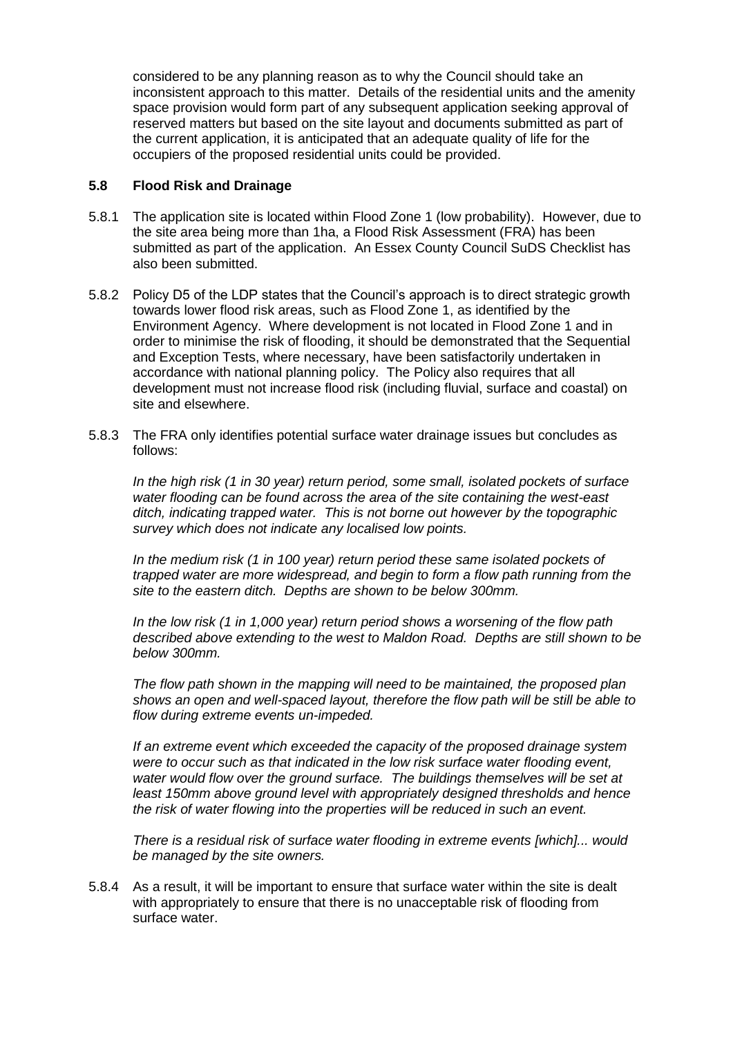considered to be any planning reason as to why the Council should take an inconsistent approach to this matter. Details of the residential units and the amenity space provision would form part of any subsequent application seeking approval of reserved matters but based on the site layout and documents submitted as part of the current application, it is anticipated that an adequate quality of life for the occupiers of the proposed residential units could be provided.

### 5.8 Flood Risk and Drainage

5.8.1 The application site is located within Flood Zone 1 (low probability). However, due to the site area being more than 1ha, a Flood Risk Assessment (FRA) has been submitted as part of the application. An Essex County Council SuDS Checklist has also been submitted.

5.8.2 Policy D5 of the LDP states that the Council's approach is to direct strategic growth towards lower flood risk areas, such as Flood Zone 1, as identified by the Environment Agency. Where development is not located in Flood Zone 1 and in order to minimise the risk of flooding, it should be demonstrated that the Sequential and Exception Tests, where necessary, have been satisfactorily undertaken in accordance with national planning policy. The Policy also requires that all development must not increase flood risk (including fluvial, surface and coastal) on site and elsewhere.

5.8.3 The FRA only identifies potential surface water drainage issues but concludes as follows:

> *In the high risk (1 in 30 year) return period, some small, isolated pockets of surface water flooding can be found across the area of the site containing the west-east ditch, indicating trapped water. This is not borne out however by the topographic survey which does not indicate any localised low points.*
>
> *In the medium risk (1 in 100 year) return period these same isolated pockets of trapped water are more widespread, and begin to form a flow path running from the site to the eastern ditch. Depths are shown to be below 300mm.*
>
> *In the low risk (1 in 1,000 year) return period shows a worsening of the flow path described above extending to the west to Maldon Road. Depths are still shown to be below 300mm.*
>
> *The flow path shown in the mapping will need to be maintained, the proposed plan shows an open and well-spaced layout, therefore the flow path will be still be able to flow during extreme events un-impeded.*
>
> *If an extreme event which exceeded the capacity of the proposed drainage system were to occur such as that indicated in the low risk surface water flooding event, water would flow over the ground surface. The buildings themselves will be set at least 150mm above ground level with appropriately designed thresholds and hence the risk of water flowing into the properties will be reduced in such an event.*
>
> *There is a residual risk of surface water flooding in extreme events [which]... would be managed by the site owners.*

5.8.4 As a result, it will be important to ensure that surface water within the site is dealt with appropriately to ensure that there is no unacceptable risk of flooding from surface water.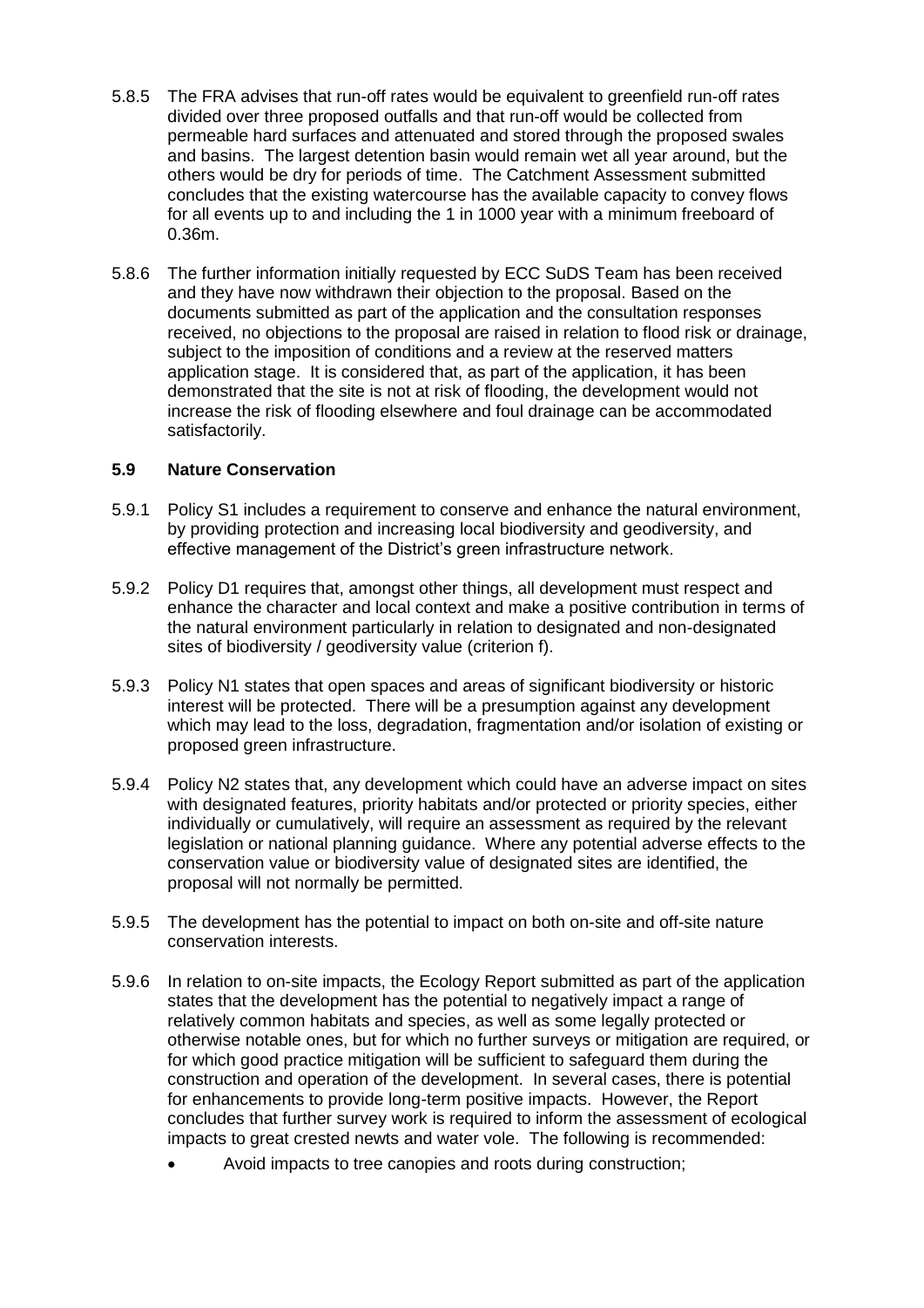5.8.5 The FRA advises that run-off rates would be equivalent to greenfield run-off rates divided over three proposed outfalls and that run-off would be collected from permeable hard surfaces and attenuated and stored through the proposed swales and basins. The largest detention basin would remain wet all year around, but the others would be dry for periods of time. The Catchment Assessment submitted concludes that the existing watercourse has the available capacity to convey flows for all events up to and including the 1 in 1000 year with a minimum freeboard of 0.36m.

5.8.6 The further information initially requested by ECC SuDS Team has been received and they have now withdrawn their objection to the proposal. Based on the documents submitted as part of the application and the consultation responses received, no objections to the proposal are raised in relation to flood risk or drainage, subject to the imposition of conditions and a review at the reserved matters application stage. It is considered that, as part of the application, it has been demonstrated that the site is not at risk of flooding, the development would not increase the risk of flooding elsewhere and foul drainage can be accommodated satisfactorily.

### 5.9 Nature Conservation

5.9.1 Policy S1 includes a requirement to conserve and enhance the natural environment, by providing protection and increasing local biodiversity and geodiversity, and effective management of the District's green infrastructure network.

5.9.2 Policy D1 requires that, amongst other things, all development must respect and enhance the character and local context and make a positive contribution in terms of the natural environment particularly in relation to designated and non-designated sites of biodiversity / geodiversity value (criterion f).

5.9.3 Policy N1 states that open spaces and areas of significant biodiversity or historic interest will be protected. There will be a presumption against any development which may lead to the loss, degradation, fragmentation and/or isolation of existing or proposed green infrastructure.

5.9.4 Policy N2 states that, any development which could have an adverse impact on sites with designated features, priority habitats and/or protected or priority species, either individually or cumulatively, will require an assessment as required by the relevant legislation or national planning guidance. Where any potential adverse effects to the conservation value or biodiversity value of designated sites are identified, the proposal will not normally be permitted.

5.9.5 The development has the potential to impact on both on-site and off-site nature conservation interests.

5.9.6 In relation to on-site impacts, the Ecology Report submitted as part of the application states that the development has the potential to negatively impact a range of relatively common habitats and species, as well as some legally protected or otherwise notable ones, but for which no further surveys or mitigation are required, or for which good practice mitigation will be sufficient to safeguard them during the construction and operation of the development. In several cases, there is potential for enhancements to provide long-term positive impacts. However, the Report concludes that further survey work is required to inform the assessment of ecological impacts to great crested newts and water vole. The following is recommended:

- Avoid impacts to tree canopies and roots during construction;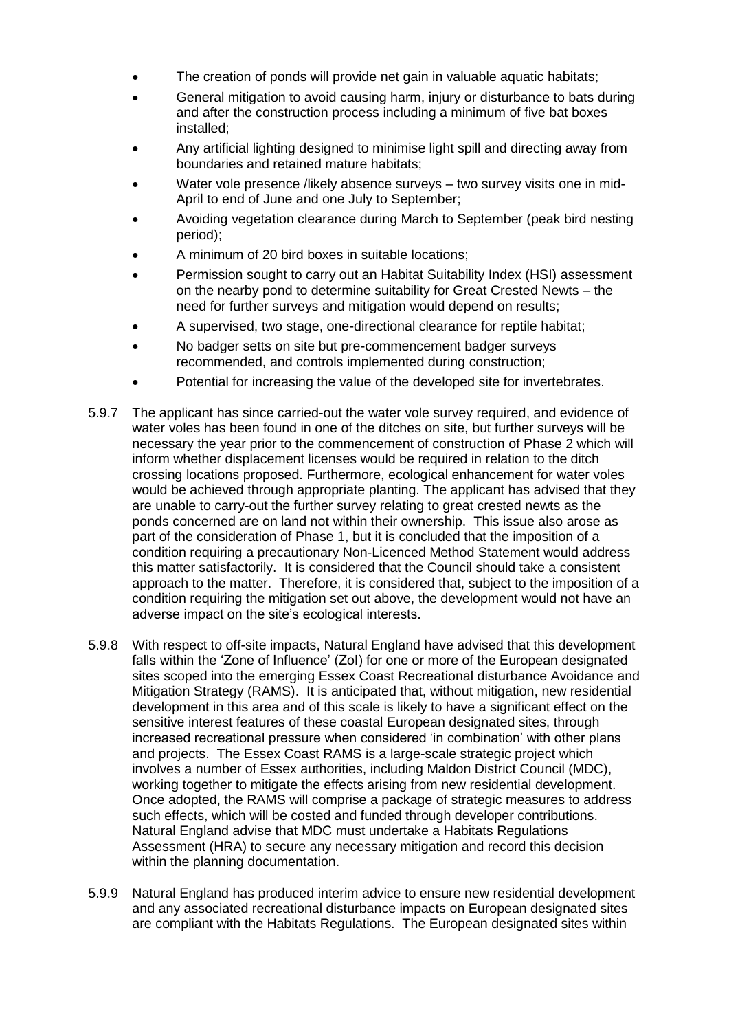- The creation of ponds will provide net gain in valuable aquatic habitats;
- General mitigation to avoid causing harm, injury or disturbance to bats during and after the construction process including a minimum of five bat boxes installed;
- Any artificial lighting designed to minimise light spill and directing away from boundaries and retained mature habitats;
- Water vole presence /likely absence surveys – two survey visits one in mid-April to end of June and one July to September;
- Avoiding vegetation clearance during March to September (peak bird nesting period);
- A minimum of 20 bird boxes in suitable locations;
- Permission sought to carry out an Habitat Suitability Index (HSI) assessment on the nearby pond to determine suitability for Great Crested Newts – the need for further surveys and mitigation would depend on results;
- A supervised, two stage, one-directional clearance for reptile habitat;
- No badger setts on site but pre-commencement badger surveys recommended, and controls implemented during construction;
- Potential for increasing the value of the developed site for invertebrates.

5.9.7 The applicant has since carried-out the water vole survey required, and evidence of water voles has been found in one of the ditches on site, but further surveys will be necessary the year prior to the commencement of construction of Phase 2 which will inform whether displacement licenses would be required in relation to the ditch crossing locations proposed. Furthermore, ecological enhancement for water voles would be achieved through appropriate planting. The applicant has advised that they are unable to carry-out the further survey relating to great crested newts as the ponds concerned are on land not within their ownership. This issue also arose as part of the consideration of Phase 1, but it is concluded that the imposition of a condition requiring a precautionary Non-Licenced Method Statement would address this matter satisfactorily. It is considered that the Council should take a consistent approach to the matter. Therefore, it is considered that, subject to the imposition of a condition requiring the mitigation set out above, the development would not have an adverse impact on the site's ecological interests.

5.9.8 With respect to off-site impacts, Natural England have advised that this development falls within the 'Zone of Influence' (ZoI) for one or more of the European designated sites scoped into the emerging Essex Coast Recreational disturbance Avoidance and Mitigation Strategy (RAMS). It is anticipated that, without mitigation, new residential development in this area and of this scale is likely to have a significant effect on the sensitive interest features of these coastal European designated sites, through increased recreational pressure when considered 'in combination' with other plans and projects. The Essex Coast RAMS is a large-scale strategic project which involves a number of Essex authorities, including Maldon District Council (MDC), working together to mitigate the effects arising from new residential development. Once adopted, the RAMS will comprise a package of strategic measures to address such effects, which will be costed and funded through developer contributions. Natural England advise that MDC must undertake a Habitats Regulations Assessment (HRA) to secure any necessary mitigation and record this decision within the planning documentation.

5.9.9 Natural England has produced interim advice to ensure new residential development and any associated recreational disturbance impacts on European designated sites are compliant with the Habitats Regulations. The European designated sites within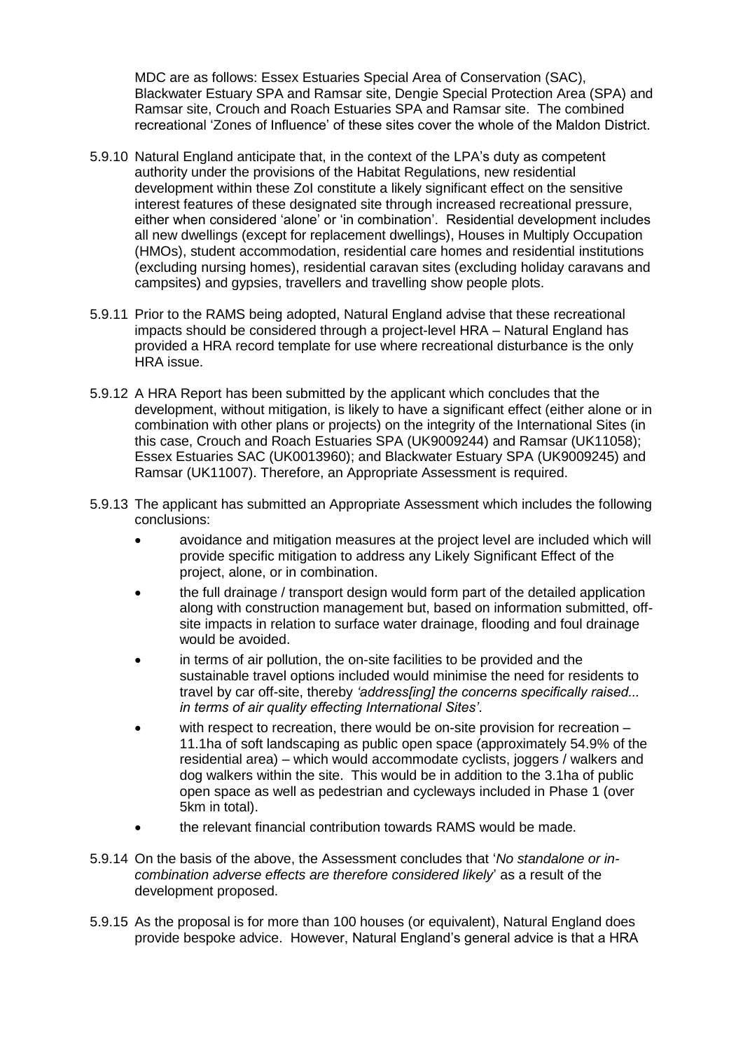MDC are as follows: Essex Estuaries Special Area of Conservation (SAC), Blackwater Estuary SPA and Ramsar site, Dengie Special Protection Area (SPA) and Ramsar site, Crouch and Roach Estuaries SPA and Ramsar site. The combined recreational 'Zones of Influence' of these sites cover the whole of the Maldon District.

5.9.10 Natural England anticipate that, in the context of the LPA's duty as competent authority under the provisions of the Habitat Regulations, new residential development within these ZoI constitute a likely significant effect on the sensitive interest features of these designated site through increased recreational pressure, either when considered 'alone' or 'in combination'. Residential development includes all new dwellings (except for replacement dwellings), Houses in Multiply Occupation (HMOs), student accommodation, residential care homes and residential institutions (excluding nursing homes), residential caravan sites (excluding holiday caravans and campsites) and gypsies, travellers and travelling show people plots.

5.9.11 Prior to the RAMS being adopted, Natural England advise that these recreational impacts should be considered through a project-level HRA – Natural England has provided a HRA record template for use where recreational disturbance is the only HRA issue.

5.9.12 A HRA Report has been submitted by the applicant which concludes that the development, without mitigation, is likely to have a significant effect (either alone or in combination with other plans or projects) on the integrity of the International Sites (in this case, Crouch and Roach Estuaries SPA (UK9009244) and Ramsar (UK11058); Essex Estuaries SAC (UK0013960); and Blackwater Estuary SPA (UK9009245) and Ramsar (UK11007). Therefore, an Appropriate Assessment is required.

5.9.13 The applicant has submitted an Appropriate Assessment which includes the following conclusions:

- avoidance and mitigation measures at the project level are included which will provide specific mitigation to address any Likely Significant Effect of the project, alone, or in combination.
- the full drainage / transport design would form part of the detailed application along with construction management but, based on information submitted, off-site impacts in relation to surface water drainage, flooding and foul drainage would be avoided.
- in terms of air pollution, the on-site facilities to be provided and the sustainable travel options included would minimise the need for residents to travel by car off-site, thereby *'address[ing] the concerns specifically raised... in terms of air quality effecting International Sites'*.
- with respect to recreation, there would be on-site provision for recreation – 11.1ha of soft landscaping as public open space (approximately 54.9% of the residential area) – which would accommodate cyclists, joggers / walkers and dog walkers within the site. This would be in addition to the 3.1ha of public open space as well as pedestrian and cycleways included in Phase 1 (over 5km in total).
- the relevant financial contribution towards RAMS would be made.

5.9.14 On the basis of the above, the Assessment concludes that '*No standalone or in-combination adverse effects are therefore considered likely*' as a result of the development proposed.

5.9.15 As the proposal is for more than 100 houses (or equivalent), Natural England does provide bespoke advice. However, Natural England's general advice is that a HRA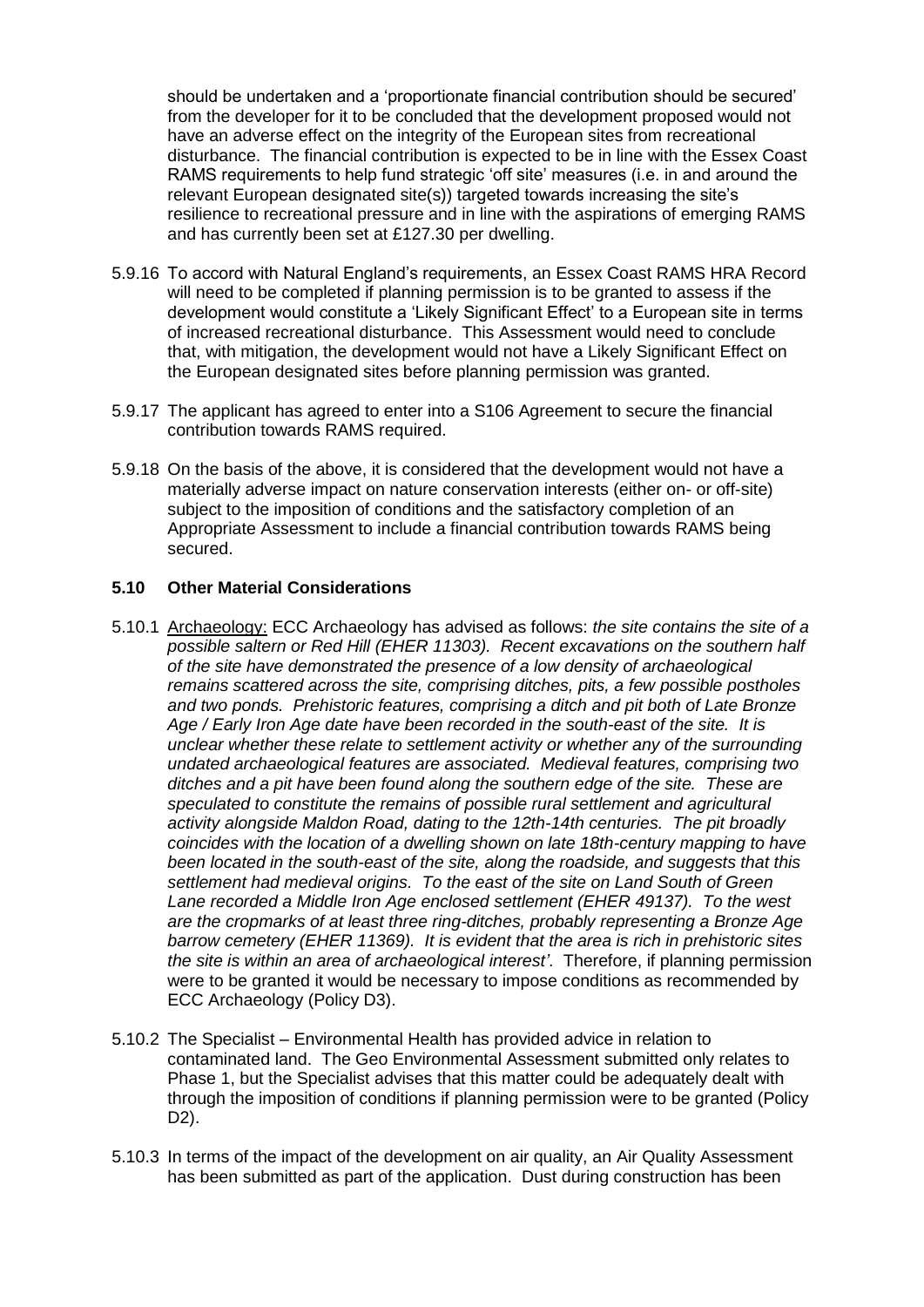should be undertaken and a 'proportionate financial contribution should be secured' from the developer for it to be concluded that the development proposed would not have an adverse effect on the integrity of the European sites from recreational disturbance. The financial contribution is expected to be in line with the Essex Coast RAMS requirements to help fund strategic 'off site' measures (i.e. in and around the relevant European designated site(s)) targeted towards increasing the site's resilience to recreational pressure and in line with the aspirations of emerging RAMS and has currently been set at £127.30 per dwelling.

5.9.16 To accord with Natural England's requirements, an Essex Coast RAMS HRA Record will need to be completed if planning permission is to be granted to assess if the development would constitute a 'Likely Significant Effect' to a European site in terms of increased recreational disturbance. This Assessment would need to conclude that, with mitigation, the development would not have a Likely Significant Effect on the European designated sites before planning permission was granted.

5.9.17 The applicant has agreed to enter into a S106 Agreement to secure the financial contribution towards RAMS required.

5.9.18 On the basis of the above, it is considered that the development would not have a materially adverse impact on nature conservation interests (either on- or off-site) subject to the imposition of conditions and the satisfactory completion of an Appropriate Assessment to include a financial contribution towards RAMS being secured.

### 5.10 Other Material Considerations

5.10.1 Archaeology: ECC Archaeology has advised as follows: *the site contains the site of a possible saltern or Red Hill (EHER 11303). Recent excavations on the southern half of the site have demonstrated the presence of a low density of archaeological remains scattered across the site, comprising ditches, pits, a few possible postholes and two ponds. Prehistoric features, comprising a ditch and pit both of Late Bronze Age / Early Iron Age date have been recorded in the south-east of the site. It is unclear whether these relate to settlement activity or whether any of the surrounding undated archaeological features are associated. Medieval features, comprising two ditches and a pit have been found along the southern edge of the site. These are speculated to constitute the remains of possible rural settlement and agricultural activity alongside Maldon Road, dating to the 12th-14th centuries. The pit broadly coincides with the location of a dwelling shown on late 18th-century mapping to have been located in the south-east of the site, along the roadside, and suggests that this settlement had medieval origins. To the east of the site on Land South of Green Lane recorded a Middle Iron Age enclosed settlement (EHER 49137). To the west are the cropmarks of at least three ring-ditches, probably representing a Bronze Age barrow cemetery (EHER 11369). It is evident that the area is rich in prehistoric sites the site is within an area of archaeological interest'*. Therefore, if planning permission were to be granted it would be necessary to impose conditions as recommended by ECC Archaeology (Policy D3).

5.10.2 The Specialist – Environmental Health has provided advice in relation to contaminated land. The Geo Environmental Assessment submitted only relates to Phase 1, but the Specialist advises that this matter could be adequately dealt with through the imposition of conditions if planning permission were to be granted (Policy D2).

5.10.3 In terms of the impact of the development on air quality, an Air Quality Assessment has been submitted as part of the application. Dust during construction has been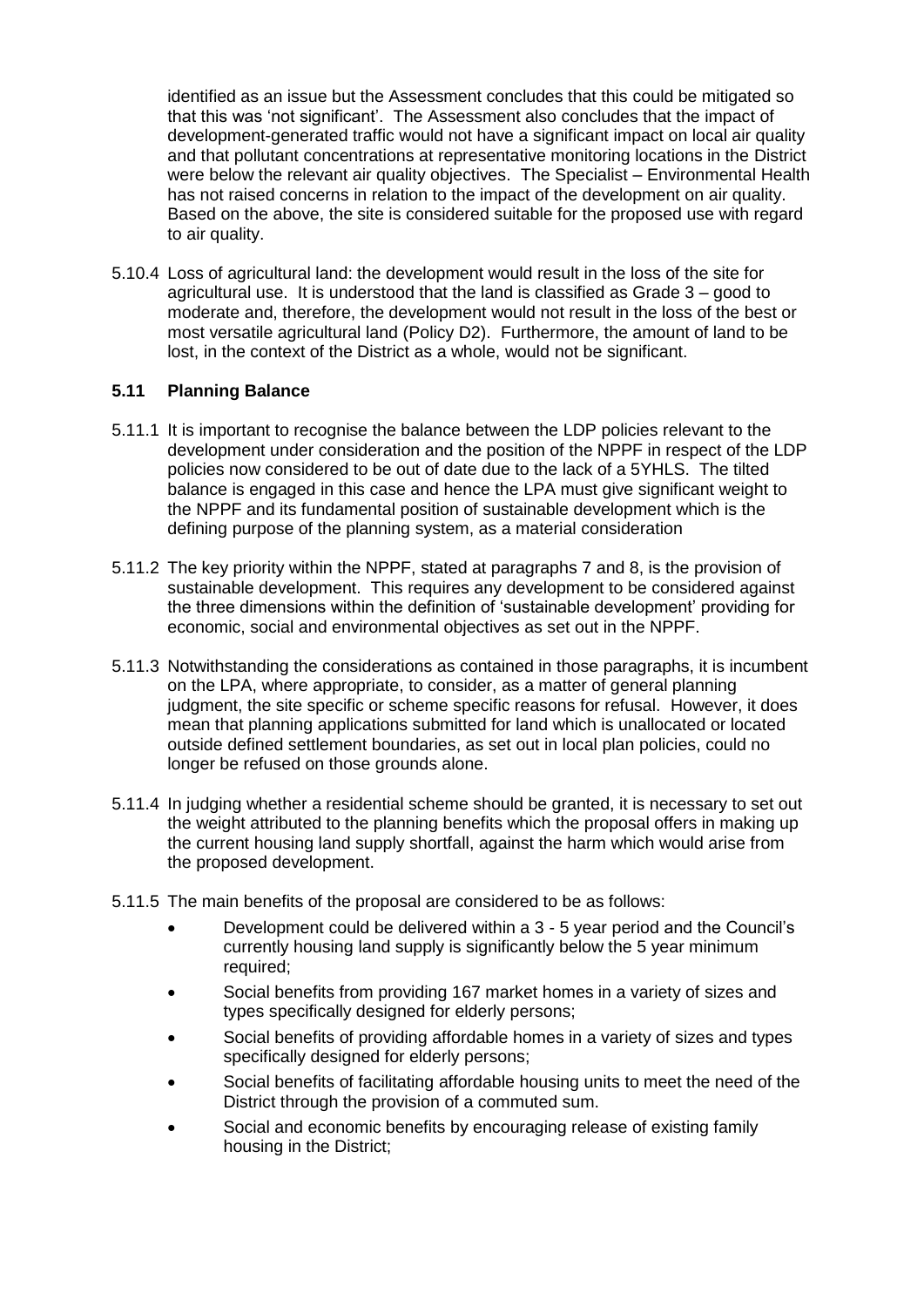identified as an issue but the Assessment concludes that this could be mitigated so that this was 'not significant'. The Assessment also concludes that the impact of development-generated traffic would not have a significant impact on local air quality and that pollutant concentrations at representative monitoring locations in the District were below the relevant air quality objectives. The Specialist – Environmental Health has not raised concerns in relation to the impact of the development on air quality. Based on the above, the site is considered suitable for the proposed use with regard to air quality.

5.10.4 Loss of agricultural land: the development would result in the loss of the site for agricultural use. It is understood that the land is classified as Grade 3 – good to moderate and, therefore, the development would not result in the loss of the best or most versatile agricultural land (Policy D2). Furthermore, the amount of land to be lost, in the context of the District as a whole, would not be significant.

### 5.11 Planning Balance

5.11.1 It is important to recognise the balance between the LDP policies relevant to the development under consideration and the position of the NPPF in respect of the LDP policies now considered to be out of date due to the lack of a 5YHLS. The tilted balance is engaged in this case and hence the LPA must give significant weight to the NPPF and its fundamental position of sustainable development which is the defining purpose of the planning system, as a material consideration

5.11.2 The key priority within the NPPF, stated at paragraphs 7 and 8, is the provision of sustainable development. This requires any development to be considered against the three dimensions within the definition of 'sustainable development' providing for economic, social and environmental objectives as set out in the NPPF.

5.11.3 Notwithstanding the considerations as contained in those paragraphs, it is incumbent on the LPA, where appropriate, to consider, as a matter of general planning judgment, the site specific or scheme specific reasons for refusal. However, it does mean that planning applications submitted for land which is unallocated or located outside defined settlement boundaries, as set out in local plan policies, could no longer be refused on those grounds alone.

5.11.4 In judging whether a residential scheme should be granted, it is necessary to set out the weight attributed to the planning benefits which the proposal offers in making up the current housing land supply shortfall, against the harm which would arise from the proposed development.

5.11.5 The main benefits of the proposal are considered to be as follows:

- Development could be delivered within a 3 - 5 year period and the Council's currently housing land supply is significantly below the 5 year minimum required;
- Social benefits from providing 167 market homes in a variety of sizes and types specifically designed for elderly persons;
- Social benefits of providing affordable homes in a variety of sizes and types specifically designed for elderly persons;
- Social benefits of facilitating affordable housing units to meet the need of the District through the provision of a commuted sum.
- Social and economic benefits by encouraging release of existing family housing in the District;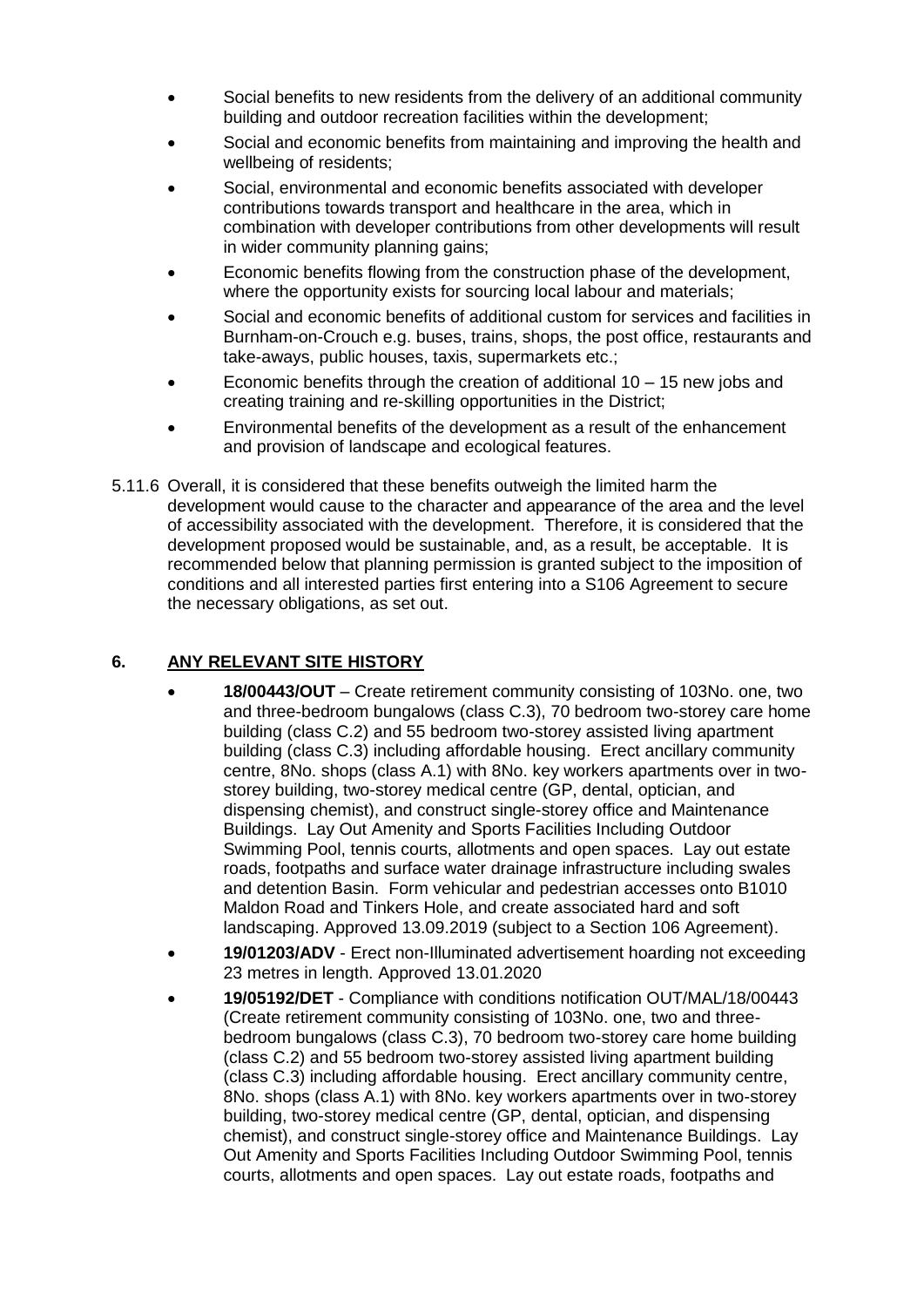- Social benefits to new residents from the delivery of an additional community building and outdoor recreation facilities within the development;
- Social and economic benefits from maintaining and improving the health and wellbeing of residents;
- Social, environmental and economic benefits associated with developer contributions towards transport and healthcare in the area, which in combination with developer contributions from other developments will result in wider community planning gains;
- Economic benefits flowing from the construction phase of the development, where the opportunity exists for sourcing local labour and materials;
- Social and economic benefits of additional custom for services and facilities in Burnham-on-Crouch e.g. buses, trains, shops, the post office, restaurants and take-aways, public houses, taxis, supermarkets etc.;
- Economic benefits through the creation of additional 10 – 15 new jobs and creating training and re-skilling opportunities in the District;
- Environmental benefits of the development as a result of the enhancement and provision of landscape and ecological features.

5.11.6 Overall, it is considered that these benefits outweigh the limited harm the development would cause to the character and appearance of the area and the level of accessibility associated with the development. Therefore, it is considered that the development proposed would be sustainable, and, as a result, be acceptable. It is recommended below that planning permission is granted subject to the imposition of conditions and all interested parties first entering into a S106 Agreement to secure the necessary obligations, as set out.

## 6. ANY RELEVANT SITE HISTORY

- **18/00443/OUT** – Create retirement community consisting of 103No. one, two and three-bedroom bungalows (class C.3), 70 bedroom two-storey care home building (class C.2) and 55 bedroom two-storey assisted living apartment building (class C.3) including affordable housing. Erect ancillary community centre, 8No. shops (class A.1) with 8No. key workers apartments over in two-storey building, two-storey medical centre (GP, dental, optician, and dispensing chemist), and construct single-storey office and Maintenance Buildings. Lay Out Amenity and Sports Facilities Including Outdoor Swimming Pool, tennis courts, allotments and open spaces. Lay out estate roads, footpaths and surface water drainage infrastructure including swales and detention Basin. Form vehicular and pedestrian accesses onto B1010 Maldon Road and Tinkers Hole, and create associated hard and soft landscaping. Approved 13.09.2019 (subject to a Section 106 Agreement).
- **19/01203/ADV** - Erect non-Illuminated advertisement hoarding not exceeding 23 metres in length. Approved 13.01.2020
- **19/05192/DET** - Compliance with conditions notification OUT/MAL/18/00443 (Create retirement community consisting of 103No. one, two and three-bedroom bungalows (class C.3), 70 bedroom two-storey care home building (class C.2) and 55 bedroom two-storey assisted living apartment building (class C.3) including affordable housing. Erect ancillary community centre, 8No. shops (class A.1) with 8No. key workers apartments over in two-storey building, two-storey medical centre (GP, dental, optician, and dispensing chemist), and construct single-storey office and Maintenance Buildings. Lay Out Amenity and Sports Facilities Including Outdoor Swimming Pool, tennis courts, allotments and open spaces. Lay out estate roads, footpaths and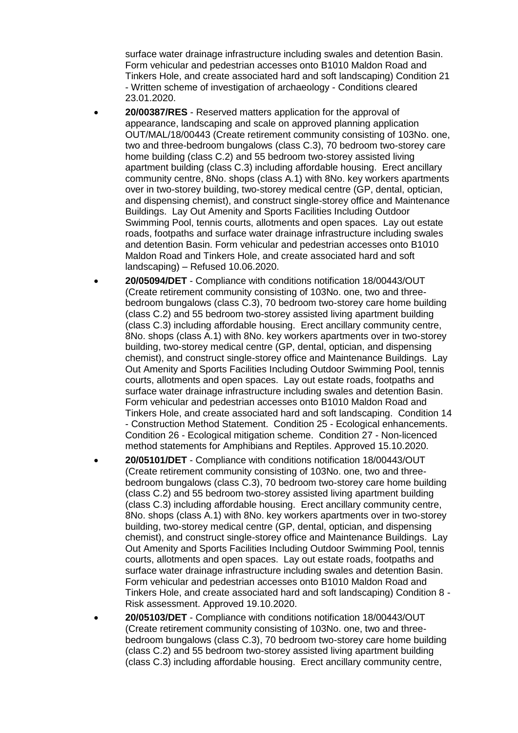surface water drainage infrastructure including swales and detention Basin. Form vehicular and pedestrian accesses onto B1010 Maldon Road and Tinkers Hole, and create associated hard and soft landscaping) Condition 21 - Written scheme of investigation of archaeology - Conditions cleared 23.01.2020.

- **20/00387/RES** - Reserved matters application for the approval of appearance, landscaping and scale on approved planning application OUT/MAL/18/00443 (Create retirement community consisting of 103No. one, two and three-bedroom bungalows (class C.3), 70 bedroom two-storey care home building (class C.2) and 55 bedroom two-storey assisted living apartment building (class C.3) including affordable housing. Erect ancillary community centre, 8No. shops (class A.1) with 8No. key workers apartments over in two-storey building, two-storey medical centre (GP, dental, optician, and dispensing chemist), and construct single-storey office and Maintenance Buildings. Lay Out Amenity and Sports Facilities Including Outdoor Swimming Pool, tennis courts, allotments and open spaces. Lay out estate roads, footpaths and surface water drainage infrastructure including swales and detention Basin. Form vehicular and pedestrian accesses onto B1010 Maldon Road and Tinkers Hole, and create associated hard and soft landscaping) – Refused 10.06.2020.
- **20/05094/DET** - Compliance with conditions notification 18/00443/OUT (Create retirement community consisting of 103No. one, two and three-bedroom bungalows (class C.3), 70 bedroom two-storey care home building (class C.2) and 55 bedroom two-storey assisted living apartment building (class C.3) including affordable housing. Erect ancillary community centre, 8No. shops (class A.1) with 8No. key workers apartments over in two-storey building, two-storey medical centre (GP, dental, optician, and dispensing chemist), and construct single-storey office and Maintenance Buildings. Lay Out Amenity and Sports Facilities Including Outdoor Swimming Pool, tennis courts, allotments and open spaces. Lay out estate roads, footpaths and surface water drainage infrastructure including swales and detention Basin. Form vehicular and pedestrian accesses onto B1010 Maldon Road and Tinkers Hole, and create associated hard and soft landscaping. Condition 14 - Construction Method Statement. Condition 25 - Ecological enhancements. Condition 26 - Ecological mitigation scheme. Condition 27 - Non-licenced method statements for Amphibians and Reptiles. Approved 15.10.2020.
- **20/05101/DET** - Compliance with conditions notification 18/00443/OUT (Create retirement community consisting of 103No. one, two and three-bedroom bungalows (class C.3), 70 bedroom two-storey care home building (class C.2) and 55 bedroom two-storey assisted living apartment building (class C.3) including affordable housing. Erect ancillary community centre, 8No. shops (class A.1) with 8No. key workers apartments over in two-storey building, two-storey medical centre (GP, dental, optician, and dispensing chemist), and construct single-storey office and Maintenance Buildings. Lay Out Amenity and Sports Facilities Including Outdoor Swimming Pool, tennis courts, allotments and open spaces. Lay out estate roads, footpaths and surface water drainage infrastructure including swales and detention Basin. Form vehicular and pedestrian accesses onto B1010 Maldon Road and Tinkers Hole, and create associated hard and soft landscaping) Condition 8 - Risk assessment. Approved 19.10.2020.
- **20/05103/DET** - Compliance with conditions notification 18/00443/OUT (Create retirement community consisting of 103No. one, two and three-bedroom bungalows (class C.3), 70 bedroom two-storey care home building (class C.2) and 55 bedroom two-storey assisted living apartment building (class C.3) including affordable housing. Erect ancillary community centre,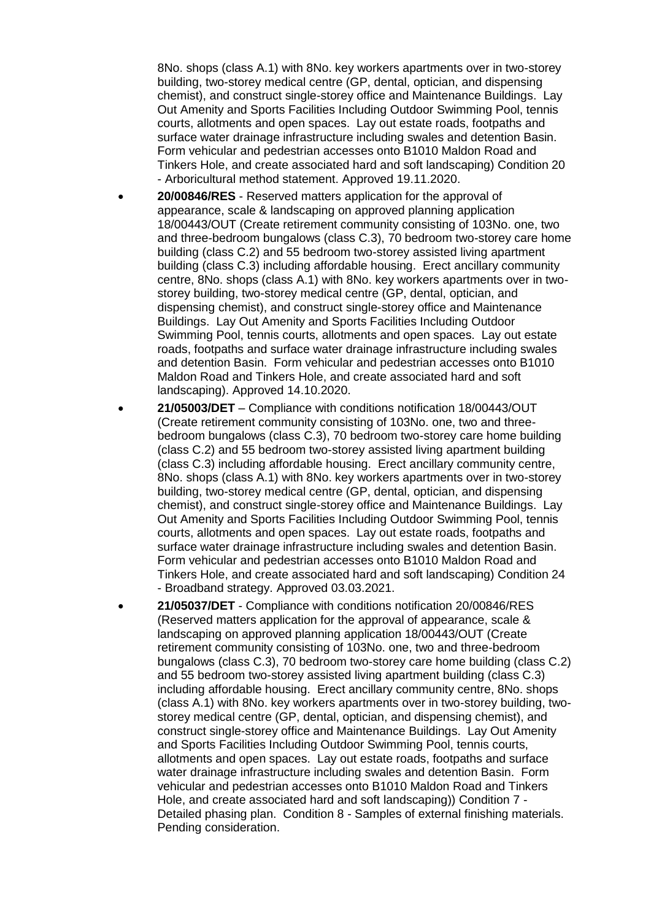8No. shops (class A.1) with 8No. key workers apartments over in two-storey building, two-storey medical centre (GP, dental, optician, and dispensing chemist), and construct single-storey office and Maintenance Buildings. Lay Out Amenity and Sports Facilities Including Outdoor Swimming Pool, tennis courts, allotments and open spaces. Lay out estate roads, footpaths and surface water drainage infrastructure including swales and detention Basin. Form vehicular and pedestrian accesses onto B1010 Maldon Road and Tinkers Hole, and create associated hard and soft landscaping) Condition 20 - Arboricultural method statement. Approved 19.11.2020.

- **20/00846/RES** - Reserved matters application for the approval of appearance, scale & landscaping on approved planning application 18/00443/OUT (Create retirement community consisting of 103No. one, two and three-bedroom bungalows (class C.3), 70 bedroom two-storey care home building (class C.2) and 55 bedroom two-storey assisted living apartment building (class C.3) including affordable housing. Erect ancillary community centre, 8No. shops (class A.1) with 8No. key workers apartments over in two-storey building, two-storey medical centre (GP, dental, optician, and dispensing chemist), and construct single-storey office and Maintenance Buildings. Lay Out Amenity and Sports Facilities Including Outdoor Swimming Pool, tennis courts, allotments and open spaces. Lay out estate roads, footpaths and surface water drainage infrastructure including swales and detention Basin. Form vehicular and pedestrian accesses onto B1010 Maldon Road and Tinkers Hole, and create associated hard and soft landscaping). Approved 14.10.2020.
- **21/05003/DET** – Compliance with conditions notification 18/00443/OUT (Create retirement community consisting of 103No. one, two and three-bedroom bungalows (class C.3), 70 bedroom two-storey care home building (class C.2) and 55 bedroom two-storey assisted living apartment building (class C.3) including affordable housing. Erect ancillary community centre, 8No. shops (class A.1) with 8No. key workers apartments over in two-storey building, two-storey medical centre (GP, dental, optician, and dispensing chemist), and construct single-storey office and Maintenance Buildings. Lay Out Amenity and Sports Facilities Including Outdoor Swimming Pool, tennis courts, allotments and open spaces. Lay out estate roads, footpaths and surface water drainage infrastructure including swales and detention Basin. Form vehicular and pedestrian accesses onto B1010 Maldon Road and Tinkers Hole, and create associated hard and soft landscaping) Condition 24 - Broadband strategy. Approved 03.03.2021.
- **21/05037/DET** - Compliance with conditions notification 20/00846/RES (Reserved matters application for the approval of appearance, scale & landscaping on approved planning application 18/00443/OUT (Create retirement community consisting of 103No. one, two and three-bedroom bungalows (class C.3), 70 bedroom two-storey care home building (class C.2) and 55 bedroom two-storey assisted living apartment building (class C.3) including affordable housing. Erect ancillary community centre, 8No. shops (class A.1) with 8No. key workers apartments over in two-storey building, two-storey medical centre (GP, dental, optician, and dispensing chemist), and construct single-storey office and Maintenance Buildings. Lay Out Amenity and Sports Facilities Including Outdoor Swimming Pool, tennis courts, allotments and open spaces. Lay out estate roads, footpaths and surface water drainage infrastructure including swales and detention Basin. Form vehicular and pedestrian accesses onto B1010 Maldon Road and Tinkers Hole, and create associated hard and soft landscaping)) Condition 7 - Detailed phasing plan. Condition 8 - Samples of external finishing materials. Pending consideration.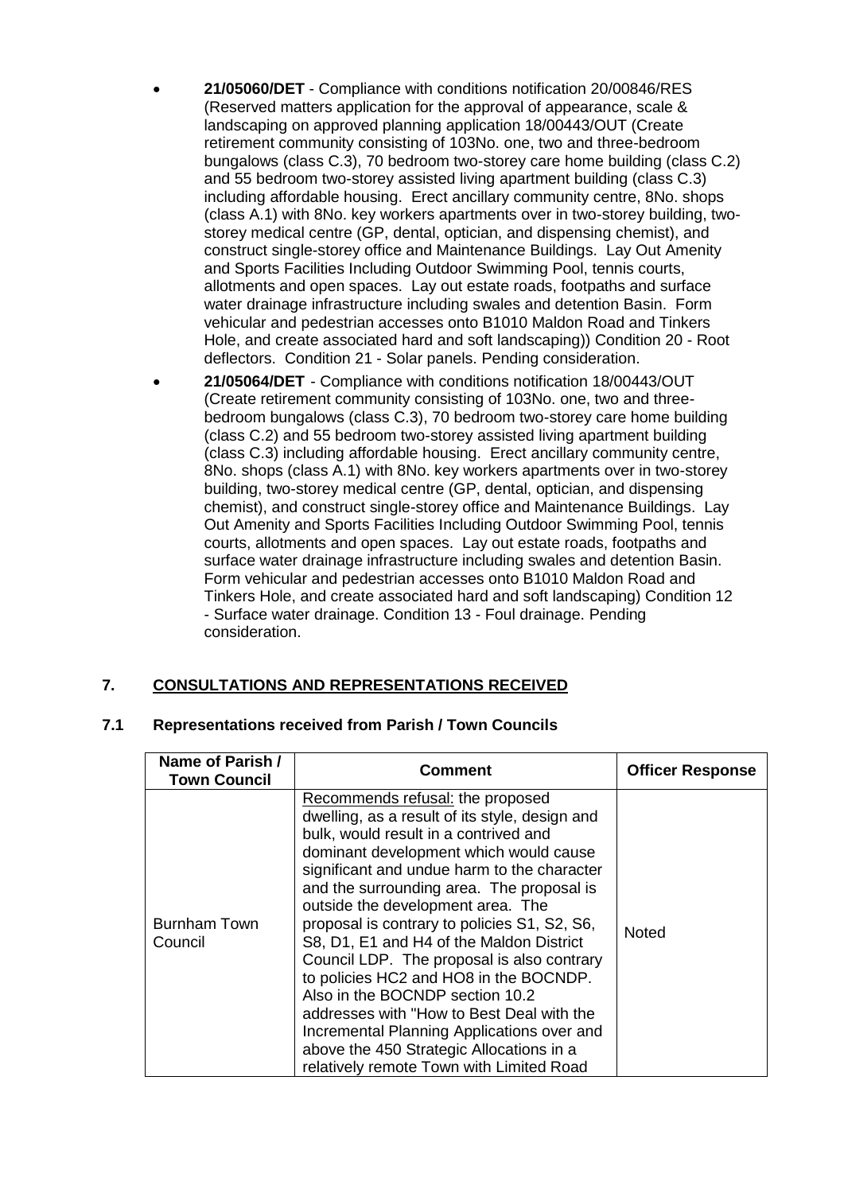- **21/05060/DET** - Compliance with conditions notification 20/00846/RES (Reserved matters application for the approval of appearance, scale & landscaping on approved planning application 18/00443/OUT (Create retirement community consisting of 103No. one, two and three-bedroom bungalows (class C.3), 70 bedroom two-storey care home building (class C.2) and 55 bedroom two-storey assisted living apartment building (class C.3) including affordable housing. Erect ancillary community centre, 8No. shops (class A.1) with 8No. key workers apartments over in two-storey building, two-storey medical centre (GP, dental, optician, and dispensing chemist), and construct single-storey office and Maintenance Buildings. Lay Out Amenity and Sports Facilities Including Outdoor Swimming Pool, tennis courts, allotments and open spaces. Lay out estate roads, footpaths and surface water drainage infrastructure including swales and detention Basin. Form vehicular and pedestrian accesses onto B1010 Maldon Road and Tinkers Hole, and create associated hard and soft landscaping)) Condition 20 - Root deflectors. Condition 21 - Solar panels. Pending consideration.
- **21/05064/DET** - Compliance with conditions notification 18/00443/OUT (Create retirement community consisting of 103No. one, two and three-bedroom bungalows (class C.3), 70 bedroom two-storey care home building (class C.2) and 55 bedroom two-storey assisted living apartment building (class C.3) including affordable housing. Erect ancillary community centre, 8No. shops (class A.1) with 8No. key workers apartments over in two-storey building, two-storey medical centre (GP, dental, optician, and dispensing chemist), and construct single-storey office and Maintenance Buildings. Lay Out Amenity and Sports Facilities Including Outdoor Swimming Pool, tennis courts, allotments and open spaces. Lay out estate roads, footpaths and surface water drainage infrastructure including swales and detention Basin. Form vehicular and pedestrian accesses onto B1010 Maldon Road and Tinkers Hole, and create associated hard and soft landscaping) Condition 12 - Surface water drainage. Condition 13 - Foul drainage. Pending consideration.

## 7. CONSULTATIONS AND REPRESENTATIONS RECEIVED

### 7.1 Representations received from Parish / Town Councils

| Name of Parish / Town Council | Comment | Officer Response |
|---|---|---|
| Burnham Town Council | Recommends refusal: the proposed dwelling, as a result of its style, design and bulk, would result in a contrived and dominant development which would cause significant and undue harm to the character and the surrounding area. The proposal is outside the development area. The proposal is contrary to policies S1, S2, S6, S8, D1, E1 and H4 of the Maldon District Council LDP. The proposal is also contrary to policies HC2 and HO8 in the BOCNDP. Also in the BOCNDP section 10.2 addresses with "How to Best Deal with the Incremental Planning Applications over and above the 450 Strategic Allocations in a relatively remote Town with Limited Road | Noted |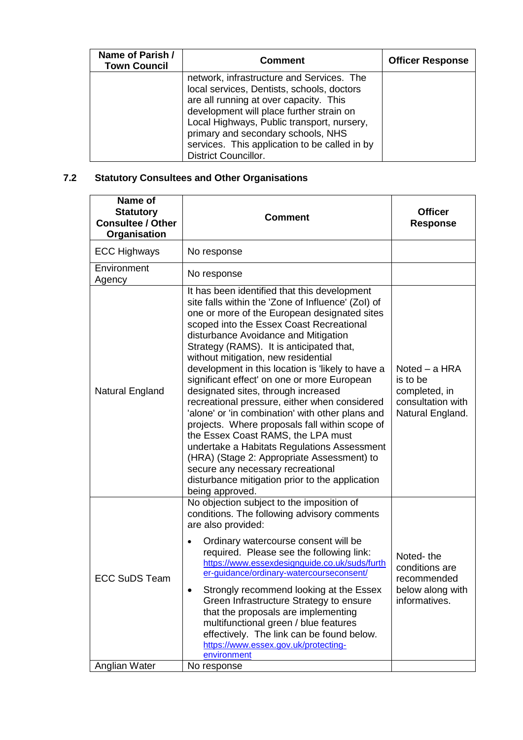| Name of Parish / Town Council | Comment | Officer Response |
|---|---|---|
| | network, infrastructure and Services. The local services, Dentists, schools, doctors are all running at over capacity. This development will place further strain on Local Highways, Public transport, nursery, primary and secondary schools, NHS services. This application to be called in by District Councillor. | |

## 7.2 Statutory Consultees and Other Organisations

| Name of Statutory Consultee / Other Organisation | Comment | Officer Response |
|---|---|---|
| ECC Highways | No response | |
| Environment Agency | No response | |
| Natural England | It has been identified that this development site falls within the 'Zone of Influence' (ZoI) of one or more of the European designated sites scoped into the Essex Coast Recreational disturbance Avoidance and Mitigation Strategy (RAMS). It is anticipated that, without mitigation, new residential development in this location is 'likely to have a significant effect' on one or more European designated sites, through increased recreational pressure, either when considered 'alone' or 'in combination' with other plans and projects. Where proposals fall within scope of the Essex Coast RAMS, the LPA must undertake a Habitats Regulations Assessment (HRA) (Stage 2: Appropriate Assessment) to secure any necessary recreational disturbance mitigation prior to the application being approved. | Noted – a HRA is to be completed, in consultation with Natural England. |
| ECC SuDS Team | No objection subject to the imposition of conditions. The following advisory comments are also provided:<br><br>• Ordinary watercourse consent will be required. Please see the following link: https://www.essexdesignguide.co.uk/suds/further-guidance/ordinary-watercourseconsent/<br><br>• Strongly recommend looking at the Essex Green Infrastructure Strategy to ensure that the proposals are implementing multifunctional green / blue features effectively. The link can be found below. https://www.essex.gov.uk/protecting-environment | Noted- the conditions are recommended below along with informatives. |
| Anglian Water | No response | |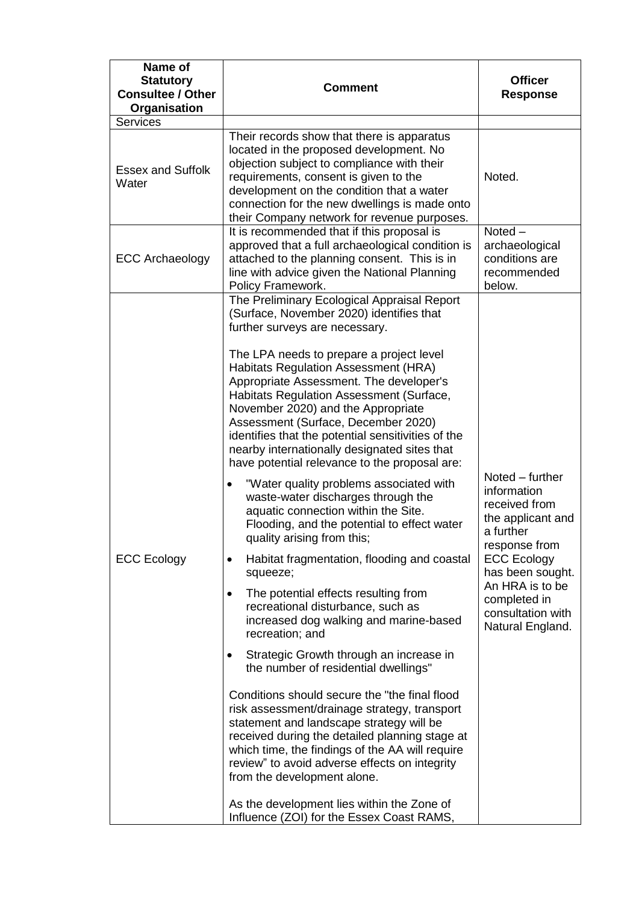| Name of Statutory Consultee / Other Organisation | Comment | Officer Response |
|---|---|---|
| Services | | |
| Essex and Suffolk Water | Their records show that there is apparatus located in the proposed development. No objection subject to compliance with their requirements, consent is given to the development on the condition that a water connection for the new dwellings is made onto their Company network for revenue purposes. | Noted. |
| ECC Archaeology | It is recommended that if this proposal is approved that a full archaeological condition is attached to the planning consent. This is in line with advice given the National Planning Policy Framework. | Noted – archaeological conditions are recommended below. |
| ECC Ecology | The Preliminary Ecological Appraisal Report (Surface, November 2020) identifies that further surveys are necessary.<br><br>The LPA needs to prepare a project level Habitats Regulation Assessment (HRA) Appropriate Assessment. The developer's Habitats Regulation Assessment (Surface, November 2020) and the Appropriate Assessment (Surface, December 2020) identifies that the potential sensitivities of the nearby internationally designated sites that have potential relevance to the proposal are:<br><br>• "Water quality problems associated with waste-water discharges through the aquatic connection within the Site. Flooding, and the potential to effect water quality arising from this;<br>• Habitat fragmentation, flooding and coastal squeeze;<br>• The potential effects resulting from recreational disturbance, such as increased dog walking and marine-based recreation; and<br>• Strategic Growth through an increase in the number of residential dwellings"<br><br>Conditions should secure the "the final flood risk assessment/drainage strategy, transport statement and landscape strategy will be received during the detailed planning stage at which time, the findings of the AA will require review" to avoid adverse effects on integrity from the development alone.<br><br>As the development lies within the Zone of Influence (ZOI) for the Essex Coast RAMS, | Noted – further information received from the applicant and a further response from ECC Ecology has been sought. An HRA is to be completed in consultation with Natural England. |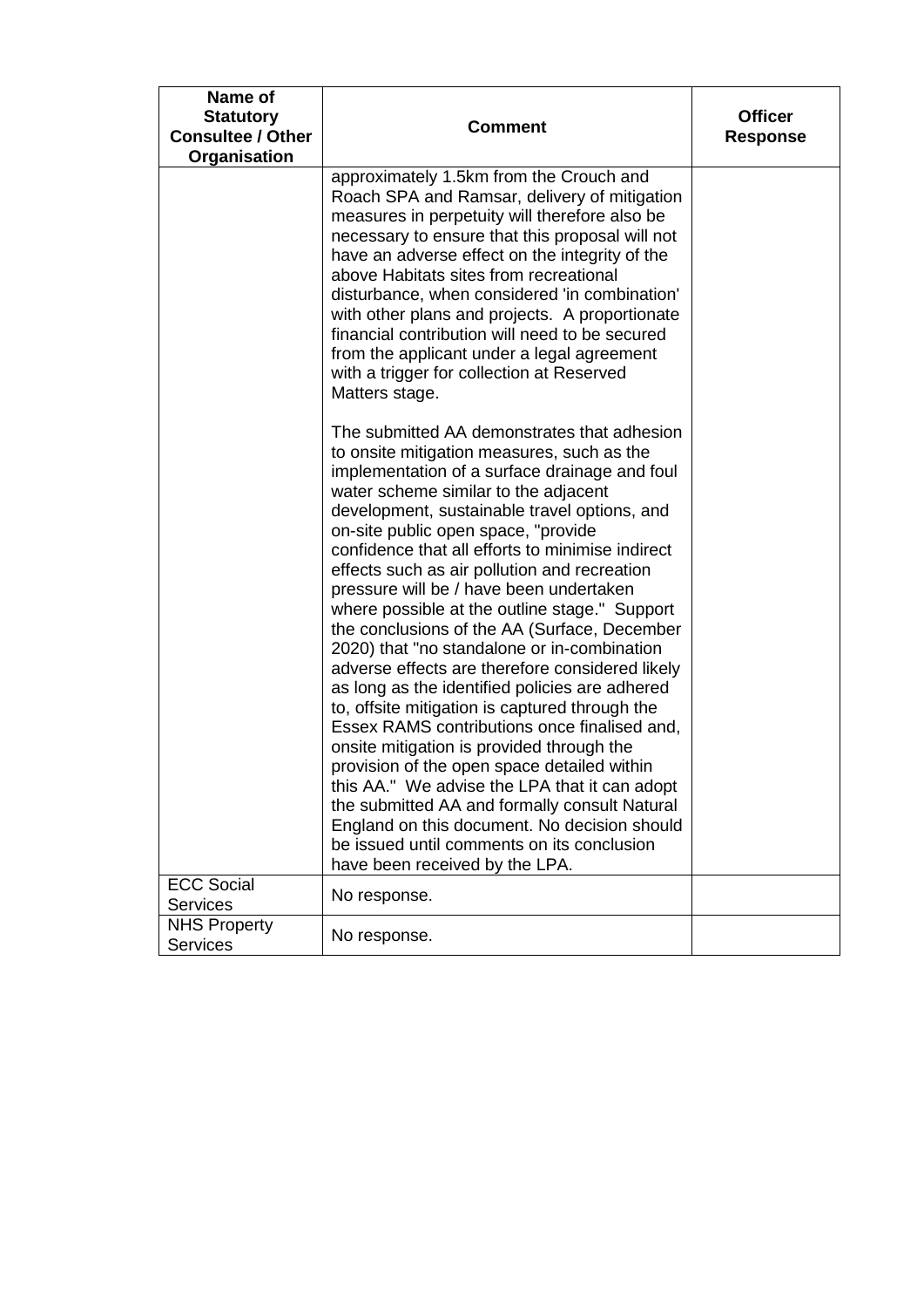| Name of Statutory Consultee / Other Organisation | Comment | Officer Response |
|---|---|---|
| | approximately 1.5km from the Crouch and Roach SPA and Ramsar, delivery of mitigation measures in perpetuity will therefore also be necessary to ensure that this proposal will not have an adverse effect on the integrity of the above Habitats sites from recreational disturbance, when considered 'in combination' with other plans and projects. A proportionate financial contribution will need to be secured from the applicant under a legal agreement with a trigger for collection at Reserved Matters stage.<br><br>The submitted AA demonstrates that adhesion to onsite mitigation measures, such as the implementation of a surface drainage and foul water scheme similar to the adjacent development, sustainable travel options, and on-site public open space, "provide confidence that all efforts to minimise indirect effects such as air pollution and recreation pressure will be / have been undertaken where possible at the outline stage." Support the conclusions of the AA (Surface, December 2020) that "no standalone or in-combination adverse effects are therefore considered likely as long as the identified policies are adhered to, offsite mitigation is captured through the Essex RAMS contributions once finalised and, onsite mitigation is provided through the provision of the open space detailed within this AA." We advise the LPA that it can adopt the submitted AA and formally consult Natural England on this document. No decision should be issued until comments on its conclusion have been received by the LPA. | |
| ECC Social Services | No response. | |
| NHS Property Services | No response. | |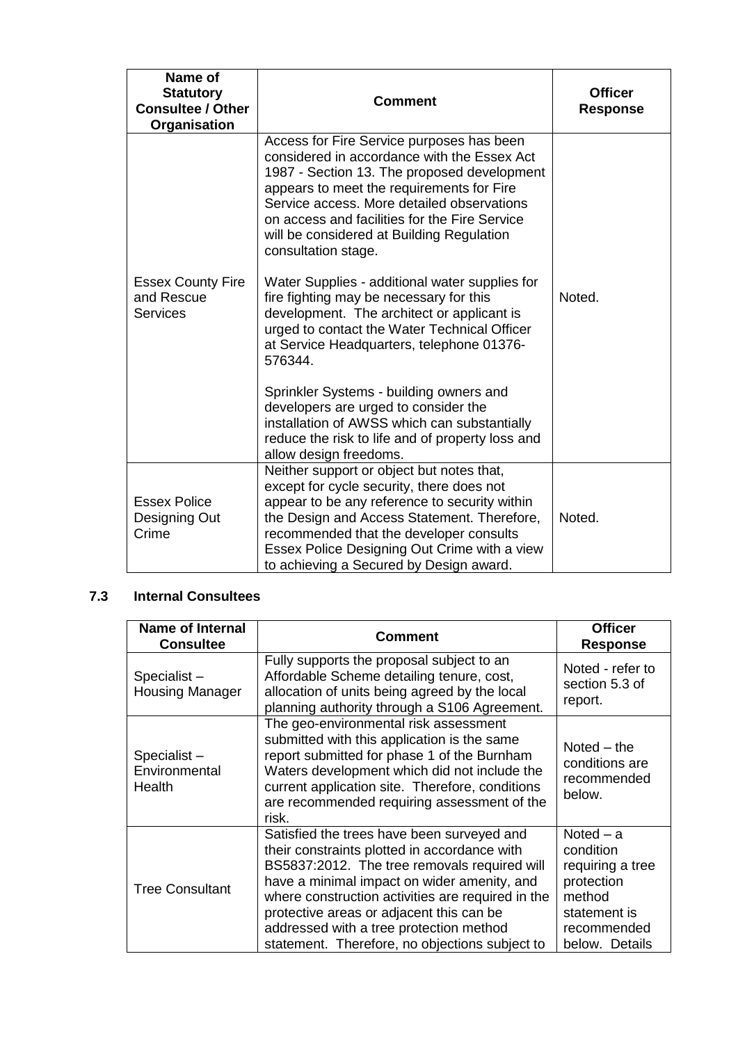| Name of Statutory Consultee / Other Organisation | Comment | Officer Response |
|---|---|---|
| Essex County Fire and Rescue Services | Access for Fire Service purposes has been considered in accordance with the Essex Act 1987 - Section 13. The proposed development appears to meet the requirements for Fire Service access. More detailed observations on access and facilities for the Fire Service will be considered at Building Regulation consultation stage.<br><br>Water Supplies - additional water supplies for fire fighting may be necessary for this development. The architect or applicant is urged to contact the Water Technical Officer at Service Headquarters, telephone 01376-576344.<br><br>Sprinkler Systems - building owners and developers are urged to consider the installation of AWSS which can substantially reduce the risk to life and of property loss and allow design freedoms. | Noted. |
| Essex Police Designing Out Crime | Neither support or object but notes that, except for cycle security, there does not appear to be any reference to security within the Design and Access Statement. Therefore, recommended that the developer consults Essex Police Designing Out Crime with a view to achieving a Secured by Design award. | Noted. |

### 7.3 Internal Consultees

| Name of Internal Consultee | Comment | Officer Response |
|---|---|---|
| Specialist – Housing Manager | Fully supports the proposal subject to an Affordable Scheme detailing tenure, cost, allocation of units being agreed by the local planning authority through a S106 Agreement. | Noted - refer to section 5.3 of report. |
| Specialist – Environmental Health | The geo-environmental risk assessment submitted with this application is the same report submitted for phase 1 of the Burnham Waters development which did not include the current application site. Therefore, conditions are recommended requiring assessment of the risk. | Noted – the conditions are recommended below. |
| Tree Consultant | Satisfied the trees have been surveyed and their constraints plotted in accordance with BS5837:2012. The tree removals required will have a minimal impact on wider amenity, and where construction activities are required in the protective areas or adjacent this can be addressed with a tree protection method statement. Therefore, no objections subject to | Noted – a condition requiring a tree protection method statement is recommended below. Details |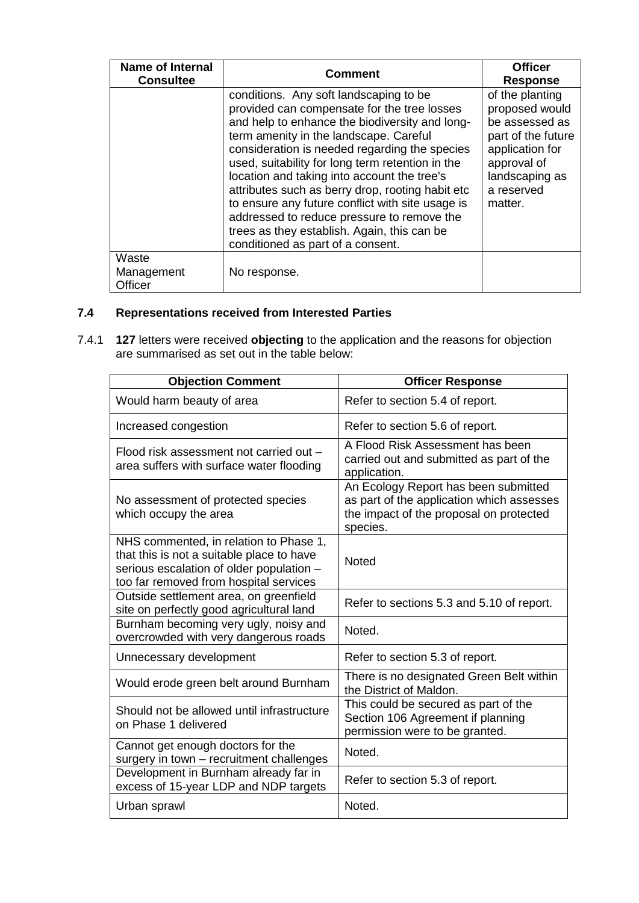| Name of Internal Consultee | Comment | Officer Response |
|---|---|---|
| | conditions. Any soft landscaping to be provided can compensate for the tree losses and help to enhance the biodiversity and long-term amenity in the landscape. Careful consideration is needed regarding the species used, suitability for long term retention in the location and taking into account the tree's attributes such as berry drop, rooting habit etc to ensure any future conflict with site usage is addressed to reduce pressure to remove the trees as they establish. Again, this can be conditioned as part of a consent. | of the planting proposed would be assessed as part of the future application for approval of landscaping as a reserved matter. |
| Waste Management Officer | No response. | |

## 7.4 Representations received from Interested Parties

7.4.1 **127** letters were received **objecting** to the application and the reasons for objection are summarised as set out in the table below:

| Objection Comment | Officer Response |
|---|---|
| Would harm beauty of area | Refer to section 5.4 of report. |
| Increased congestion | Refer to section 5.6 of report. |
| Flood risk assessment not carried out – area suffers with surface water flooding | A Flood Risk Assessment has been carried out and submitted as part of the application. |
| No assessment of protected species which occupy the area | An Ecology Report has been submitted as part of the application which assesses the impact of the proposal on protected species. |
| NHS commented, in relation to Phase 1, that this is not a suitable place to have serious escalation of older population – too far removed from hospital services | Noted |
| Outside settlement area, on greenfield site on perfectly good agricultural land | Refer to sections 5.3 and 5.10 of report. |
| Burnham becoming very ugly, noisy and overcrowded with very dangerous roads | Noted. |
| Unnecessary development | Refer to section 5.3 of report. |
| Would erode green belt around Burnham | There is no designated Green Belt within the District of Maldon. |
| Should not be allowed until infrastructure on Phase 1 delivered | This could be secured as part of the Section 106 Agreement if planning permission were to be granted. |
| Cannot get enough doctors for the surgery in town – recruitment challenges | Noted. |
| Development in Burnham already far in excess of 15-year LDP and NDP targets | Refer to section 5.3 of report. |
| Urban sprawl | Noted. |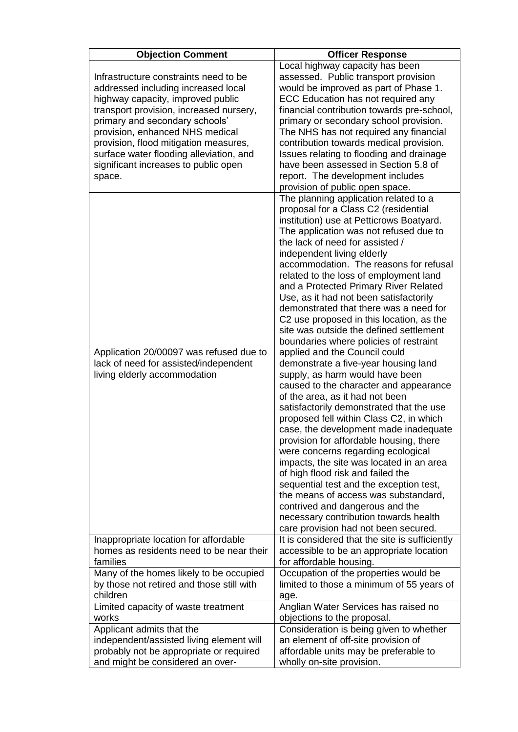| Objection Comment | Officer Response |
| --- | --- |
| Infrastructure constraints need to be addressed including increased local highway capacity, improved public transport provision, increased nursery, primary and secondary schools' provision, enhanced NHS medical provision, flood mitigation measures, surface water flooding alleviation, and significant increases to public open space. | Local highway capacity has been assessed. Public transport provision would be improved as part of Phase 1. ECC Education has not required any financial contribution towards pre-school, primary or secondary school provision. The NHS has not required any financial contribution towards medical provision. Issues relating to flooding and drainage have been assessed in Section 5.8 of report. The development includes provision of public open space. |
| Application 20/00097 was refused due to lack of need for assisted/independent living elderly accommodation | The planning application related to a proposal for a Class C2 (residential institution) use at Petticrows Boatyard. The application was not refused due to the lack of need for assisted / independent living elderly accommodation. The reasons for refusal related to the loss of employment land and a Protected Primary River Related Use, as it had not been satisfactorily demonstrated that there was a need for C2 use proposed in this location, as the site was outside the defined settlement boundaries where policies of restraint applied and the Council could demonstrate a five-year housing land supply, as harm would have been caused to the character and appearance of the area, as it had not been satisfactorily demonstrated that the use proposed fell within Class C2, in which case, the development made inadequate provision for affordable housing, there were concerns regarding ecological impacts, the site was located in an area of high flood risk and failed the sequential test and the exception test, the means of access was substandard, contrived and dangerous and the necessary contribution towards health care provision had not been secured. |
| Inappropriate location for affordable homes as residents need to be near their families | It is considered that the site is sufficiently accessible to be an appropriate location for affordable housing. |
| Many of the homes likely to be occupied by those not retired and those still with children | Occupation of the properties would be limited to those a minimum of 55 years of age. |
| Limited capacity of waste treatment works | Anglian Water Services has raised no objections to the proposal. |
| Applicant admits that the independent/assisted living element will probably not be appropriate or required and might be considered an over- | Consideration is being given to whether an element of off-site provision of affordable units may be preferable to wholly on-site provision. |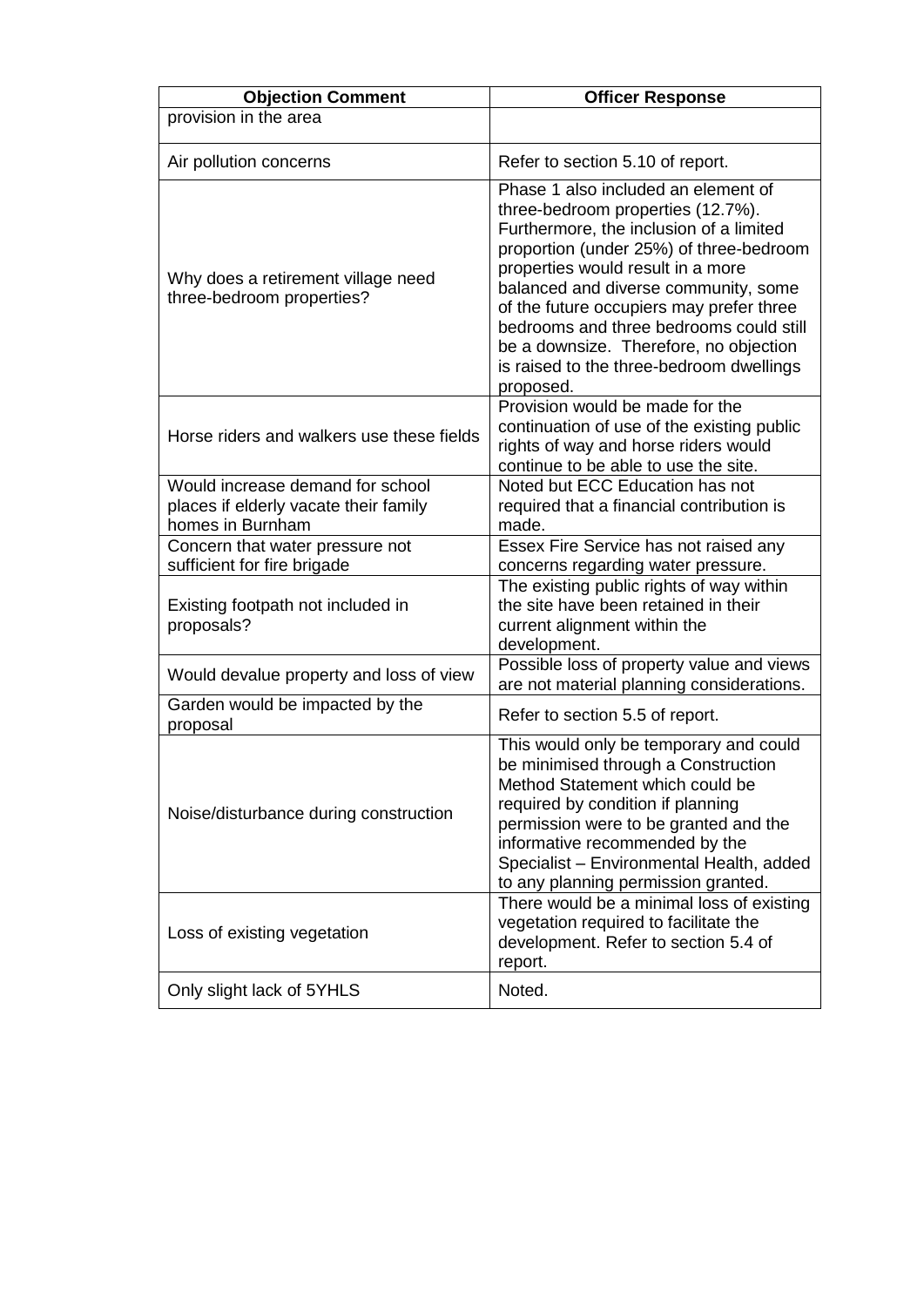| Objection Comment | Officer Response |
|---|---|
| provision in the area | |
| Air pollution concerns | Refer to section 5.10 of report. |
| Why does a retirement village need three-bedroom properties? | Phase 1 also included an element of three-bedroom properties (12.7%). Furthermore, the inclusion of a limited proportion (under 25%) of three-bedroom properties would result in a more balanced and diverse community, some of the future occupiers may prefer three bedrooms and three bedrooms could still be a downsize. Therefore, no objection is raised to the three-bedroom dwellings proposed. |
| Horse riders and walkers use these fields | Provision would be made for the continuation of use of the existing public rights of way and horse riders would continue to be able to use the site. |
| Would increase demand for school places if elderly vacate their family homes in Burnham | Noted but ECC Education has not required that a financial contribution is made. |
| Concern that water pressure not sufficient for fire brigade | Essex Fire Service has not raised any concerns regarding water pressure. |
| Existing footpath not included in proposals? | The existing public rights of way within the site have been retained in their current alignment within the development. |
| Would devalue property and loss of view | Possible loss of property value and views are not material planning considerations. |
| Garden would be impacted by the proposal | Refer to section 5.5 of report. |
| Noise/disturbance during construction | This would only be temporary and could be minimised through a Construction Method Statement which could be required by condition if planning permission were to be granted and the informative recommended by the Specialist – Environmental Health, added to any planning permission granted. |
| Loss of existing vegetation | There would be a minimal loss of existing vegetation required to facilitate the development. Refer to section 5.4 of report. |
| Only slight lack of 5YHLS | Noted. |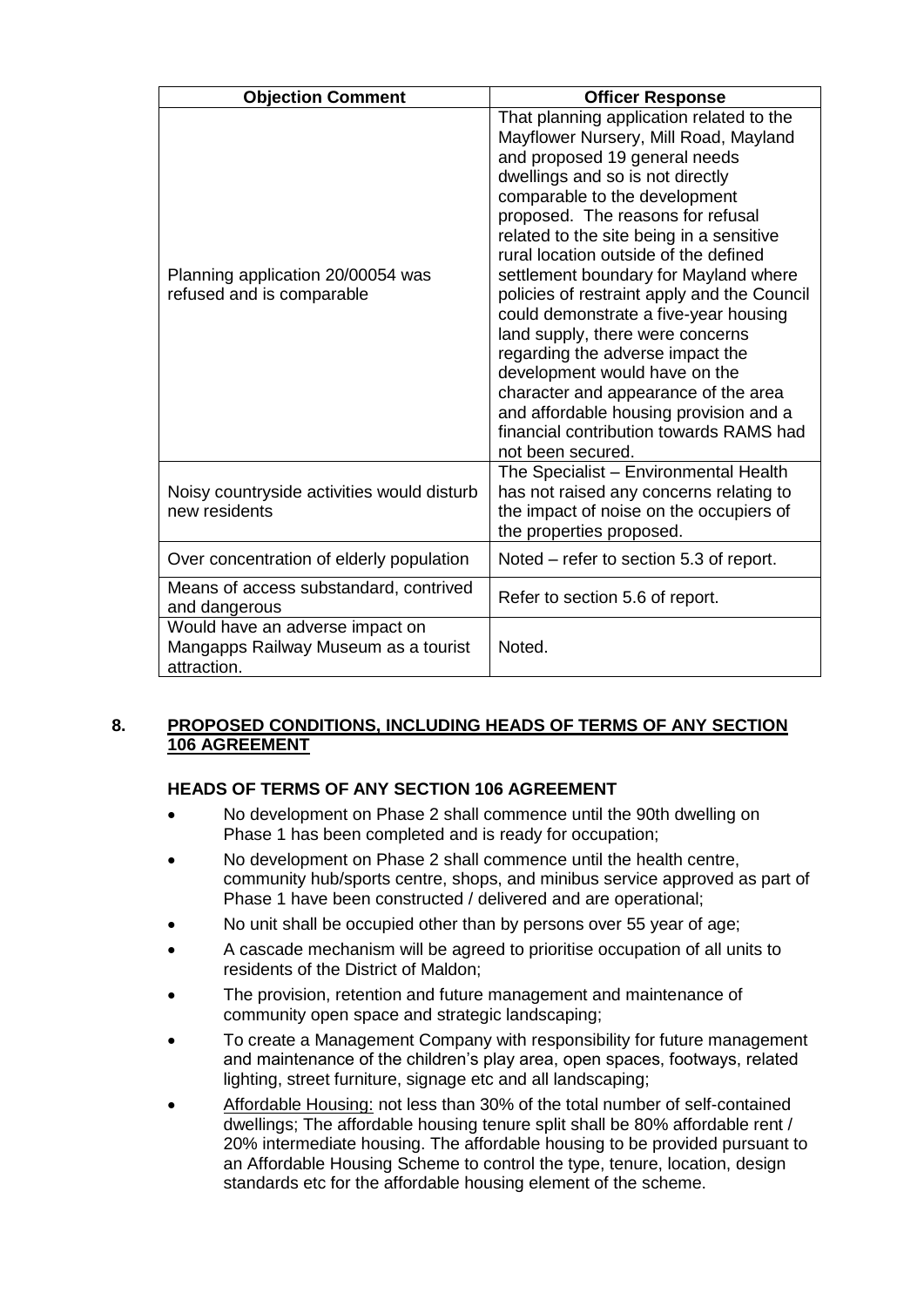| Objection Comment | Officer Response |
|---|---|
| Planning application 20/00054 was refused and is comparable | That planning application related to the Mayflower Nursery, Mill Road, Mayland and proposed 19 general needs dwellings and so is not directly comparable to the development proposed. The reasons for refusal related to the site being in a sensitive rural location outside of the defined settlement boundary for Mayland where policies of restraint apply and the Council could demonstrate a five-year housing land supply, there were concerns regarding the adverse impact the development would have on the character and appearance of the area and affordable housing provision and a financial contribution towards RAMS had not been secured. |
| Noisy countryside activities would disturb new residents | The Specialist – Environmental Health has not raised any concerns relating to the impact of noise on the occupiers of the properties proposed. |
| Over concentration of elderly population | Noted – refer to section 5.3 of report. |
| Means of access substandard, contrived and dangerous | Refer to section 5.6 of report. |
| Would have an adverse impact on Mangapps Railway Museum as a tourist attraction. | Noted. |

## 8. PROPOSED CONDITIONS, INCLUDING HEADS OF TERMS OF ANY SECTION 106 AGREEMENT

### HEADS OF TERMS OF ANY SECTION 106 AGREEMENT

- No development on Phase 2 shall commence until the 90th dwelling on Phase 1 has been completed and is ready for occupation;
- No development on Phase 2 shall commence until the health centre, community hub/sports centre, shops, and minibus service approved as part of Phase 1 have been constructed / delivered and are operational;
- No unit shall be occupied other than by persons over 55 year of age;
- A cascade mechanism will be agreed to prioritise occupation of all units to residents of the District of Maldon;
- The provision, retention and future management and maintenance of community open space and strategic landscaping;
- To create a Management Company with responsibility for future management and maintenance of the children's play area, open spaces, footways, related lighting, street furniture, signage etc and all landscaping;
- Affordable Housing: not less than 30% of the total number of self-contained dwellings; The affordable housing tenure split shall be 80% affordable rent / 20% intermediate housing. The affordable housing to be provided pursuant to an Affordable Housing Scheme to control the type, tenure, location, design standards etc for the affordable housing element of the scheme.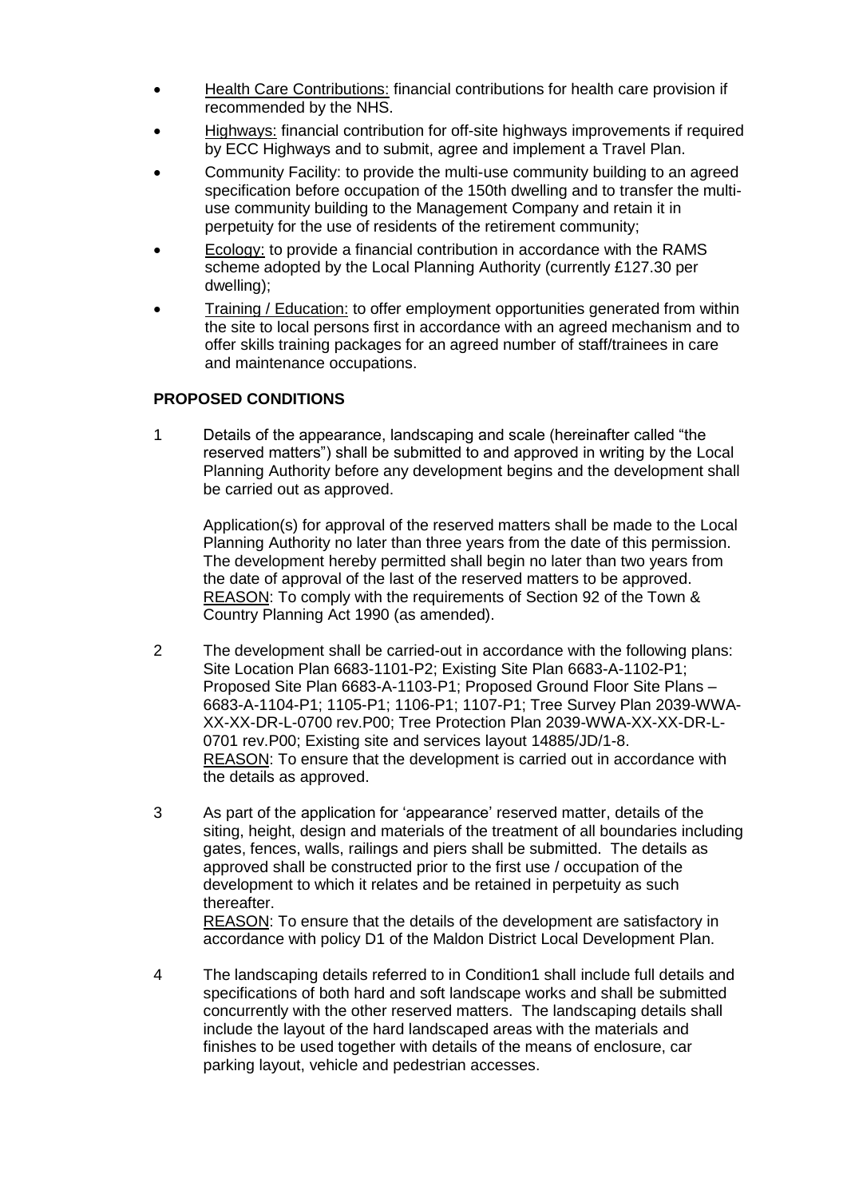- Health Care Contributions: financial contributions for health care provision if recommended by the NHS.
- Highways: financial contribution for off-site highways improvements if required by ECC Highways and to submit, agree and implement a Travel Plan.
- Community Facility: to provide the multi-use community building to an agreed specification before occupation of the 150th dwelling and to transfer the multi-use community building to the Management Company and retain it in perpetuity for the use of residents of the retirement community;
- Ecology: to provide a financial contribution in accordance with the RAMS scheme adopted by the Local Planning Authority (currently £127.30 per dwelling);
- Training / Education: to offer employment opportunities generated from within the site to local persons first in accordance with an agreed mechanism and to offer skills training packages for an agreed number of staff/trainees in care and maintenance occupations.

**PROPOSED CONDITIONS**

1 Details of the appearance, landscaping and scale (hereinafter called "the reserved matters") shall be submitted to and approved in writing by the Local Planning Authority before any development begins and the development shall be carried out as approved.

Application(s) for approval of the reserved matters shall be made to the Local Planning Authority no later than three years from the date of this permission. The development hereby permitted shall begin no later than two years from the date of approval of the last of the reserved matters to be approved.
REASON: To comply with the requirements of Section 92 of the Town & Country Planning Act 1990 (as amended).

2 The development shall be carried-out in accordance with the following plans: Site Location Plan 6683-1101-P2; Existing Site Plan 6683-A-1102-P1; Proposed Site Plan 6683-A-1103-P1; Proposed Ground Floor Site Plans – 6683-A-1104-P1; 1105-P1; 1106-P1; 1107-P1; Tree Survey Plan 2039-WWA-XX-XX-DR-L-0700 rev.P00; Tree Protection Plan 2039-WWA-XX-XX-DR-L-0701 rev.P00; Existing site and services layout 14885/JD/1-8.
REASON: To ensure that the development is carried out in accordance with the details as approved.

3 As part of the application for 'appearance' reserved matter, details of the siting, height, design and materials of the treatment of all boundaries including gates, fences, walls, railings and piers shall be submitted. The details as approved shall be constructed prior to the first use / occupation of the development to which it relates and be retained in perpetuity as such thereafter.
REASON: To ensure that the details of the development are satisfactory in accordance with policy D1 of the Maldon District Local Development Plan.

4 The landscaping details referred to in Condition1 shall include full details and specifications of both hard and soft landscape works and shall be submitted concurrently with the other reserved matters. The landscaping details shall include the layout of the hard landscaped areas with the materials and finishes to be used together with details of the means of enclosure, car parking layout, vehicle and pedestrian accesses.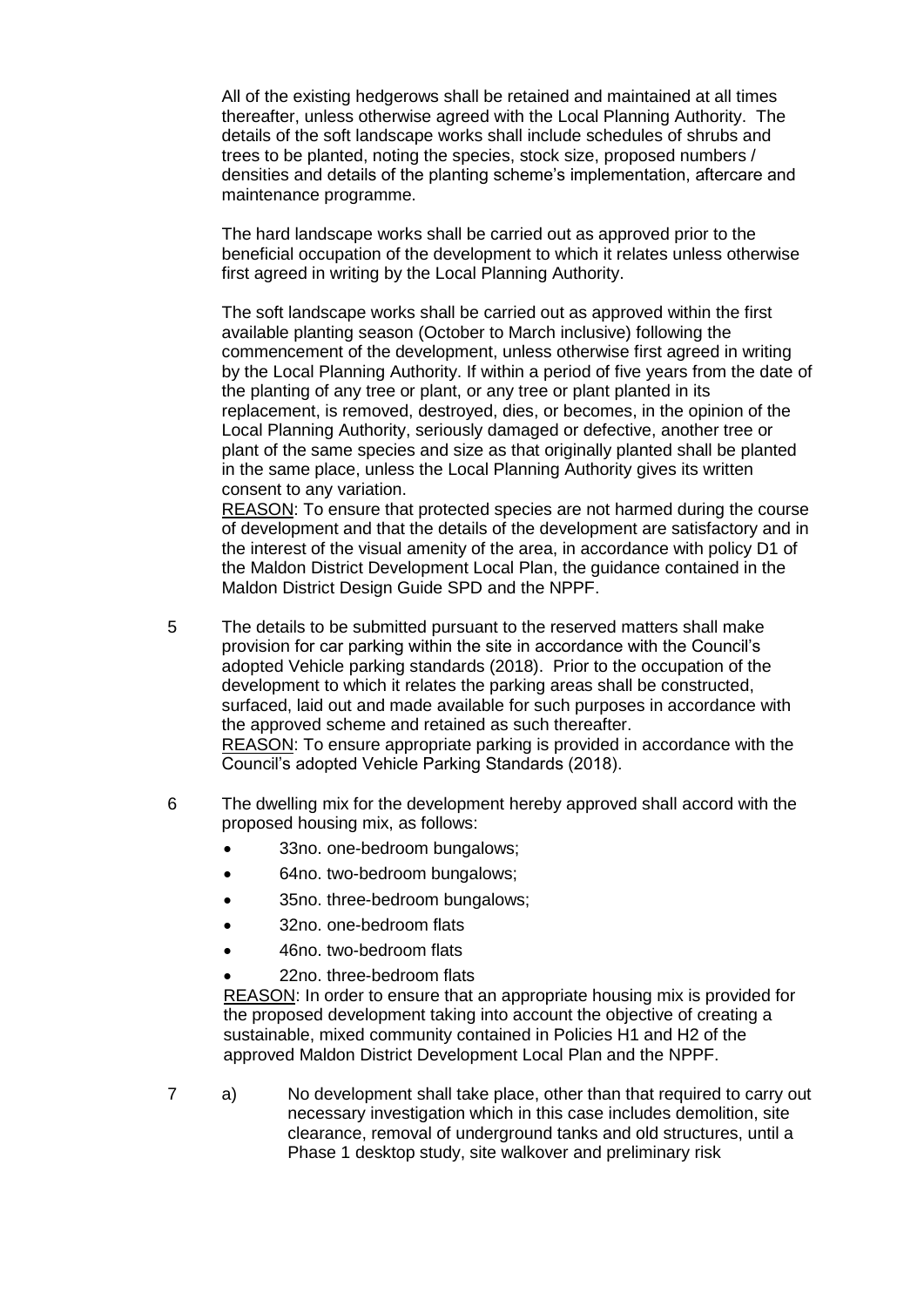All of the existing hedgerows shall be retained and maintained at all times thereafter, unless otherwise agreed with the Local Planning Authority. The details of the soft landscape works shall include schedules of shrubs and trees to be planted, noting the species, stock size, proposed numbers / densities and details of the planting scheme's implementation, aftercare and maintenance programme.

The hard landscape works shall be carried out as approved prior to the beneficial occupation of the development to which it relates unless otherwise first agreed in writing by the Local Planning Authority.

The soft landscape works shall be carried out as approved within the first available planting season (October to March inclusive) following the commencement of the development, unless otherwise first agreed in writing by the Local Planning Authority. If within a period of five years from the date of the planting of any tree or plant, or any tree or plant planted in its replacement, is removed, destroyed, dies, or becomes, in the opinion of the Local Planning Authority, seriously damaged or defective, another tree or plant of the same species and size as that originally planted shall be planted in the same place, unless the Local Planning Authority gives its written consent to any variation.
REASON: To ensure that protected species are not harmed during the course of development and that the details of the development are satisfactory and in the interest of the visual amenity of the area, in accordance with policy D1 of the Maldon District Development Local Plan, the guidance contained in the Maldon District Design Guide SPD and the NPPF.

5 The details to be submitted pursuant to the reserved matters shall make provision for car parking within the site in accordance with the Council's adopted Vehicle parking standards (2018). Prior to the occupation of the development to which it relates the parking areas shall be constructed, surfaced, laid out and made available for such purposes in accordance with the approved scheme and retained as such thereafter.
REASON: To ensure appropriate parking is provided in accordance with the Council's adopted Vehicle Parking Standards (2018).

6 The dwelling mix for the development hereby approved shall accord with the proposed housing mix, as follows:
- 33no. one-bedroom bungalows;
- 64no. two-bedroom bungalows;
- 35no. three-bedroom bungalows;
- 32no. one-bedroom flats
- 46no. two-bedroom flats
- 22no. three-bedroom flats

REASON: In order to ensure that an appropriate housing mix is provided for the proposed development taking into account the objective of creating a sustainable, mixed community contained in Policies H1 and H2 of the approved Maldon District Development Local Plan and the NPPF.

7 a) No development shall take place, other than that required to carry out necessary investigation which in this case includes demolition, site clearance, removal of underground tanks and old structures, until a Phase 1 desktop study, site walkover and preliminary risk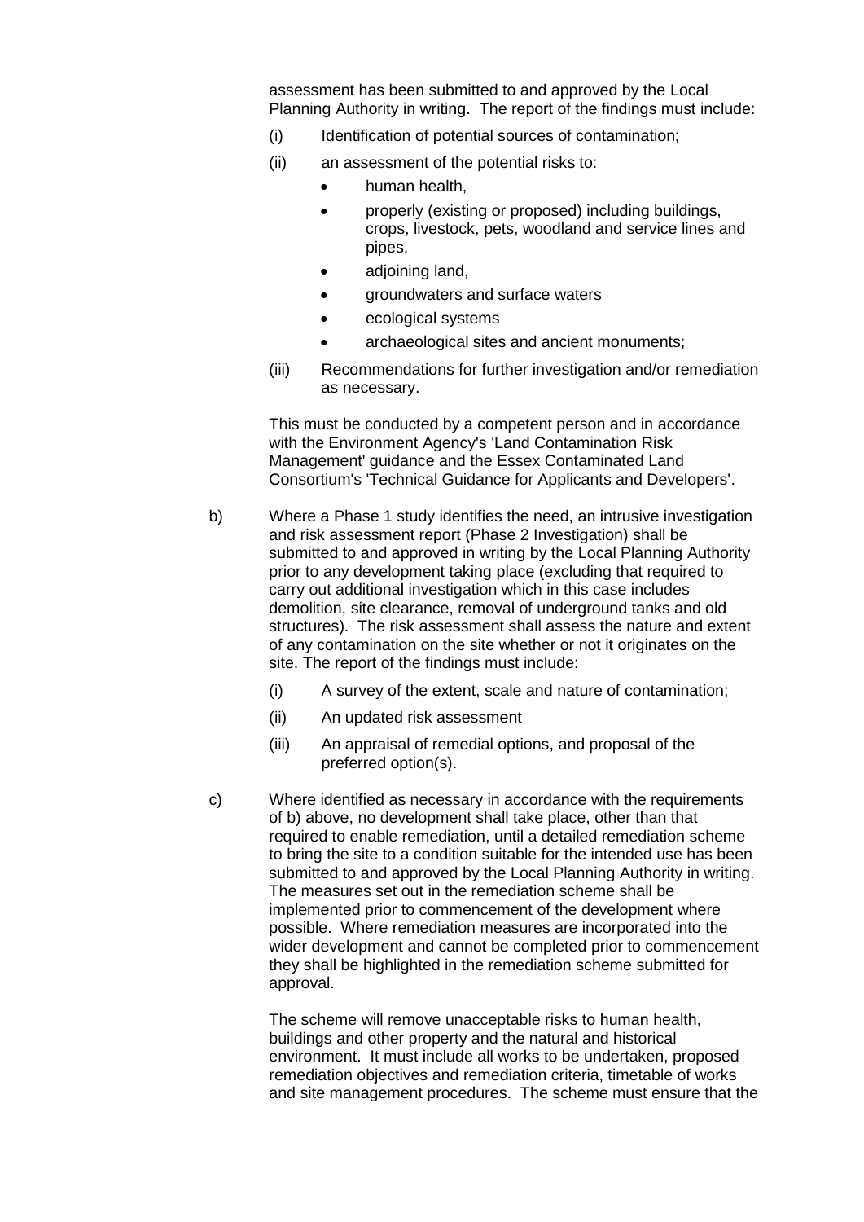assessment has been submitted to and approved by the Local Planning Authority in writing. The report of the findings must include:

(i) Identification of potential sources of contamination;

(ii) an assessment of the potential risks to:

- human health,
- properly (existing or proposed) including buildings, crops, livestock, pets, woodland and service lines and pipes,
- adjoining land,
- groundwaters and surface waters
- ecological systems
- archaeological sites and ancient monuments;

(iii) Recommendations for further investigation and/or remediation as necessary.

This must be conducted by a competent person and in accordance with the Environment Agency's 'Land Contamination Risk Management' guidance and the Essex Contaminated Land Consortium's 'Technical Guidance for Applicants and Developers'.

b) Where a Phase 1 study identifies the need, an intrusive investigation and risk assessment report (Phase 2 Investigation) shall be submitted to and approved in writing by the Local Planning Authority prior to any development taking place (excluding that required to carry out additional investigation which in this case includes demolition, site clearance, removal of underground tanks and old structures). The risk assessment shall assess the nature and extent of any contamination on the site whether or not it originates on the site. The report of the findings must include:

(i) A survey of the extent, scale and nature of contamination;

(ii) An updated risk assessment

(iii) An appraisal of remedial options, and proposal of the preferred option(s).

c) Where identified as necessary in accordance with the requirements of b) above, no development shall take place, other than that required to enable remediation, until a detailed remediation scheme to bring the site to a condition suitable for the intended use has been submitted to and approved by the Local Planning Authority in writing. The measures set out in the remediation scheme shall be implemented prior to commencement of the development where possible. Where remediation measures are incorporated into the wider development and cannot be completed prior to commencement they shall be highlighted in the remediation scheme submitted for approval.

The scheme will remove unacceptable risks to human health, buildings and other property and the natural and historical environment. It must include all works to be undertaken, proposed remediation objectives and remediation criteria, timetable of works and site management procedures. The scheme must ensure that the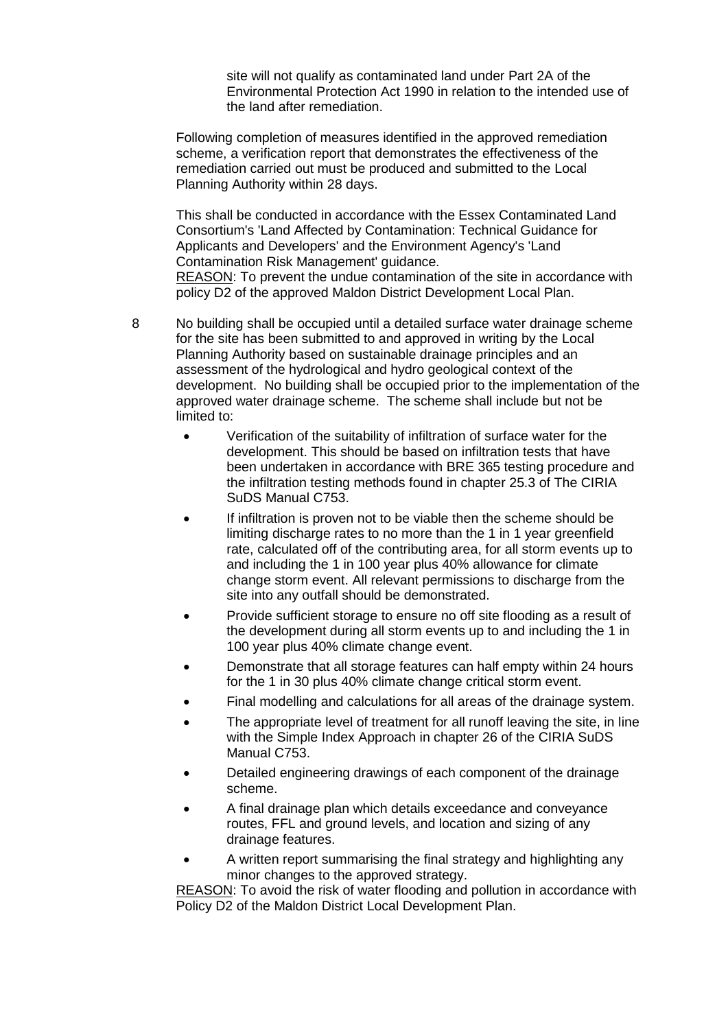site will not qualify as contaminated land under Part 2A of the Environmental Protection Act 1990 in relation to the intended use of the land after remediation.

Following completion of measures identified in the approved remediation scheme, a verification report that demonstrates the effectiveness of the remediation carried out must be produced and submitted to the Local Planning Authority within 28 days.

This shall be conducted in accordance with the Essex Contaminated Land Consortium's 'Land Affected by Contamination: Technical Guidance for Applicants and Developers' and the Environment Agency's 'Land Contamination Risk Management' guidance.
REASON: To prevent the undue contamination of the site in accordance with policy D2 of the approved Maldon District Development Local Plan.

8 No building shall be occupied until a detailed surface water drainage scheme for the site has been submitted to and approved in writing by the Local Planning Authority based on sustainable drainage principles and an assessment of the hydrological and hydro geological context of the development. No building shall be occupied prior to the implementation of the approved water drainage scheme. The scheme shall include but not be limited to:

- Verification of the suitability of infiltration of surface water for the development. This should be based on infiltration tests that have been undertaken in accordance with BRE 365 testing procedure and the infiltration testing methods found in chapter 25.3 of The CIRIA SuDS Manual C753.
- If infiltration is proven not to be viable then the scheme should be limiting discharge rates to no more than the 1 in 1 year greenfield rate, calculated off of the contributing area, for all storm events up to and including the 1 in 100 year plus 40% allowance for climate change storm event. All relevant permissions to discharge from the site into any outfall should be demonstrated.
- Provide sufficient storage to ensure no off site flooding as a result of the development during all storm events up to and including the 1 in 100 year plus 40% climate change event.
- Demonstrate that all storage features can half empty within 24 hours for the 1 in 30 plus 40% climate change critical storm event.
- Final modelling and calculations for all areas of the drainage system.
- The appropriate level of treatment for all runoff leaving the site, in line with the Simple Index Approach in chapter 26 of the CIRIA SuDS Manual C753.
- Detailed engineering drawings of each component of the drainage scheme.
- A final drainage plan which details exceedance and conveyance routes, FFL and ground levels, and location and sizing of any drainage features.
- A written report summarising the final strategy and highlighting any minor changes to the approved strategy.

REASON: To avoid the risk of water flooding and pollution in accordance with Policy D2 of the Maldon District Local Development Plan.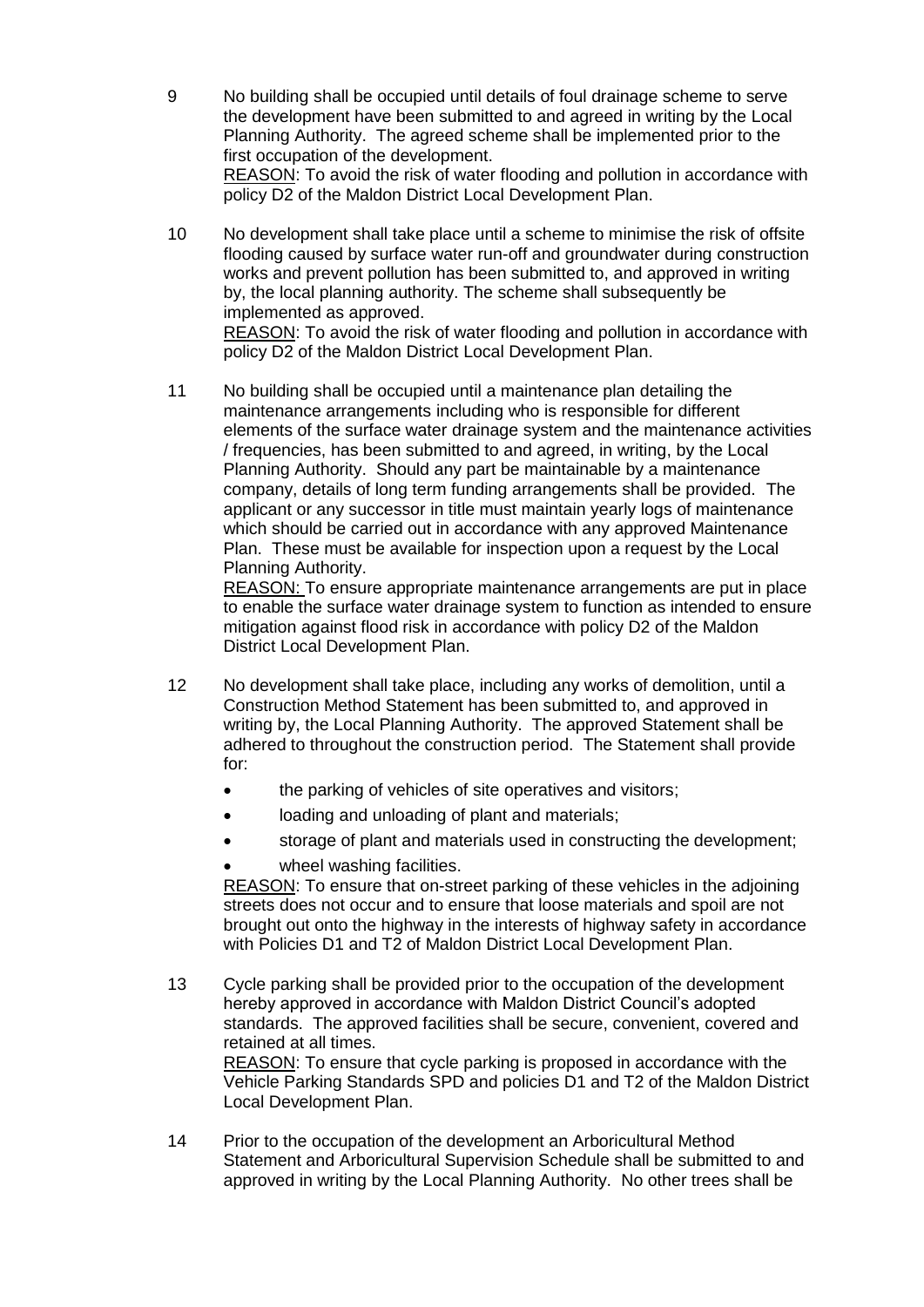9 No building shall be occupied until details of foul drainage scheme to serve the development have been submitted to and agreed in writing by the Local Planning Authority. The agreed scheme shall be implemented prior to the first occupation of the development.
<u>REASON</u>: To avoid the risk of water flooding and pollution in accordance with policy D2 of the Maldon District Local Development Plan.

10 No development shall take place until a scheme to minimise the risk of offsite flooding caused by surface water run-off and groundwater during construction works and prevent pollution has been submitted to, and approved in writing by, the local planning authority. The scheme shall subsequently be implemented as approved.
<u>REASON</u>: To avoid the risk of water flooding and pollution in accordance with policy D2 of the Maldon District Local Development Plan.

11 No building shall be occupied until a maintenance plan detailing the maintenance arrangements including who is responsible for different elements of the surface water drainage system and the maintenance activities / frequencies, has been submitted to and agreed, in writing, by the Local Planning Authority. Should any part be maintainable by a maintenance company, details of long term funding arrangements shall be provided. The applicant or any successor in title must maintain yearly logs of maintenance which should be carried out in accordance with any approved Maintenance Plan. These must be available for inspection upon a request by the Local Planning Authority.
<u>REASON:</u> To ensure appropriate maintenance arrangements are put in place to enable the surface water drainage system to function as intended to ensure mitigation against flood risk in accordance with policy D2 of the Maldon District Local Development Plan.

12 No development shall take place, including any works of demolition, until a Construction Method Statement has been submitted to, and approved in writing by, the Local Planning Authority. The approved Statement shall be adhered to throughout the construction period. The Statement shall provide for:

- the parking of vehicles of site operatives and visitors;
- loading and unloading of plant and materials;
- storage of plant and materials used in constructing the development;
- wheel washing facilities.

<u>REASON</u>: To ensure that on-street parking of these vehicles in the adjoining streets does not occur and to ensure that loose materials and spoil are not brought out onto the highway in the interests of highway safety in accordance with Policies D1 and T2 of Maldon District Local Development Plan.

13 Cycle parking shall be provided prior to the occupation of the development hereby approved in accordance with Maldon District Council's adopted standards. The approved facilities shall be secure, convenient, covered and retained at all times.
<u>REASON</u>: To ensure that cycle parking is proposed in accordance with the Vehicle Parking Standards SPD and policies D1 and T2 of the Maldon District Local Development Plan.

14 Prior to the occupation of the development an Arboricultural Method Statement and Arboricultural Supervision Schedule shall be submitted to and approved in writing by the Local Planning Authority. No other trees shall be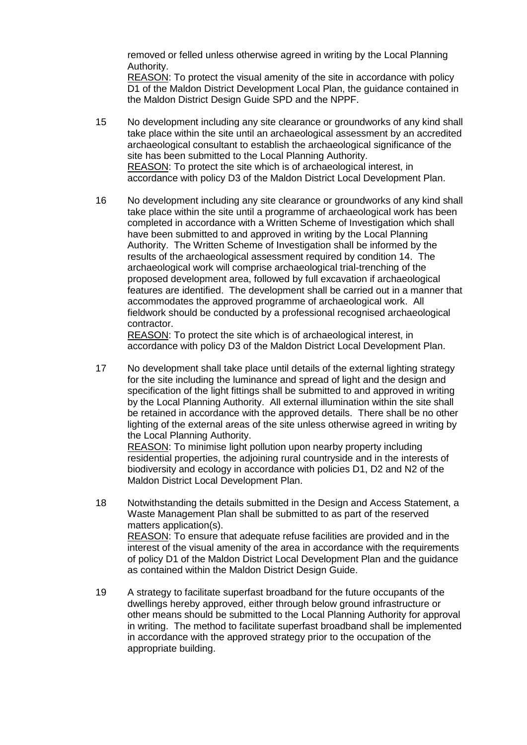removed or felled unless otherwise agreed in writing by the Local Planning Authority.
REASON: To protect the visual amenity of the site in accordance with policy D1 of the Maldon District Development Local Plan, the guidance contained in the Maldon District Design Guide SPD and the NPPF.

15 No development including any site clearance or groundworks of any kind shall take place within the site until an archaeological assessment by an accredited archaeological consultant to establish the archaeological significance of the site has been submitted to the Local Planning Authority.
REASON: To protect the site which is of archaeological interest, in accordance with policy D3 of the Maldon District Local Development Plan.

16 No development including any site clearance or groundworks of any kind shall take place within the site until a programme of archaeological work has been completed in accordance with a Written Scheme of Investigation which shall have been submitted to and approved in writing by the Local Planning Authority. The Written Scheme of Investigation shall be informed by the results of the archaeological assessment required by condition 14. The archaeological work will comprise archaeological trial-trenching of the proposed development area, followed by full excavation if archaeological features are identified. The development shall be carried out in a manner that accommodates the approved programme of archaeological work. All fieldwork should be conducted by a professional recognised archaeological contractor.
REASON: To protect the site which is of archaeological interest, in accordance with policy D3 of the Maldon District Local Development Plan.

17 No development shall take place until details of the external lighting strategy for the site including the luminance and spread of light and the design and specification of the light fittings shall be submitted to and approved in writing by the Local Planning Authority. All external illumination within the site shall be retained in accordance with the approved details. There shall be no other lighting of the external areas of the site unless otherwise agreed in writing by the Local Planning Authority.
REASON: To minimise light pollution upon nearby property including residential properties, the adjoining rural countryside and in the interests of biodiversity and ecology in accordance with policies D1, D2 and N2 of the Maldon District Local Development Plan.

18 Notwithstanding the details submitted in the Design and Access Statement, a Waste Management Plan shall be submitted to as part of the reserved matters application(s).
REASON: To ensure that adequate refuse facilities are provided and in the interest of the visual amenity of the area in accordance with the requirements of policy D1 of the Maldon District Local Development Plan and the guidance as contained within the Maldon District Design Guide.

19 A strategy to facilitate superfast broadband for the future occupants of the dwellings hereby approved, either through below ground infrastructure or other means should be submitted to the Local Planning Authority for approval in writing. The method to facilitate superfast broadband shall be implemented in accordance with the approved strategy prior to the occupation of the appropriate building.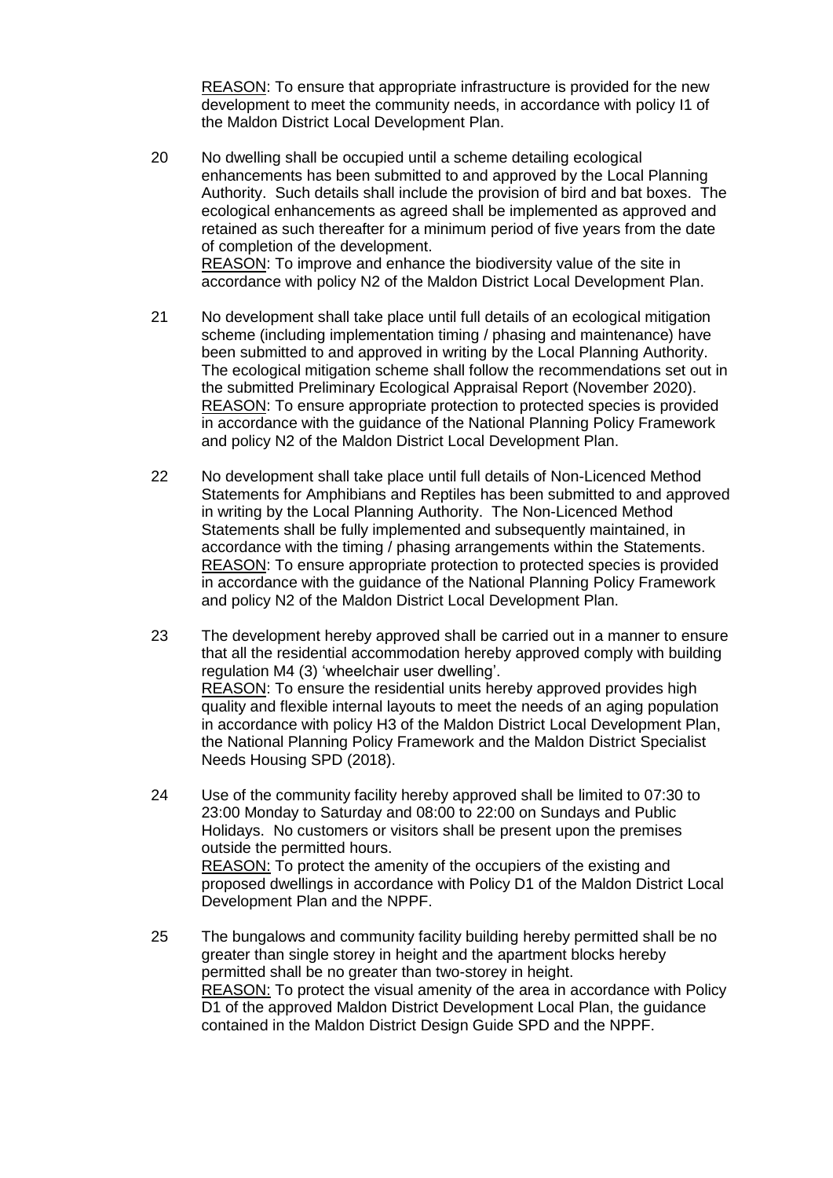REASON: To ensure that appropriate infrastructure is provided for the new development to meet the community needs, in accordance with policy I1 of the Maldon District Local Development Plan.

20 No dwelling shall be occupied until a scheme detailing ecological enhancements has been submitted to and approved by the Local Planning Authority. Such details shall include the provision of bird and bat boxes. The ecological enhancements as agreed shall be implemented as approved and retained as such thereafter for a minimum period of five years from the date of completion of the development.
REASON: To improve and enhance the biodiversity value of the site in accordance with policy N2 of the Maldon District Local Development Plan.

21 No development shall take place until full details of an ecological mitigation scheme (including implementation timing / phasing and maintenance) have been submitted to and approved in writing by the Local Planning Authority. The ecological mitigation scheme shall follow the recommendations set out in the submitted Preliminary Ecological Appraisal Report (November 2020).
REASON: To ensure appropriate protection to protected species is provided in accordance with the guidance of the National Planning Policy Framework and policy N2 of the Maldon District Local Development Plan.

22 No development shall take place until full details of Non-Licenced Method Statements for Amphibians and Reptiles has been submitted to and approved in writing by the Local Planning Authority. The Non-Licenced Method Statements shall be fully implemented and subsequently maintained, in accordance with the timing / phasing arrangements within the Statements.
REASON: To ensure appropriate protection to protected species is provided in accordance with the guidance of the National Planning Policy Framework and policy N2 of the Maldon District Local Development Plan.

23 The development hereby approved shall be carried out in a manner to ensure that all the residential accommodation hereby approved comply with building regulation M4 (3) 'wheelchair user dwelling'.
REASON: To ensure the residential units hereby approved provides high quality and flexible internal layouts to meet the needs of an aging population in accordance with policy H3 of the Maldon District Local Development Plan, the National Planning Policy Framework and the Maldon District Specialist Needs Housing SPD (2018).

24 Use of the community facility hereby approved shall be limited to 07:30 to 23:00 Monday to Saturday and 08:00 to 22:00 on Sundays and Public Holidays. No customers or visitors shall be present upon the premises outside the permitted hours.
REASON: To protect the amenity of the occupiers of the existing and proposed dwellings in accordance with Policy D1 of the Maldon District Local Development Plan and the NPPF.

25 The bungalows and community facility building hereby permitted shall be no greater than single storey in height and the apartment blocks hereby permitted shall be no greater than two-storey in height.
REASON: To protect the visual amenity of the area in accordance with Policy D1 of the approved Maldon District Development Local Plan, the guidance contained in the Maldon District Design Guide SPD and the NPPF.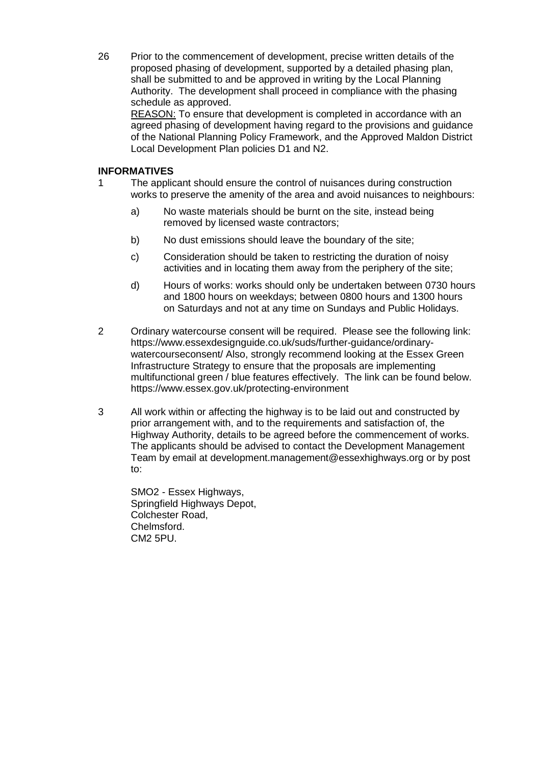26 Prior to the commencement of development, precise written details of the proposed phasing of development, supported by a detailed phasing plan, shall be submitted to and be approved in writing by the Local Planning Authority. The development shall proceed in compliance with the phasing schedule as approved.
REASON: To ensure that development is completed in accordance with an agreed phasing of development having regard to the provisions and guidance of the National Planning Policy Framework, and the Approved Maldon District Local Development Plan policies D1 and N2.

**INFORMATIVES**

1 The applicant should ensure the control of nuisances during construction works to preserve the amenity of the area and avoid nuisances to neighbours:

   a) No waste materials should be burnt on the site, instead being removed by licensed waste contractors;

   b) No dust emissions should leave the boundary of the site;

   c) Consideration should be taken to restricting the duration of noisy activities and in locating them away from the periphery of the site;

   d) Hours of works: works should only be undertaken between 0730 hours and 1800 hours on weekdays; between 0800 hours and 1300 hours on Saturdays and not at any time on Sundays and Public Holidays.

2 Ordinary watercourse consent will be required. Please see the following link: https://www.essexdesignguide.co.uk/suds/further-guidance/ordinary-watercourseconsent/ Also, strongly recommend looking at the Essex Green Infrastructure Strategy to ensure that the proposals are implementing multifunctional green / blue features effectively. The link can be found below. https://www.essex.gov.uk/protecting-environment

3 All work within or affecting the highway is to be laid out and constructed by prior arrangement with, and to the requirements and satisfaction of, the Highway Authority, details to be agreed before the commencement of works. The applicants should be advised to contact the Development Management Team by email at development.management@essexhighways.org or by post to:

   SMO2 - Essex Highways,
   Springfield Highways Depot,
   Colchester Road,
   Chelmsford.
   CM2 5PU.